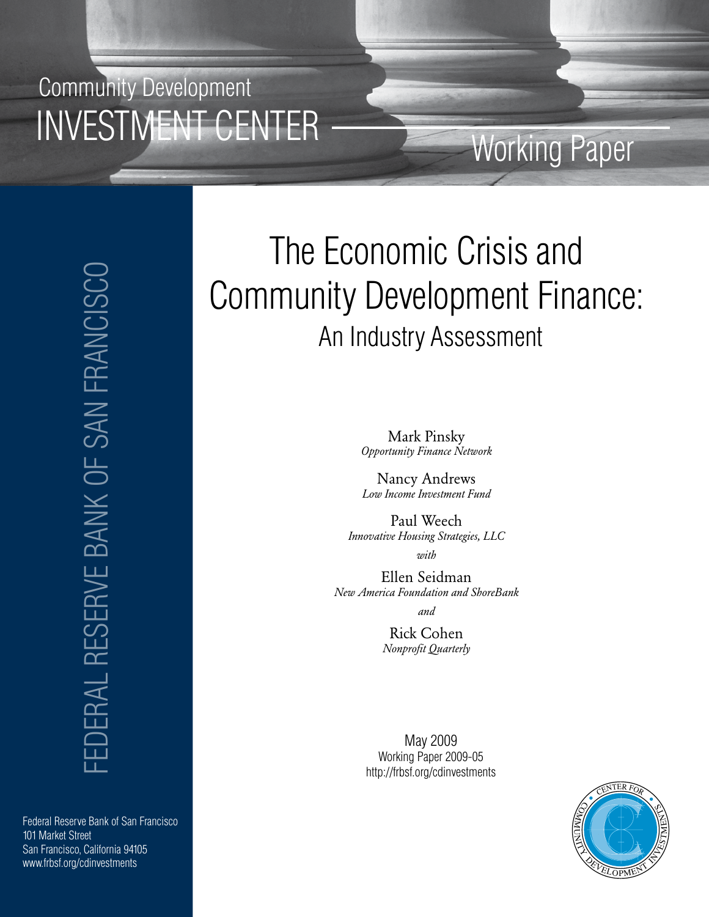Community Development
INVESTMENT CENTER

Working Paper

FEDERAL RESERVE BANK OF SAN FRANCISCO

# The Economic Crisis and Community Development Finance:

## An Industry Assessment

Mark Pinsky
*Opportunity Finance Network*

Nancy Andrews
*Low Income Investment Fund*

Paul Weech
*Innovative Housing Strategies, LLC*

*with*

Ellen Seidman
*New America Foundation and ShoreBank*

*and*

Rick Cohen
*Nonprofit Quarterly*

May 2009
Working Paper 2009-05
http://frbsf.org/cdinvestments

Federal Reserve Bank of San Francisco
101 Market Street
San Francisco, California 94105
www.frbsf.org/cdinvestments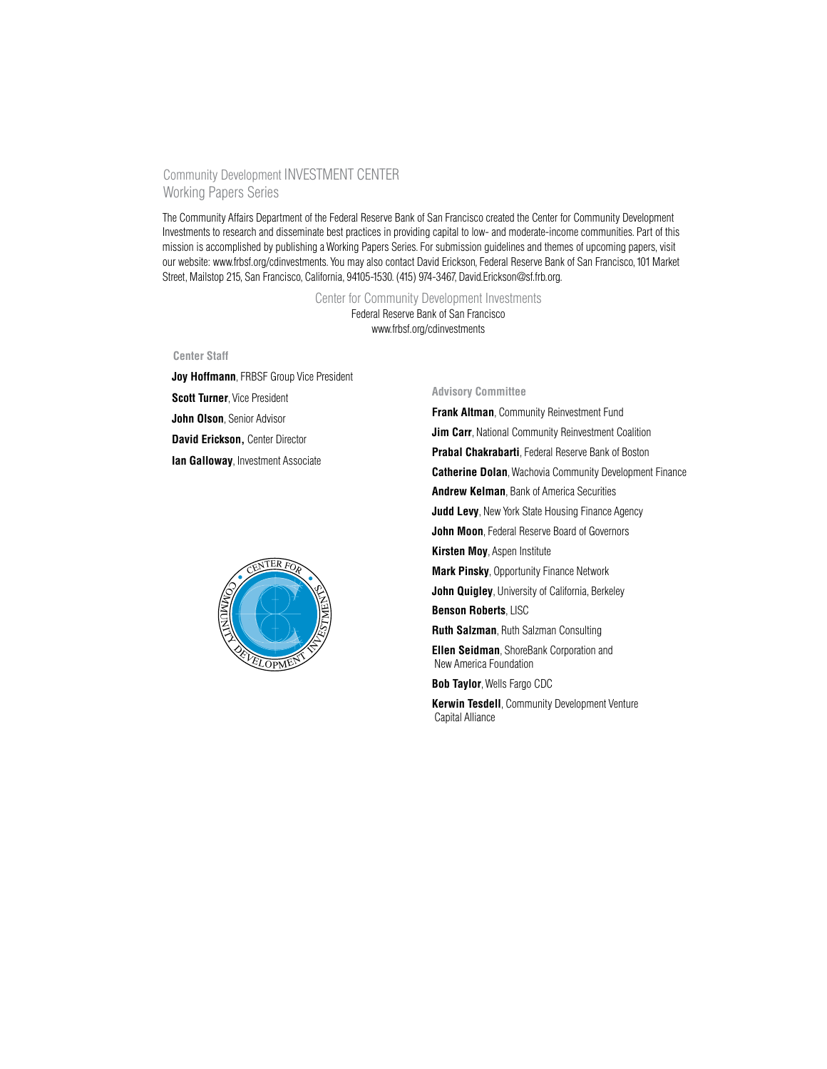## Community Development INVESTMENT CENTER Working Papers Series

The Community Affairs Department of the Federal Reserve Bank of San Francisco created the Center for Community Development Investments to research and disseminate best practices in providing capital to low- and moderate-income communities. Part of this mission is accomplished by publishing a Working Papers Series. For submission guidelines and themes of upcoming papers, visit our website: www.frbsf.org/cdinvestments. You may also contact David Erickson, Federal Reserve Bank of San Francisco, 101 Market Street, Mailstop 215, San Francisco, California, 94105-1530. (415) 974-3467, David.Erickson@sf.frb.org.

Center for Community Development Investments
Federal Reserve Bank of San Francisco
www.frbsf.org/cdinvestments

**Center Staff**

**Joy Hoffmann**, FRBSF Group Vice President

**Scott Turner**, Vice President

**John Olson**, Senior Advisor

**David Erickson,** Center Director

**Ian Galloway**, Investment Associate

**Advisory Committee**

**Frank Altman**, Community Reinvestment Fund

**Jim Carr**, National Community Reinvestment Coalition

**Prabal Chakrabarti**, Federal Reserve Bank of Boston

**Catherine Dolan**, Wachovia Community Development Finance

**Andrew Kelman**, Bank of America Securities

**Judd Levy**, New York State Housing Finance Agency

**John Moon**, Federal Reserve Board of Governors

**Kirsten Moy**, Aspen Institute

**Mark Pinsky**, Opportunity Finance Network

**John Quigley**, University of California, Berkeley

**Benson Roberts**, LISC

**Ruth Salzman**, Ruth Salzman Consulting

**Ellen Seidman**, ShoreBank Corporation and New America Foundation

**Bob Taylor**, Wells Fargo CDC

**Kerwin Tesdell**, Community Development Venture Capital Alliance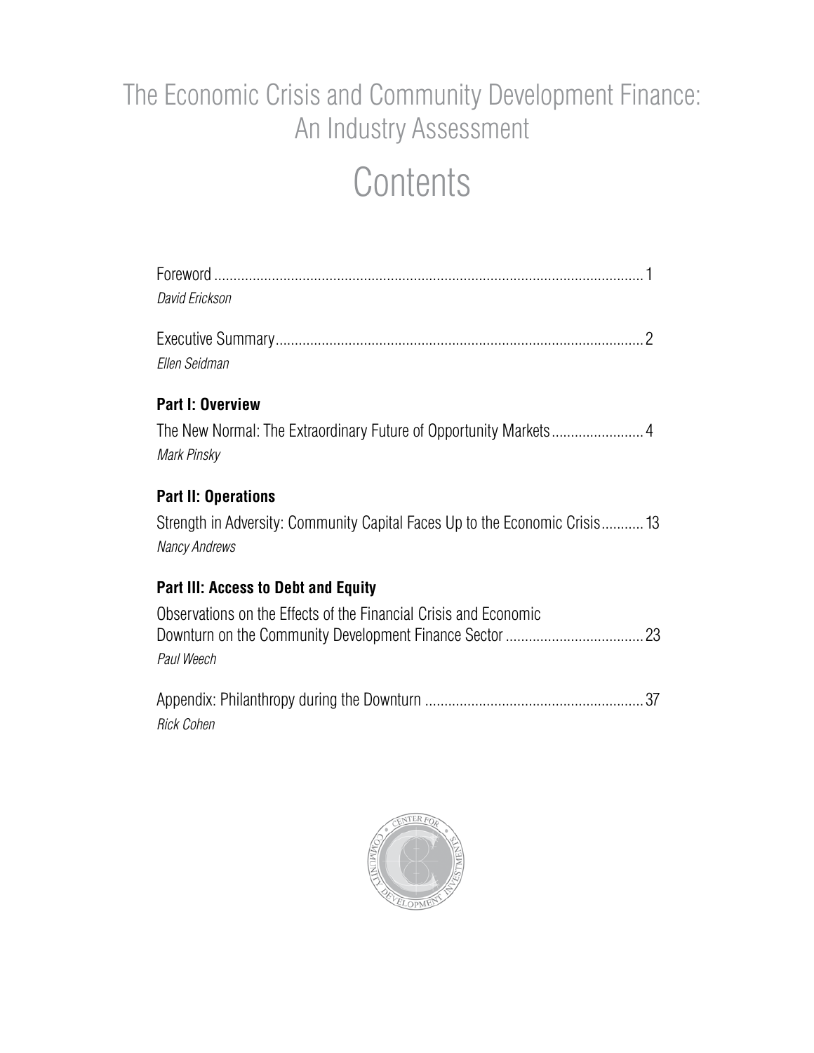# The Economic Crisis and Community Development Finance: An Industry Assessment

## Contents

Foreword ........................................................................................................... 1
*David Erickson*

Executive Summary ........................................................................................... 2
*Ellen Seidman*

**Part I: Overview**

The New Normal: The Extraordinary Future of Opportunity Markets ........................ 4
*Mark Pinsky*

**Part II: Operations**

Strength in Adversity: Community Capital Faces Up to the Economic Crisis ........... 13
*Nancy Andrews*

**Part III: Access to Debt and Equity**

Observations on the Effects of the Financial Crisis and Economic Downturn on the Community Development Finance Sector ..................................... 23
*Paul Weech*

Appendix: Philanthropy during the Downturn ......................................................... 37
*Rick Cohen*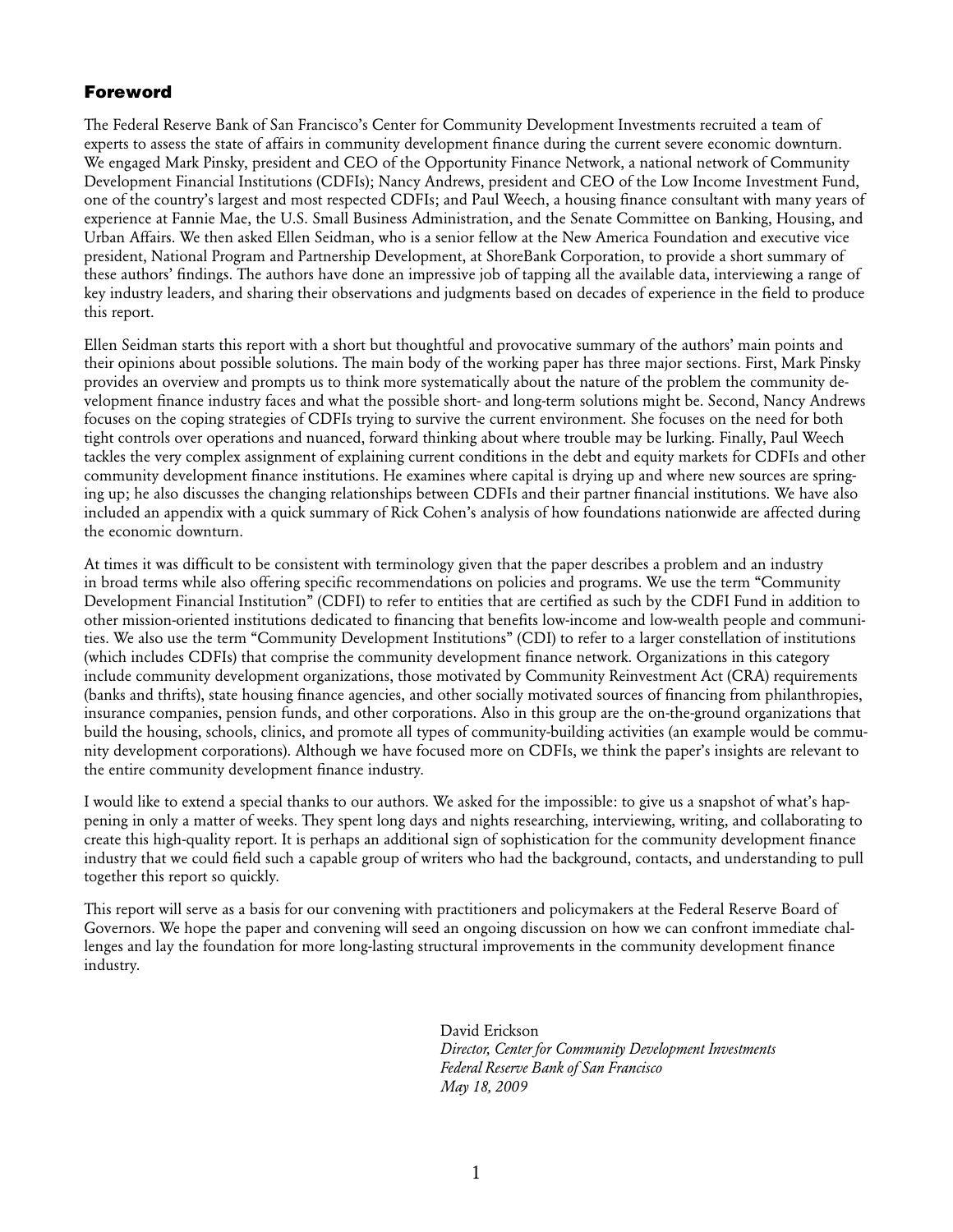## Foreword

The Federal Reserve Bank of San Francisco's Center for Community Development Investments recruited a team of experts to assess the state of affairs in community development finance during the current severe economic downturn. We engaged Mark Pinsky, president and CEO of the Opportunity Finance Network, a national network of Community Development Financial Institutions (CDFIs); Nancy Andrews, president and CEO of the Low Income Investment Fund, one of the country's largest and most respected CDFIs; and Paul Weech, a housing finance consultant with many years of experience at Fannie Mae, the U.S. Small Business Administration, and the Senate Committee on Banking, Housing, and Urban Affairs. We then asked Ellen Seidman, who is a senior fellow at the New America Foundation and executive vice president, National Program and Partnership Development, at ShoreBank Corporation, to provide a short summary of these authors' findings. The authors have done an impressive job of tapping all the available data, interviewing a range of key industry leaders, and sharing their observations and judgments based on decades of experience in the field to produce this report.

Ellen Seidman starts this report with a short but thoughtful and provocative summary of the authors' main points and their opinions about possible solutions. The main body of the working paper has three major sections. First, Mark Pinsky provides an overview and prompts us to think more systematically about the nature of the problem the community development finance industry faces and what the possible short- and long-term solutions might be. Second, Nancy Andrews focuses on the coping strategies of CDFIs trying to survive the current environment. She focuses on the need for both tight controls over operations and nuanced, forward thinking about where trouble may be lurking. Finally, Paul Weech tackles the very complex assignment of explaining current conditions in the debt and equity markets for CDFIs and other community development finance institutions. He examines where capital is drying up and where new sources are springing up; he also discusses the changing relationships between CDFIs and their partner financial institutions. We have also included an appendix with a quick summary of Rick Cohen's analysis of how foundations nationwide are affected during the economic downturn.

At times it was difficult to be consistent with terminology given that the paper describes a problem and an industry in broad terms while also offering specific recommendations on policies and programs. We use the term "Community Development Financial Institution" (CDFI) to refer to entities that are certified as such by the CDFI Fund in addition to other mission-oriented institutions dedicated to financing that benefits low-income and low-wealth people and communities. We also use the term "Community Development Institutions" (CDI) to refer to a larger constellation of institutions (which includes CDFIs) that comprise the community development finance network. Organizations in this category include community development organizations, those motivated by Community Reinvestment Act (CRA) requirements (banks and thrifts), state housing finance agencies, and other socially motivated sources of financing from philanthropies, insurance companies, pension funds, and other corporations. Also in this group are the on-the-ground organizations that build the housing, schools, clinics, and promote all types of community-building activities (an example would be community development corporations). Although we have focused more on CDFIs, we think the paper's insights are relevant to the entire community development finance industry.

I would like to extend a special thanks to our authors. We asked for the impossible: to give us a snapshot of what's happening in only a matter of weeks. They spent long days and nights researching, interviewing, writing, and collaborating to create this high-quality report. It is perhaps an additional sign of sophistication for the community development finance industry that we could field such a capable group of writers who had the background, contacts, and understanding to pull together this report so quickly.

This report will serve as a basis for our convening with practitioners and policymakers at the Federal Reserve Board of Governors. We hope the paper and convening will seed an ongoing discussion on how we can confront immediate challenges and lay the foundation for more long-lasting structural improvements in the community development finance industry.

David Erickson  
*Director, Center for Community Development Investments*  
*Federal Reserve Bank of San Francisco*  
*May 18, 2009*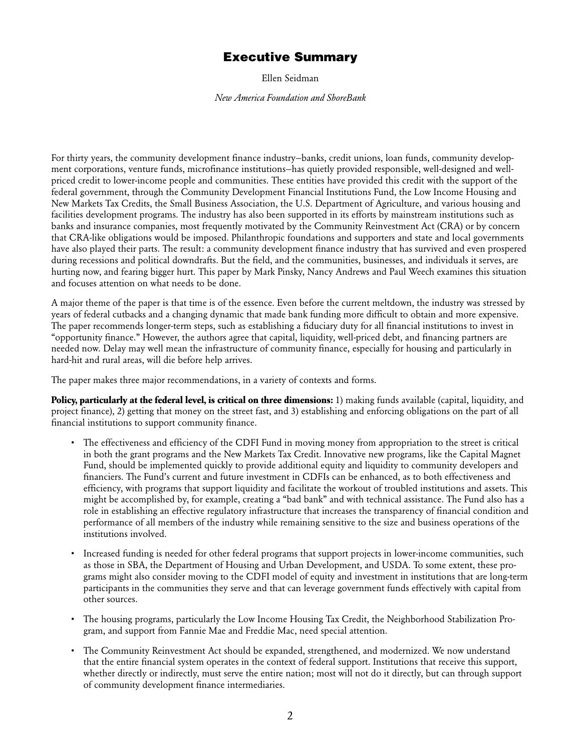# Executive Summary

Ellen Seidman

*New America Foundation and ShoreBank*

For thirty years, the community development finance industry—banks, credit unions, loan funds, community development corporations, venture funds, microfinance institutions—has quietly provided responsible, well-designed and well-priced credit to lower-income people and communities. These entities have provided this credit with the support of the federal government, through the Community Development Financial Institutions Fund, the Low Income Housing and New Markets Tax Credits, the Small Business Association, the U.S. Department of Agriculture, and various housing and facilities development programs. The industry has also been supported in its efforts by mainstream institutions such as banks and insurance companies, most frequently motivated by the Community Reinvestment Act (CRA) or by concern that CRA-like obligations would be imposed. Philanthropic foundations and supporters and state and local governments have also played their parts. The result: a community development finance industry that has survived and even prospered during recessions and political downdrafts. But the field, and the communities, businesses, and individuals it serves, are hurting now, and fearing bigger hurt. This paper by Mark Pinsky, Nancy Andrews and Paul Weech examines this situation and focuses attention on what needs to be done.

A major theme of the paper is that time is of the essence. Even before the current meltdown, the industry was stressed by years of federal cutbacks and a changing dynamic that made bank funding more difficult to obtain and more expensive. The paper recommends longer-term steps, such as establishing a fiduciary duty for all financial institutions to invest in "opportunity finance." However, the authors agree that capital, liquidity, well-priced debt, and financing partners are needed now. Delay may well mean the infrastructure of community finance, especially for housing and particularly in hard-hit and rural areas, will die before help arrives.

The paper makes three major recommendations, in a variety of contexts and forms.

**Policy, particularly at the federal level, is critical on three dimensions:** 1) making funds available (capital, liquidity, and project finance), 2) getting that money on the street fast, and 3) establishing and enforcing obligations on the part of all financial institutions to support community finance.

- The effectiveness and efficiency of the CDFI Fund in moving money from appropriation to the street is critical in both the grant programs and the New Markets Tax Credit. Innovative new programs, like the Capital Magnet Fund, should be implemented quickly to provide additional equity and liquidity to community developers and financiers. The Fund's current and future investment in CDFIs can be enhanced, as to both effectiveness and efficiency, with programs that support liquidity and facilitate the workout of troubled institutions and assets. This might be accomplished by, for example, creating a "bad bank" and with technical assistance. The Fund also has a role in establishing an effective regulatory infrastructure that increases the transparency of financial condition and performance of all members of the industry while remaining sensitive to the size and business operations of the institutions involved.
- Increased funding is needed for other federal programs that support projects in lower-income communities, such as those in SBA, the Department of Housing and Urban Development, and USDA. To some extent, these programs might also consider moving to the CDFI model of equity and investment in institutions that are long-term participants in the communities they serve and that can leverage government funds effectively with capital from other sources.
- The housing programs, particularly the Low Income Housing Tax Credit, the Neighborhood Stabilization Program, and support from Fannie Mae and Freddie Mac, need special attention.
- The Community Reinvestment Act should be expanded, strengthened, and modernized. We now understand that the entire financial system operates in the context of federal support. Institutions that receive this support, whether directly or indirectly, must serve the entire nation; most will not do it directly, but can through support of community development finance intermediaries.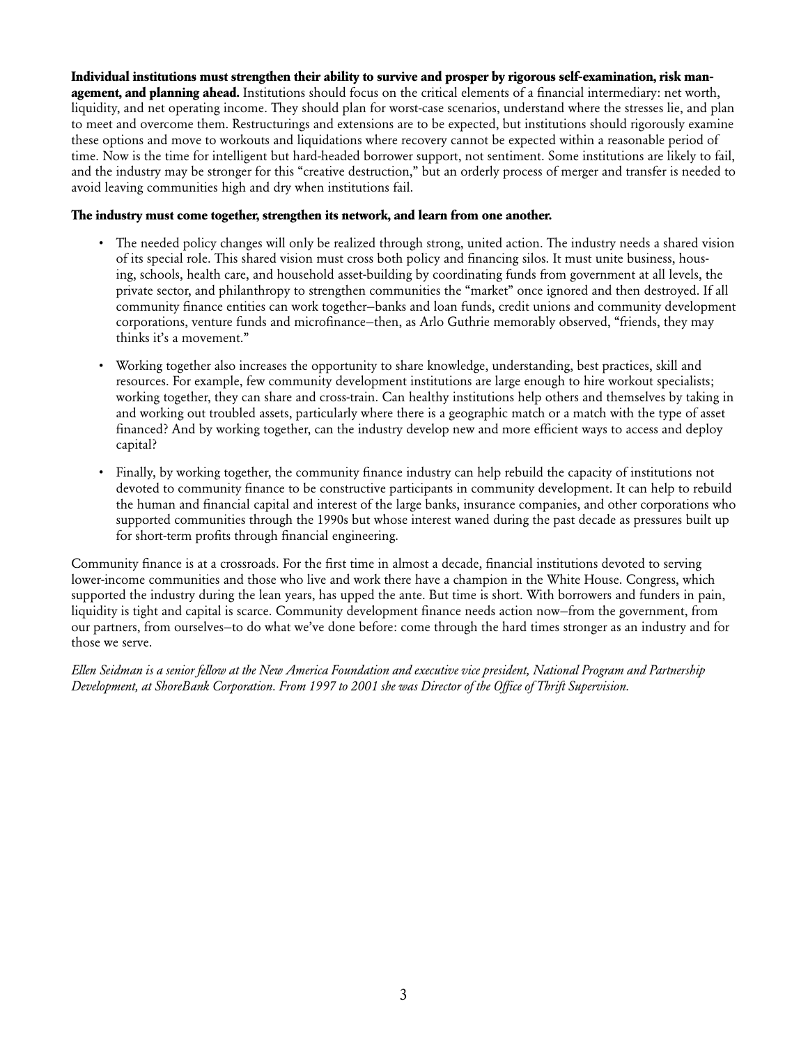**Individual institutions must strengthen their ability to survive and prosper by rigorous self-examination, risk management, and planning ahead.** Institutions should focus on the critical elements of a financial intermediary: net worth, liquidity, and net operating income. They should plan for worst-case scenarios, understand where the stresses lie, and plan to meet and overcome them. Restructurings and extensions are to be expected, but institutions should rigorously examine these options and move to workouts and liquidations where recovery cannot be expected within a reasonable period of time. Now is the time for intelligent but hard-headed borrower support, not sentiment. Some institutions are likely to fail, and the industry may be stronger for this "creative destruction," but an orderly process of merger and transfer is needed to avoid leaving communities high and dry when institutions fail.

**The industry must come together, strengthen its network, and learn from one another.**

- The needed policy changes will only be realized through strong, united action. The industry needs a shared vision of its special role. This shared vision must cross both policy and financing silos. It must unite business, housing, schools, health care, and household asset-building by coordinating funds from government at all levels, the private sector, and philanthropy to strengthen communities the "market" once ignored and then destroyed. If all community finance entities can work together–banks and loan funds, credit unions and community development corporations, venture funds and microfinance–then, as Arlo Guthrie memorably observed, "friends, they may thinks it's a movement."

- Working together also increases the opportunity to share knowledge, understanding, best practices, skill and resources. For example, few community development institutions are large enough to hire workout specialists; working together, they can share and cross-train. Can healthy institutions help others and themselves by taking in and working out troubled assets, particularly where there is a geographic match or a match with the type of asset financed? And by working together, can the industry develop new and more efficient ways to access and deploy capital?

- Finally, by working together, the community finance industry can help rebuild the capacity of institutions not devoted to community finance to be constructive participants in community development. It can help to rebuild the human and financial capital and interest of the large banks, insurance companies, and other corporations who supported communities through the 1990s but whose interest waned during the past decade as pressures built up for short-term profits through financial engineering.

Community finance is at a crossroads. For the first time in almost a decade, financial institutions devoted to serving lower-income communities and those who live and work there have a champion in the White House. Congress, which supported the industry during the lean years, has upped the ante. But time is short. With borrowers and funders in pain, liquidity is tight and capital is scarce. Community development finance needs action now–from the government, from our partners, from ourselves–to do what we've done before: come through the hard times stronger as an industry and for those we serve.

*Ellen Seidman is a senior fellow at the New America Foundation and executive vice president, National Program and Partnership Development, at ShoreBank Corporation. From 1997 to 2001 she was Director of the Office of Thrift Supervision.*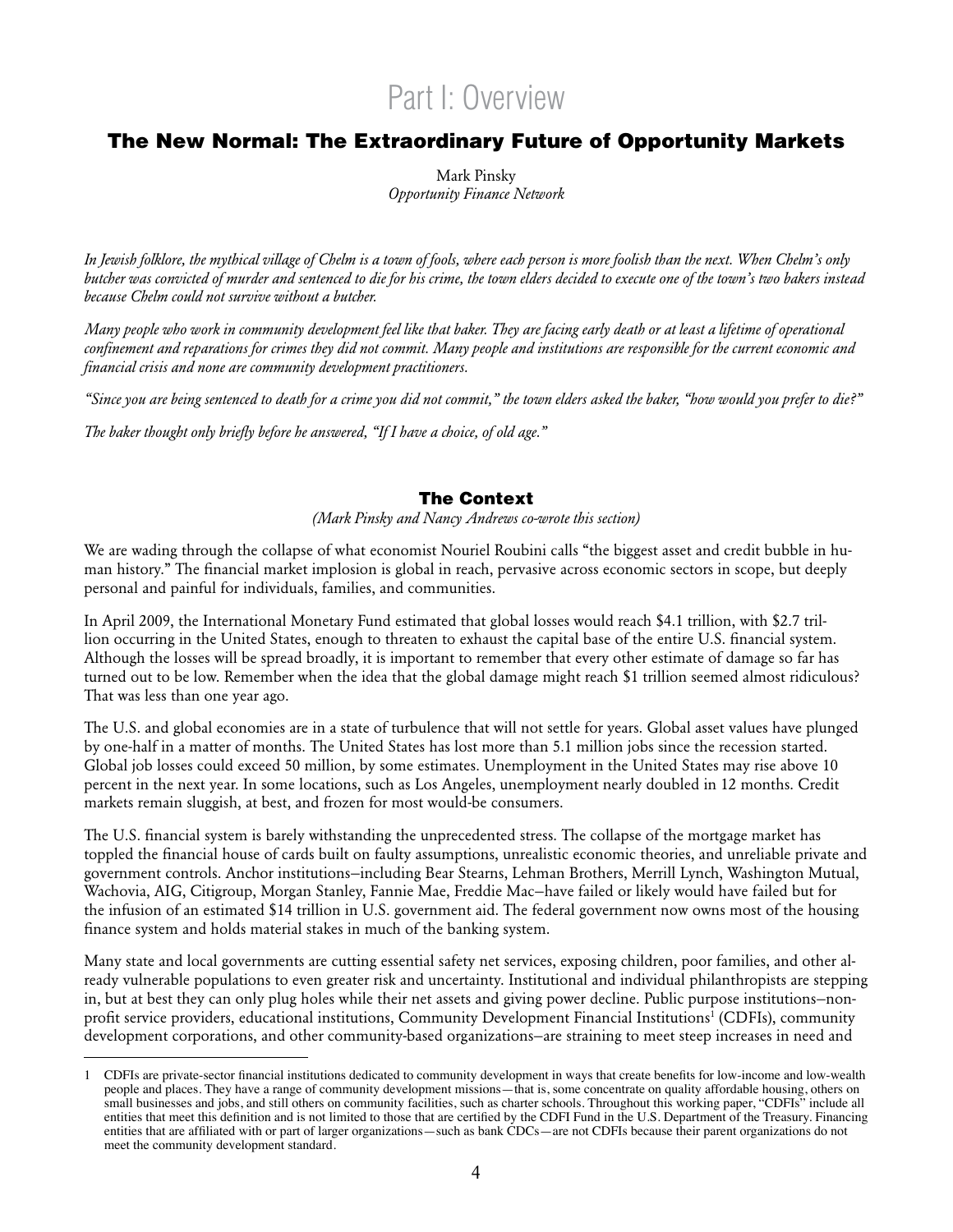# Part I: Overview

## The New Normal: The Extraordinary Future of Opportunity Markets

Mark Pinsky
*Opportunity Finance Network*

*In Jewish folklore, the mythical village of Chelm is a town of fools, where each person is more foolish than the next. When Chelm's only butcher was convicted of murder and sentenced to die for his crime, the town elders decided to execute one of the town's two bakers instead because Chelm could not survive without a butcher.*

*Many people who work in community development feel like that baker. They are facing early death or at least a lifetime of operational confinement and reparations for crimes they did not commit. Many people and institutions are responsible for the current economic and financial crisis and none are community development practitioners.*

*"Since you are being sentenced to death for a crime you did not commit," the town elders asked the baker, "how would you prefer to die?"*

*The baker thought only briefly before he answered, "If I have a choice, of old age."*

### The Context

*(Mark Pinsky and Nancy Andrews co-wrote this section)*

We are wading through the collapse of what economist Nouriel Roubini calls "the biggest asset and credit bubble in human history." The financial market implosion is global in reach, pervasive across economic sectors in scope, but deeply personal and painful for individuals, families, and communities.

In April 2009, the International Monetary Fund estimated that global losses would reach $4.1 trillion, with $2.7 trillion occurring in the United States, enough to threaten to exhaust the capital base of the entire U.S. financial system. Although the losses will be spread broadly, it is important to remember that every other estimate of damage so far has turned out to be low. Remember when the idea that the global damage might reach $1 trillion seemed almost ridiculous? That was less than one year ago.

The U.S. and global economies are in a state of turbulence that will not settle for years. Global asset values have plunged by one-half in a matter of months. The United States has lost more than 5.1 million jobs since the recession started. Global job losses could exceed 50 million, by some estimates. Unemployment in the United States may rise above 10 percent in the next year. In some locations, such as Los Angeles, unemployment nearly doubled in 12 months. Credit markets remain sluggish, at best, and frozen for most would-be consumers.

The U.S. financial system is barely withstanding the unprecedented stress. The collapse of the mortgage market has toppled the financial house of cards built on faulty assumptions, unrealistic economic theories, and unreliable private and government controls. Anchor institutions–including Bear Stearns, Lehman Brothers, Merrill Lynch, Washington Mutual, Wachovia, AIG, Citigroup, Morgan Stanley, Fannie Mae, Freddie Mac–have failed or likely would have failed but for the infusion of an estimated $14 trillion in U.S. government aid. The federal government now owns most of the housing finance system and holds material stakes in much of the banking system.

Many state and local governments are cutting essential safety net services, exposing children, poor families, and other already vulnerable populations to even greater risk and uncertainty. Institutional and individual philanthropists are stepping in, but at best they can only plug holes while their net assets and giving power decline. Public purpose institutions–nonprofit service providers, educational institutions, Community Development Financial Institutions[1] (CDFIs), community development corporations, and other community-based organizations–are straining to meet steep increases in need and

---

1 CDFIs are private-sector financial institutions dedicated to community development in ways that create benefits for low-income and low-wealth people and places. They have a range of community development missions—that is, some concentrate on quality affordable housing, others on small businesses and jobs, and still others on community facilities, such as charter schools. Throughout this working paper, "CDFIs" include all entities that meet this definition and is not limited to those that are certified by the CDFI Fund in the U.S. Department of the Treasury. Financing entities that are affiliated with or part of larger organizations—such as bank CDCs—are not CDFIs because their parent organizations do not meet the community development standard.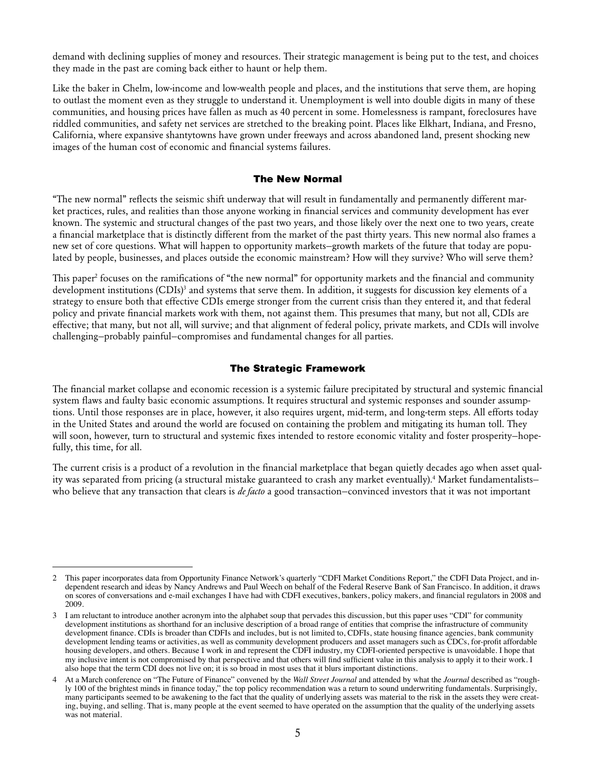demand with declining supplies of money and resources. Their strategic management is being put to the test, and choices they made in the past are coming back either to haunt or help them.

Like the baker in Chelm, low-income and low-wealth people and places, and the institutions that serve them, are hoping to outlast the moment even as they struggle to understand it. Unemployment is well into double digits in many of these communities, and housing prices have fallen as much as 40 percent in some. Homelessness is rampant, foreclosures have riddled communities, and safety net services are stretched to the breaking point. Places like Elkhart, Indiana, and Fresno, California, where expansive shantytowns have grown under freeways and across abandoned land, present shocking new images of the human cost of economic and financial systems failures.

## The New Normal

"The new normal" reflects the seismic shift underway that will result in fundamentally and permanently different market practices, rules, and realities than those anyone working in financial services and community development has ever known. The systemic and structural changes of the past two years, and those likely over the next one to two years, create a financial marketplace that is distinctly different from the market of the past thirty years. This new normal also frames a new set of core questions. What will happen to opportunity markets–growth markets of the future that today are populated by people, businesses, and places outside the economic mainstream? How will they survive? Who will serve them?

This paper[2] focuses on the ramifications of "the new normal" for opportunity markets and the financial and community development institutions (CDIs)[3] and systems that serve them. In addition, it suggests for discussion key elements of a strategy to ensure both that effective CDIs emerge stronger from the current crisis than they entered it, and that federal policy and private financial markets work with them, not against them. This presumes that many, but not all, CDIs are effective; that many, but not all, will survive; and that alignment of federal policy, private markets, and CDIs will involve challenging–probably painful–compromises and fundamental changes for all parties.

## The Strategic Framework

The financial market collapse and economic recession is a systemic failure precipitated by structural and systemic financial system flaws and faulty basic economic assumptions. It requires structural and systemic responses and sounder assumptions. Until those responses are in place, however, it also requires urgent, mid-term, and long-term steps. All efforts today in the United States and around the world are focused on containing the problem and mitigating its human toll. They will soon, however, turn to structural and systemic fixes intended to restore economic vitality and foster prosperity–hopefully, this time, for all.

The current crisis is a product of a revolution in the financial marketplace that began quietly decades ago when asset quality was separated from pricing (a structural mistake guaranteed to crash any market eventually).[4] Market fundamentalists–who believe that any transaction that clears is *de facto* a good transaction–convinced investors that it was not important

---

2 This paper incorporates data from Opportunity Finance Network's quarterly "CDFI Market Conditions Report," the CDFI Data Project, and independent research and ideas by Nancy Andrews and Paul Weech on behalf of the Federal Reserve Bank of San Francisco. In addition, it draws on scores of conversations and e-mail exchanges I have had with CDFI executives, bankers, policy makers, and financial regulators in 2008 and 2009.

3 I am reluctant to introduce another acronym into the alphabet soup that pervades this discussion, but this paper uses "CDI" for community development institutions as shorthand for an inclusive description of a broad range of entities that comprise the infrastructure of community development finance. CDIs is broader than CDFIs and includes, but is not limited to, CDFIs, state housing finance agencies, bank community development lending teams or activities, as well as community development producers and asset managers such as CDCs, for-profit affordable housing developers, and others. Because I work in and represent the CDFI industry, my CDFI-oriented perspective is unavoidable. I hope that my inclusive intent is not compromised by that perspective and that others will find sufficient value in this analysis to apply it to their work. I also hope that the term CDI does not live on; it is so broad in most uses that it blurs important distinctions.

4 At a March conference on "The Future of Finance" convened by the *Wall Street Journal* and attended by what the *Journal* described as "roughly 100 of the brightest minds in finance today," the top policy recommendation was a return to sound underwriting fundamentals. Surprisingly, many participants seemed to be awakening to the fact that the quality of underlying assets was material to the risk in the assets they were creating, buying, and selling. That is, many people at the event seemed to have operated on the assumption that the quality of the underlying assets was not material.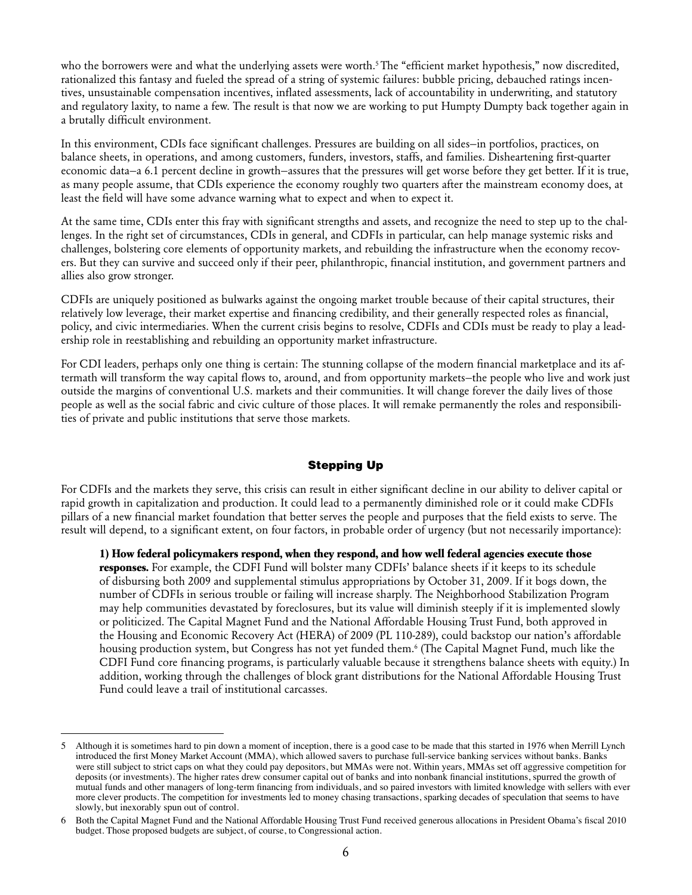who the borrowers were and what the underlying assets were worth.[5] The "efficient market hypothesis," now discredited, rationalized this fantasy and fueled the spread of a string of systemic failures: bubble pricing, debauched ratings incentives, unsustainable compensation incentives, inflated assessments, lack of accountability in underwriting, and statutory and regulatory laxity, to name a few. The result is that now we are working to put Humpty Dumpty back together again in a brutally difficult environment.

In this environment, CDIs face significant challenges. Pressures are building on all sides—in portfolios, practices, on balance sheets, in operations, and among customers, funders, investors, staffs, and families. Disheartening first-quarter economic data—a 6.1 percent decline in growth—assures that the pressures will get worse before they get better. If it is true, as many people assume, that CDIs experience the economy roughly two quarters after the mainstream economy does, at least the field will have some advance warning what to expect and when to expect it.

At the same time, CDIs enter this fray with significant strengths and assets, and recognize the need to step up to the challenges. In the right set of circumstances, CDIs in general, and CDFIs in particular, can help manage systemic risks and challenges, bolstering core elements of opportunity markets, and rebuilding the infrastructure when the economy recovers. But they can survive and succeed only if their peer, philanthropic, financial institution, and government partners and allies also grow stronger.

CDFIs are uniquely positioned as bulwarks against the ongoing market trouble because of their capital structures, their relatively low leverage, their market expertise and financing credibility, and their generally respected roles as financial, policy, and civic intermediaries. When the current crisis begins to resolve, CDFIs and CDIs must be ready to play a leadership role in reestablishing and rebuilding an opportunity market infrastructure.

For CDI leaders, perhaps only one thing is certain: The stunning collapse of the modern financial marketplace and its aftermath will transform the way capital flows to, around, and from opportunity markets—the people who live and work just outside the margins of conventional U.S. markets and their communities. It will change forever the daily lives of those people as well as the social fabric and civic culture of those places. It will remake permanently the roles and responsibilities of private and public institutions that serve those markets.

## Stepping Up

For CDFIs and the markets they serve, this crisis can result in either significant decline in our ability to deliver capital or rapid growth in capitalization and production. It could lead to a permanently diminished role or it could make CDFIs pillars of a new financial market foundation that better serves the people and purposes that the field exists to serve. The result will depend, to a significant extent, on four factors, in probable order of urgency (but not necessarily importance):

**1) How federal policymakers respond, when they respond, and how well federal agencies execute those responses.** For example, the CDFI Fund will bolster many CDFIs' balance sheets if it keeps to its schedule of disbursing both 2009 and supplemental stimulus appropriations by October 31, 2009. If it bogs down, the number of CDFIs in serious trouble or failing will increase sharply. The Neighborhood Stabilization Program may help communities devastated by foreclosures, but its value will diminish steeply if it is implemented slowly or politicized. The Capital Magnet Fund and the National Affordable Housing Trust Fund, both approved in the Housing and Economic Recovery Act (HERA) of 2009 (PL 110-289), could backstop our nation's affordable housing production system, but Congress has not yet funded them.[6] (The Capital Magnet Fund, much like the CDFI Fund core financing programs, is particularly valuable because it strengthens balance sheets with equity.) In addition, working through the challenges of block grant distributions for the National Affordable Housing Trust Fund could leave a trail of institutional carcasses.

---

5 Although it is sometimes hard to pin down a moment of inception, there is a good case to be made that this started in 1976 when Merrill Lynch introduced the first Money Market Account (MMA), which allowed savers to purchase full-service banking services without banks. Banks were still subject to strict caps on what they could pay depositors, but MMAs were not. Within years, MMAs set off aggressive competition for deposits (or investments). The higher rates drew consumer capital out of banks and into nonbank financial institutions, spurred the growth of mutual funds and other managers of long-term financing from individuals, and so paired investors with limited knowledge with sellers with ever more clever products. The competition for investments led to money chasing transactions, sparking decades of speculation that seems to have slowly, but inexorably spun out of control.

6 Both the Capital Magnet Fund and the National Affordable Housing Trust Fund received generous allocations in President Obama's fiscal 2010 budget. Those proposed budgets are subject, of course, to Congressional action.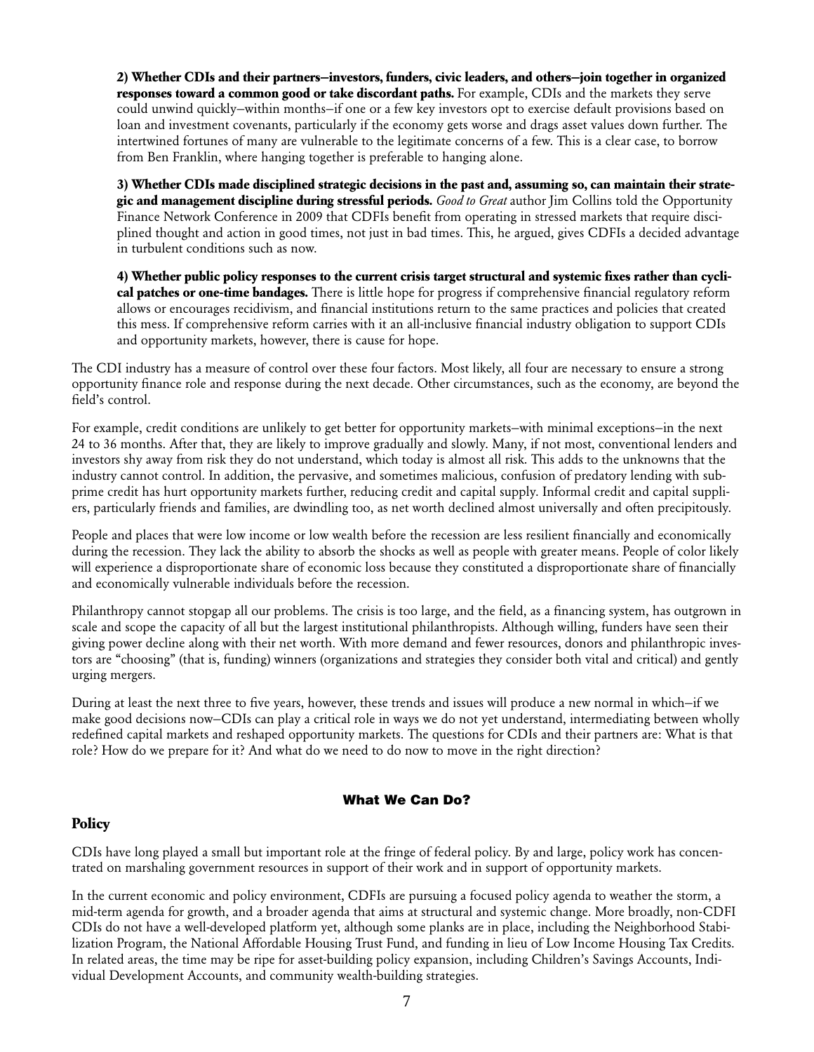**2) Whether CDIs and their partners—investors, funders, civic leaders, and others—join together in organized responses toward a common good or take discordant paths.** For example, CDIs and the markets they serve could unwind quickly—within months—if one or a few key investors opt to exercise default provisions based on loan and investment covenants, particularly if the economy gets worse and drags asset values down further. The intertwined fortunes of many are vulnerable to the legitimate concerns of a few. This is a clear case, to borrow from Ben Franklin, where hanging together is preferable to hanging alone.

**3) Whether CDIs made disciplined strategic decisions in the past and, assuming so, can maintain their strategic and management discipline during stressful periods.** *Good to Great* author Jim Collins told the Opportunity Finance Network Conference in 2009 that CDFIs benefit from operating in stressed markets that require disciplined thought and action in good times, not just in bad times. This, he argued, gives CDFIs a decided advantage in turbulent conditions such as now.

**4) Whether public policy responses to the current crisis target structural and systemic fixes rather than cyclical patches or one-time bandages.** There is little hope for progress if comprehensive financial regulatory reform allows or encourages recidivism, and financial institutions return to the same practices and policies that created this mess. If comprehensive reform carries with it an all-inclusive financial industry obligation to support CDIs and opportunity markets, however, there is cause for hope.

The CDI industry has a measure of control over these four factors. Most likely, all four are necessary to ensure a strong opportunity finance role and response during the next decade. Other circumstances, such as the economy, are beyond the field's control.

For example, credit conditions are unlikely to get better for opportunity markets—with minimal exceptions—in the next 24 to 36 months. After that, they are likely to improve gradually and slowly. Many, if not most, conventional lenders and investors shy away from risk they do not understand, which today is almost all risk. This adds to the unknowns that the industry cannot control. In addition, the pervasive, and sometimes malicious, confusion of predatory lending with subprime credit has hurt opportunity markets further, reducing credit and capital supply. Informal credit and capital suppliers, particularly friends and families, are dwindling too, as net worth declined almost universally and often precipitously.

People and places that were low income or low wealth before the recession are less resilient financially and economically during the recession. They lack the ability to absorb the shocks as well as people with greater means. People of color likely will experience a disproportionate share of economic loss because they constituted a disproportionate share of financially and economically vulnerable individuals before the recession.

Philanthropy cannot stopgap all our problems. The crisis is too large, and the field, as a financing system, has outgrown in scale and scope the capacity of all but the largest institutional philanthropists. Although willing, funders have seen their giving power decline along with their net worth. With more demand and fewer resources, donors and philanthropic investors are "choosing" (that is, funding) winners (organizations and strategies they consider both vital and critical) and gently urging mergers.

During at least the next three to five years, however, these trends and issues will produce a new normal in which—if we make good decisions now—CDIs can play a critical role in ways we do not yet understand, intermediating between wholly redefined capital markets and reshaped opportunity markets. The questions for CDIs and their partners are: What is that role? How do we prepare for it? And what do we need to do now to move in the right direction?

## What We Can Do?

### Policy

CDIs have long played a small but important role at the fringe of federal policy. By and large, policy work has concentrated on marshaling government resources in support of their work and in support of opportunity markets.

In the current economic and policy environment, CDFIs are pursuing a focused policy agenda to weather the storm, a mid-term agenda for growth, and a broader agenda that aims at structural and systemic change. More broadly, non-CDFI CDIs do not have a well-developed platform yet, although some planks are in place, including the Neighborhood Stabilization Program, the National Affordable Housing Trust Fund, and funding in lieu of Low Income Housing Tax Credits. In related areas, the time may be ripe for asset-building policy expansion, including Children's Savings Accounts, Individual Development Accounts, and community wealth-building strategies.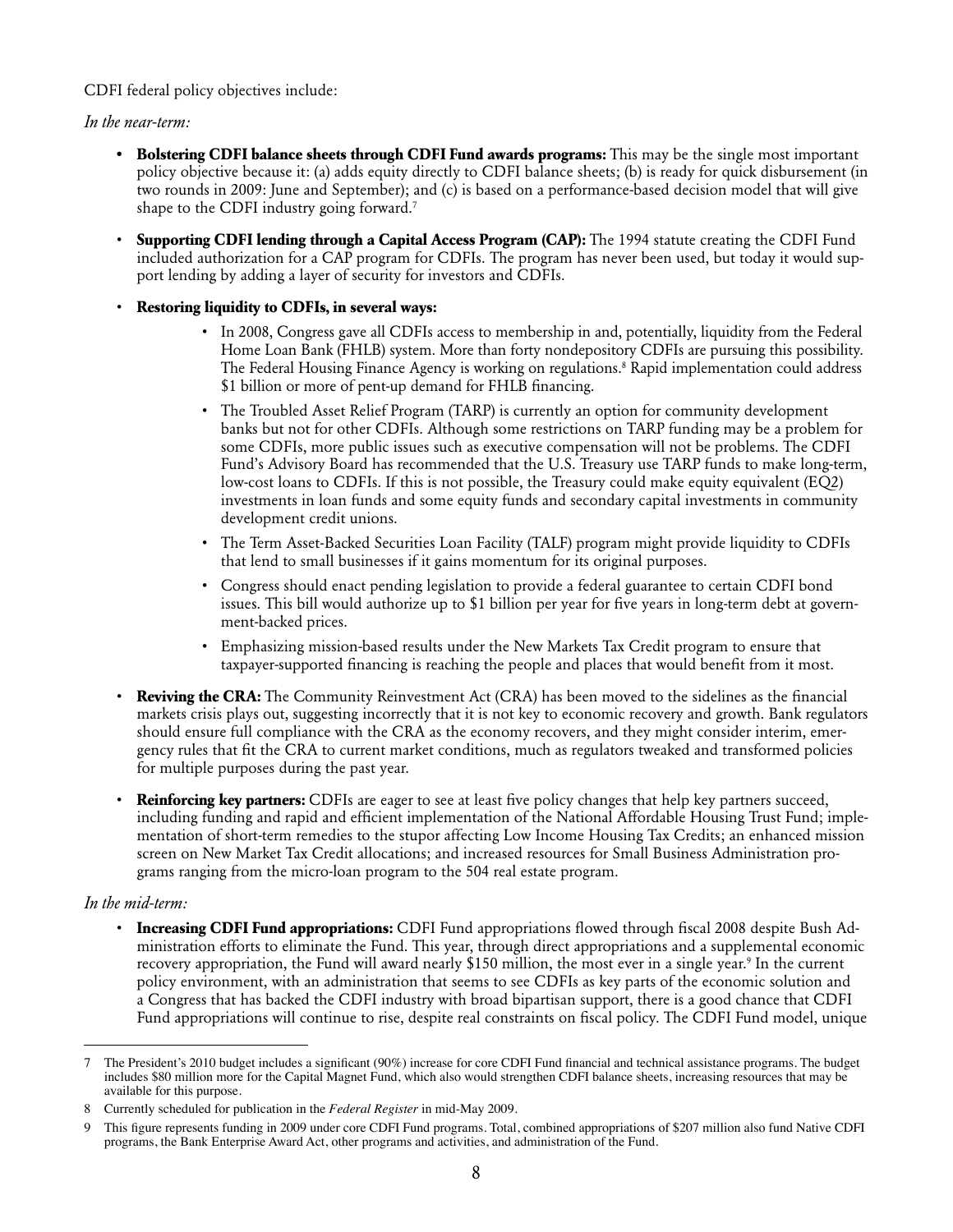CDFI federal policy objectives include:

*In the near-term:*

- **Bolstering CDFI balance sheets through CDFI Fund awards programs:** This may be the single most important policy objective because it: (a) adds equity directly to CDFI balance sheets; (b) is ready for quick disbursement (in two rounds in 2009: June and September); and (c) is based on a performance-based decision model that will give shape to the CDFI industry going forward.[7]
- **Supporting CDFI lending through a Capital Access Program (CAP):** The 1994 statute creating the CDFI Fund included authorization for a CAP program for CDFIs. The program has never been used, but today it would support lending by adding a layer of security for investors and CDFIs.
- **Restoring liquidity to CDFIs, in several ways:**
    - In 2008, Congress gave all CDFIs access to membership in and, potentially, liquidity from the Federal Home Loan Bank (FHLB) system. More than forty nondepository CDFIs are pursuing this possibility. The Federal Housing Finance Agency is working on regulations.[8] Rapid implementation could address $1 billion or more of pent-up demand for FHLB financing.
    - The Troubled Asset Relief Program (TARP) is currently an option for community development banks but not for other CDFIs. Although some restrictions on TARP funding may be a problem for some CDFIs, more public issues such as executive compensation will not be problems. The CDFI Fund's Advisory Board has recommended that the U.S. Treasury use TARP funds to make long-term, low-cost loans to CDFIs. If this is not possible, the Treasury could make equity equivalent (EQ2) investments in loan funds and some equity funds and secondary capital investments in community development credit unions.
    - The Term Asset-Backed Securities Loan Facility (TALF) program might provide liquidity to CDFIs that lend to small businesses if it gains momentum for its original purposes.
    - Congress should enact pending legislation to provide a federal guarantee to certain CDFI bond issues. This bill would authorize up to $1 billion per year for five years in long-term debt at government-backed prices.
    - Emphasizing mission-based results under the New Markets Tax Credit program to ensure that taxpayer-supported financing is reaching the people and places that would benefit from it most.
- **Reviving the CRA:** The Community Reinvestment Act (CRA) has been moved to the sidelines as the financial markets crisis plays out, suggesting incorrectly that it is not key to economic recovery and growth. Bank regulators should ensure full compliance with the CRA as the economy recovers, and they might consider interim, emergency rules that fit the CRA to current market conditions, much as regulators tweaked and transformed policies for multiple purposes during the past year.
- **Reinforcing key partners:** CDFIs are eager to see at least five policy changes that help key partners succeed, including funding and rapid and efficient implementation of the National Affordable Housing Trust Fund; implementation of short-term remedies to the stupor affecting Low Income Housing Tax Credits; an enhanced mission screen on New Market Tax Credit allocations; and increased resources for Small Business Administration programs ranging from the micro-loan program to the 504 real estate program.

*In the mid-term:*

- **Increasing CDFI Fund appropriations:** CDFI Fund appropriations flowed through fiscal 2008 despite Bush Administration efforts to eliminate the Fund. This year, through direct appropriations and a supplemental economic recovery appropriation, the Fund will award nearly $150 million, the most ever in a single year.[9] In the current policy environment, with an administration that seems to see CDFIs as key parts of the economic solution and a Congress that has backed the CDFI industry with broad bipartisan support, there is a good chance that CDFI Fund appropriations will continue to rise, despite real constraints on fiscal policy. The CDFI Fund model, unique

---

7 The President's 2010 budget includes a significant (90%) increase for core CDFI Fund financial and technical assistance programs. The budget includes $80 million more for the Capital Magnet Fund, which also would strengthen CDFI balance sheets, increasing resources that may be available for this purpose.

8 Currently scheduled for publication in the *Federal Register* in mid-May 2009.

9 This figure represents funding in 2009 under core CDFI Fund programs. Total, combined appropriations of $207 million also fund Native CDFI programs, the Bank Enterprise Award Act, other programs and activities, and administration of the Fund.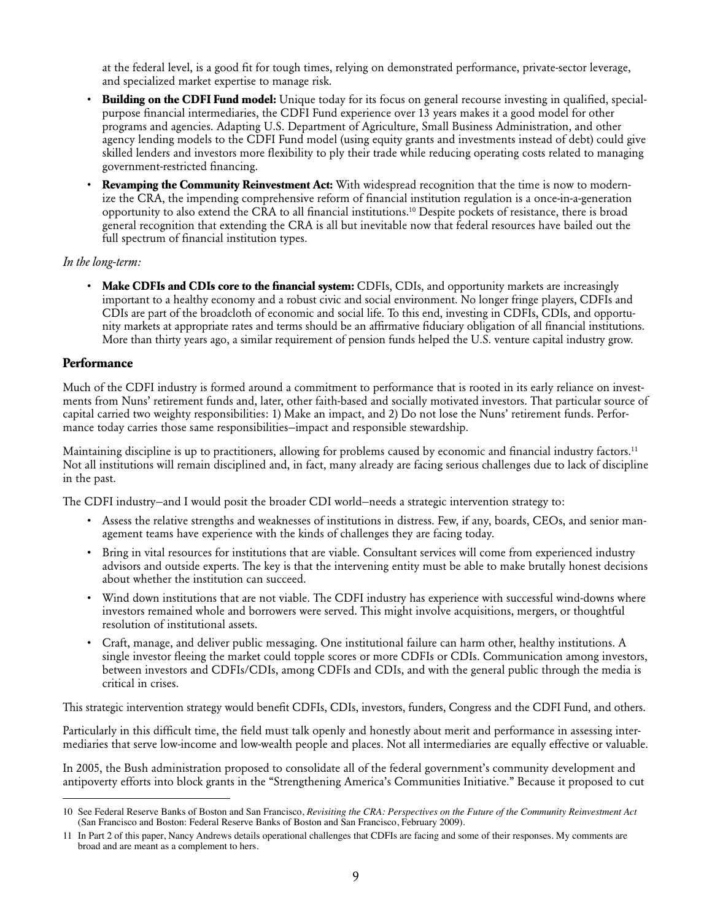at the federal level, is a good fit for tough times, relying on demonstrated performance, private-sector leverage, and specialized market expertise to manage risk.

- **Building on the CDFI Fund model:** Unique today for its focus on general recourse investing in qualified, special-purpose financial intermediaries, the CDFI Fund experience over 13 years makes it a good model for other programs and agencies. Adapting U.S. Department of Agriculture, Small Business Administration, and other agency lending models to the CDFI Fund model (using equity grants and investments instead of debt) could give skilled lenders and investors more flexibility to ply their trade while reducing operating costs related to managing government-restricted financing.
- **Revamping the Community Reinvestment Act:** With widespread recognition that the time is now to modernize the CRA, the impending comprehensive reform of financial institution regulation is a once-in-a-generation opportunity to also extend the CRA to all financial institutions.[10] Despite pockets of resistance, there is broad general recognition that extending the CRA is all but inevitable now that federal resources have bailed out the full spectrum of financial institution types.

*In the long-term:*

- **Make CDFIs and CDIs core to the financial system:** CDFIs, CDIs, and opportunity markets are increasingly important to a healthy economy and a robust civic and social environment. No longer fringe players, CDFIs and CDIs are part of the broadcloth of economic and social life. To this end, investing in CDFIs, CDIs, and opportunity markets at appropriate rates and terms should be an affirmative fiduciary obligation of all financial institutions. More than thirty years ago, a similar requirement of pension funds helped the U.S. venture capital industry grow.

## Performance

Much of the CDFI industry is formed around a commitment to performance that is rooted in its early reliance on investments from Nuns' retirement funds and, later, other faith-based and socially motivated investors. That particular source of capital carried two weighty responsibilities: 1) Make an impact, and 2) Do not lose the Nuns' retirement funds. Performance today carries those same responsibilities–impact and responsible stewardship.

Maintaining discipline is up to practitioners, allowing for problems caused by economic and financial industry factors.[11] Not all institutions will remain disciplined and, in fact, many already are facing serious challenges due to lack of discipline in the past.

The CDFI industry–and I would posit the broader CDI world–needs a strategic intervention strategy to:

- Assess the relative strengths and weaknesses of institutions in distress. Few, if any, boards, CEOs, and senior management teams have experience with the kinds of challenges they are facing today.
- Bring in vital resources for institutions that are viable. Consultant services will come from experienced industry advisors and outside experts. The key is that the intervening entity must be able to make brutally honest decisions about whether the institution can succeed.
- Wind down institutions that are not viable. The CDFI industry has experience with successful wind-downs where investors remained whole and borrowers were served. This might involve acquisitions, mergers, or thoughtful resolution of institutional assets.
- Craft, manage, and deliver public messaging. One institutional failure can harm other, healthy institutions. A single investor fleeing the market could topple scores or more CDFIs or CDIs. Communication among investors, between investors and CDFIs/CDIs, among CDFIs and CDIs, and with the general public through the media is critical in crises.

This strategic intervention strategy would benefit CDFIs, CDIs, investors, funders, Congress and the CDFI Fund, and others.

Particularly in this difficult time, the field must talk openly and honestly about merit and performance in assessing intermediaries that serve low-income and low-wealth people and places. Not all intermediaries are equally effective or valuable.

In 2005, the Bush administration proposed to consolidate all of the federal government's community development and antipoverty efforts into block grants in the "Strengthening America's Communities Initiative." Because it proposed to cut

---

10 See Federal Reserve Banks of Boston and San Francisco, *Revisiting the CRA: Perspectives on the Future of the Community Reinvestment Act* (San Francisco and Boston: Federal Reserve Banks of Boston and San Francisco, February 2009).

11 In Part 2 of this paper, Nancy Andrews details operational challenges that CDFIs are facing and some of their responses. My comments are broad and are meant as a complement to hers.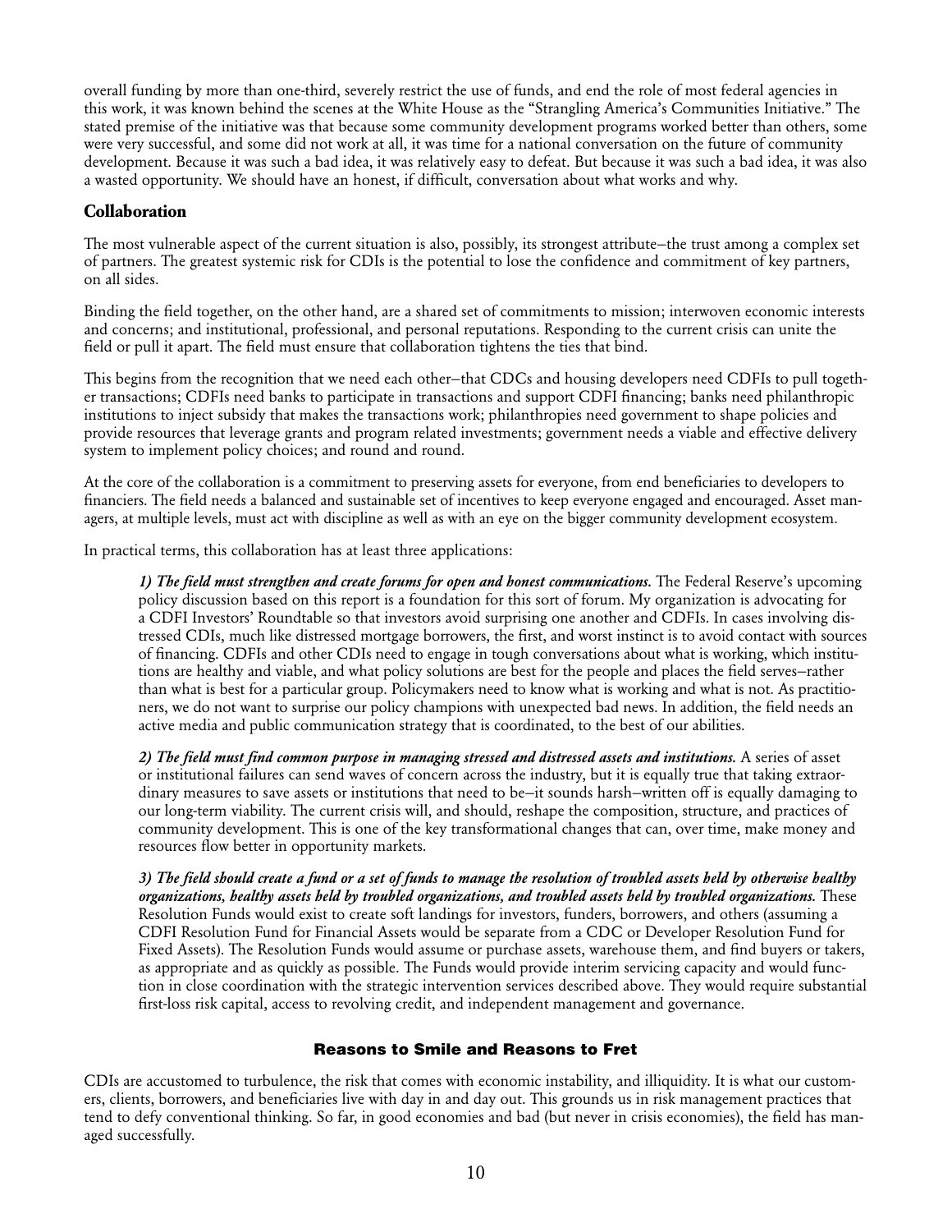overall funding by more than one-third, severely restrict the use of funds, and end the role of most federal agencies in this work, it was known behind the scenes at the White House as the "Strangling America's Communities Initiative." The stated premise of the initiative was that because some community development programs worked better than others, some were very successful, and some did not work at all, it was time for a national conversation on the future of community development. Because it was such a bad idea, it was relatively easy to defeat. But because it was such a bad idea, it was also a wasted opportunity. We should have an honest, if difficult, conversation about what works and why.

### Collaboration

The most vulnerable aspect of the current situation is also, possibly, its strongest attribute—the trust among a complex set of partners. The greatest systemic risk for CDIs is the potential to lose the confidence and commitment of key partners, on all sides.

Binding the field together, on the other hand, are a shared set of commitments to mission; interwoven economic interests and concerns; and institutional, professional, and personal reputations. Responding to the current crisis can unite the field or pull it apart. The field must ensure that collaboration tightens the ties that bind.

This begins from the recognition that we need each other—that CDCs and housing developers need CDFIs to pull together transactions; CDFIs need banks to participate in transactions and support CDFI financing; banks need philanthropic institutions to inject subsidy that makes the transactions work; philanthropies need government to shape policies and provide resources that leverage grants and program related investments; government needs a viable and effective delivery system to implement policy choices; and round and round.

At the core of the collaboration is a commitment to preserving assets for everyone, from end beneficiaries to developers to financiers. The field needs a balanced and sustainable set of incentives to keep everyone engaged and encouraged. Asset managers, at multiple levels, must act with discipline as well as with an eye on the bigger community development ecosystem.

In practical terms, this collaboration has at least three applications:

> ***1) The field must strengthen and create forums for open and honest communications.*** The Federal Reserve's upcoming policy discussion based on this report is a foundation for this sort of forum. My organization is advocating for a CDFI Investors' Roundtable so that investors avoid surprising one another and CDFIs. In cases involving distressed CDIs, much like distressed mortgage borrowers, the first, and worst instinct is to avoid contact with sources of financing. CDFIs and other CDIs need to engage in tough conversations about what is working, which institutions are healthy and viable, and what policy solutions are best for the people and places the field serves—rather than what is best for a particular group. Policymakers need to know what is working and what is not. As practitioners, we do not want to surprise our policy champions with unexpected bad news. In addition, the field needs an active media and public communication strategy that is coordinated, to the best of our abilities.
>
> ***2) The field must find common purpose in managing stressed and distressed assets and institutions.*** A series of asset or institutional failures can send waves of concern across the industry, but it is equally true that taking extraordinary measures to save assets or institutions that need to be—it sounds harsh—written off is equally damaging to our long-term viability. The current crisis will, and should, reshape the composition, structure, and practices of community development. This is one of the key transformational changes that can, over time, make money and resources flow better in opportunity markets.
>
> ***3) The field should create a fund or a set of funds to manage the resolution of troubled assets held by otherwise healthy organizations, healthy assets held by troubled organizations, and troubled assets held by troubled organizations.*** These Resolution Funds would exist to create soft landings for investors, funders, borrowers, and others (assuming a CDFI Resolution Fund for Financial Assets would be separate from a CDC or Developer Resolution Fund for Fixed Assets). The Resolution Funds would assume or purchase assets, warehouse them, and find buyers or takers, as appropriate and as quickly as possible. The Funds would provide interim servicing capacity and would function in close coordination with the strategic intervention services described above. They would require substantial first-loss risk capital, access to revolving credit, and independent management and governance.

## Reasons to Smile and Reasons to Fret

CDIs are accustomed to turbulence, the risk that comes with economic instability, and illiquidity. It is what our customers, clients, borrowers, and beneficiaries live with day in and day out. This grounds us in risk management practices that tend to defy conventional thinking. So far, in good economies and bad (but never in crisis economies), the field has managed successfully.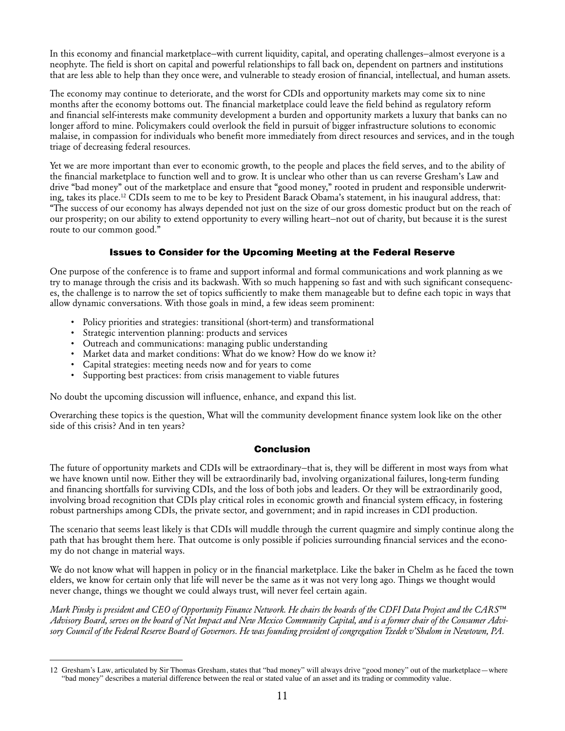In this economy and financial marketplace–with current liquidity, capital, and operating challenges–almost everyone is a neophyte. The field is short on capital and powerful relationships to fall back on, dependent on partners and institutions that are less able to help than they once were, and vulnerable to steady erosion of financial, intellectual, and human assets.

The economy may continue to deteriorate, and the worst for CDIs and opportunity markets may come six to nine months after the economy bottoms out. The financial marketplace could leave the field behind as regulatory reform and financial self-interests make community development a burden and opportunity markets a luxury that banks can no longer afford to mine. Policymakers could overlook the field in pursuit of bigger infrastructure solutions to economic malaise, in compassion for individuals who benefit more immediately from direct resources and services, and in the tough triage of decreasing federal resources.

Yet we are more important than ever to economic growth, to the people and places the field serves, and to the ability of the financial marketplace to function well and to grow. It is unclear who other than us can reverse Gresham's Law and drive "bad money" out of the marketplace and ensure that "good money," rooted in prudent and responsible underwriting, takes its place.[12] CDIs seem to me to be key to President Barack Obama's statement, in his inaugural address, that: "The success of our economy has always depended not just on the size of our gross domestic product but on the reach of our prosperity; on our ability to extend opportunity to every willing heart–not out of charity, but because it is the surest route to our common good."

## Issues to Consider for the Upcoming Meeting at the Federal Reserve

One purpose of the conference is to frame and support informal and formal communications and work planning as we try to manage through the crisis and its backwash. With so much happening so fast and with such significant consequences, the challenge is to narrow the set of topics sufficiently to make them manageable but to define each topic in ways that allow dynamic conversations. With those goals in mind, a few ideas seem prominent:

- Policy priorities and strategies: transitional (short-term) and transformational
- Strategic intervention planning: products and services
- Outreach and communications: managing public understanding
- Market data and market conditions: What do we know? How do we know it?
- Capital strategies: meeting needs now and for years to come
- Supporting best practices: from crisis management to viable futures

No doubt the upcoming discussion will influence, enhance, and expand this list.

Overarching these topics is the question, What will the community development finance system look like on the other side of this crisis? And in ten years?

## Conclusion

The future of opportunity markets and CDIs will be extraordinary–that is, they will be different in most ways from what we have known until now. Either they will be extraordinarily bad, involving organizational failures, long-term funding and financing shortfalls for surviving CDIs, and the loss of both jobs and leaders. Or they will be extraordinarily good, involving broad recognition that CDIs play critical roles in economic growth and financial system efficacy, in fostering robust partnerships among CDIs, the private sector, and government; and in rapid increases in CDI production.

The scenario that seems least likely is that CDIs will muddle through the current quagmire and simply continue along the path that has brought them here. That outcome is only possible if policies surrounding financial services and the economy do not change in material ways.

We do not know what will happen in policy or in the financial marketplace. Like the baker in Chelm as he faced the town elders, we know for certain only that life will never be the same as it was not very long ago. Things we thought would never change, things we thought we could always trust, will never feel certain again.

*Mark Pinsky is president and CEO of Opportunity Finance Network. He chairs the boards of the CDFI Data Project and the CARS™ Advisory Board, serves on the board of Net Impact and New Mexico Community Capital, and is a former chair of the Consumer Advisory Council of the Federal Reserve Board of Governors. He was founding president of congregation Tzedek v'Shalom in Newtown, PA.*

---

12 Gresham's Law, articulated by Sir Thomas Gresham, states that "bad money" will always drive "good money" out of the marketplace—where "bad money" describes a material difference between the real or stated value of an asset and its trading or commodity value.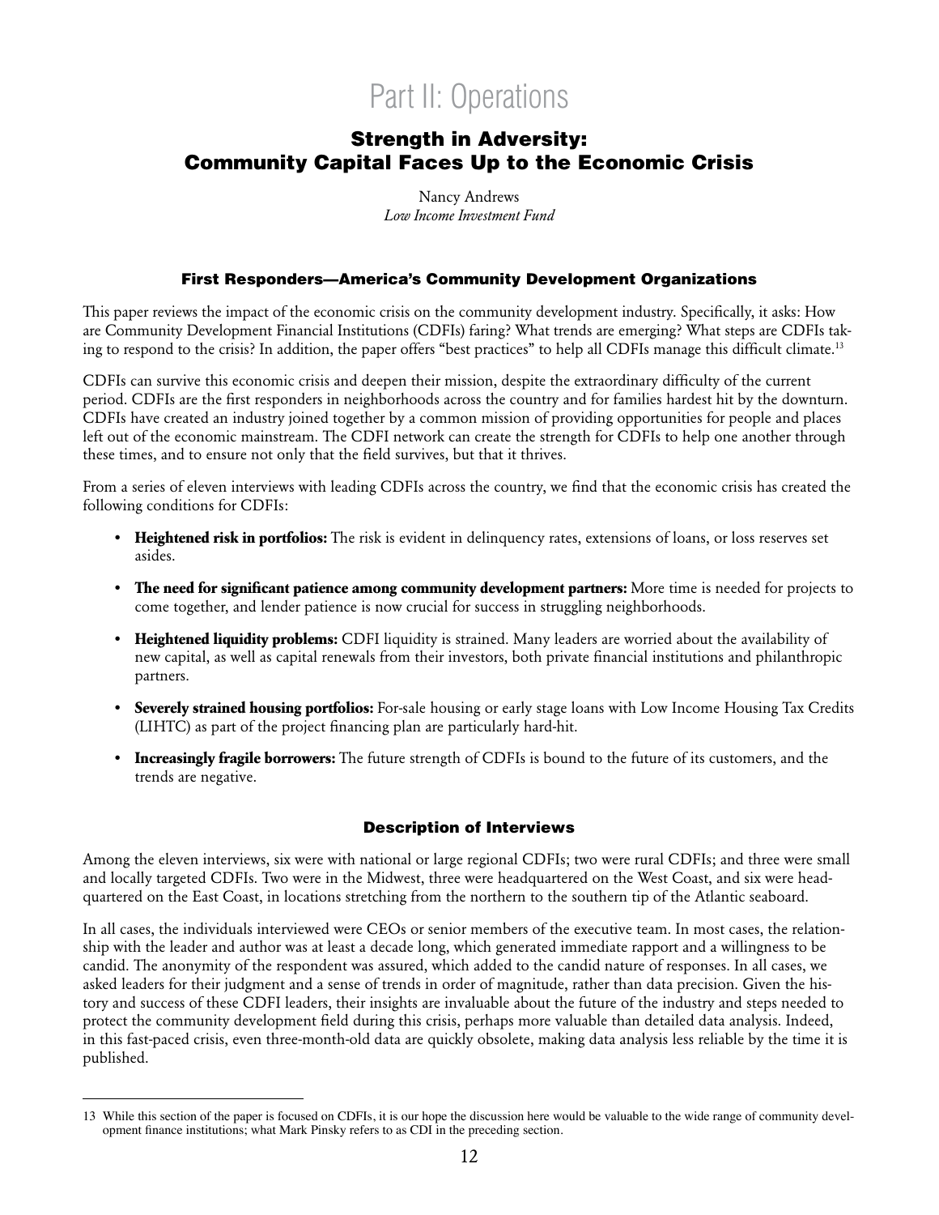# Part II: Operations

## Strength in Adversity: Community Capital Faces Up to the Economic Crisis

Nancy Andrews
*Low Income Investment Fund*

### First Responders—America's Community Development Organizations

This paper reviews the impact of the economic crisis on the community development industry. Specifically, it asks: How are Community Development Financial Institutions (CDFIs) faring? What trends are emerging? What steps are CDFIs taking to respond to the crisis? In addition, the paper offers "best practices" to help all CDFIs manage this difficult climate.[13]

CDFIs can survive this economic crisis and deepen their mission, despite the extraordinary difficulty of the current period. CDFIs are the first responders in neighborhoods across the country and for families hardest hit by the downturn. CDFIs have created an industry joined together by a common mission of providing opportunities for people and places left out of the economic mainstream. The CDFI network can create the strength for CDFIs to help one another through these times, and to ensure not only that the field survives, but that it thrives.

From a series of eleven interviews with leading CDFIs across the country, we find that the economic crisis has created the following conditions for CDFIs:

- **Heightened risk in portfolios:** The risk is evident in delinquency rates, extensions of loans, or loss reserves set asides.
- **The need for significant patience among community development partners:** More time is needed for projects to come together, and lender patience is now crucial for success in struggling neighborhoods.
- **Heightened liquidity problems:** CDFI liquidity is strained. Many leaders are worried about the availability of new capital, as well as capital renewals from their investors, both private financial institutions and philanthropic partners.
- **Severely strained housing portfolios:** For-sale housing or early stage loans with Low Income Housing Tax Credits (LIHTC) as part of the project financing plan are particularly hard-hit.
- **Increasingly fragile borrowers:** The future strength of CDFIs is bound to the future of its customers, and the trends are negative.

### Description of Interviews

Among the eleven interviews, six were with national or large regional CDFIs; two were rural CDFIs; and three were small and locally targeted CDFIs. Two were in the Midwest, three were headquartered on the West Coast, and six were headquartered on the East Coast, in locations stretching from the northern to the southern tip of the Atlantic seaboard.

In all cases, the individuals interviewed were CEOs or senior members of the executive team. In most cases, the relationship with the leader and author was at least a decade long, which generated immediate rapport and a willingness to be candid. The anonymity of the respondent was assured, which added to the candid nature of responses. In all cases, we asked leaders for their judgment and a sense of trends in order of magnitude, rather than data precision. Given the history and success of these CDFI leaders, their insights are invaluable about the future of the industry and steps needed to protect the community development field during this crisis, perhaps more valuable than detailed data analysis. Indeed, in this fast-paced crisis, even three-month-old data are quickly obsolete, making data analysis less reliable by the time it is published.

---

13 While this section of the paper is focused on CDFIs, it is our hope the discussion here would be valuable to the wide range of community development finance institutions; what Mark Pinsky refers to as CDI in the preceding section.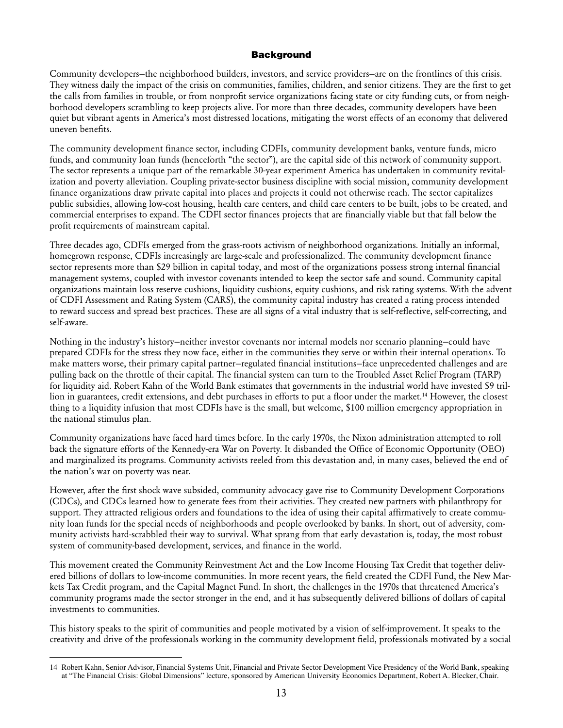## Background

Community developers–the neighborhood builders, investors, and service providers–are on the frontlines of this crisis. They witness daily the impact of the crisis on communities, families, children, and senior citizens. They are the first to get the calls from families in trouble, or from nonprofit service organizations facing state or city funding cuts, or from neighborhood developers scrambling to keep projects alive. For more than three decades, community developers have been quiet but vibrant agents in America's most distressed locations, mitigating the worst effects of an economy that delivered uneven benefits.

The community development finance sector, including CDFIs, community development banks, venture funds, micro funds, and community loan funds (henceforth "the sector"), are the capital side of this network of community support. The sector represents a unique part of the remarkable 30-year experiment America has undertaken in community revitalization and poverty alleviation. Coupling private-sector business discipline with social mission, community development finance organizations draw private capital into places and projects it could not otherwise reach. The sector capitalizes public subsidies, allowing low-cost housing, health care centers, and child care centers to be built, jobs to be created, and commercial enterprises to expand. The CDFI sector finances projects that are financially viable but that fall below the profit requirements of mainstream capital.

Three decades ago, CDFIs emerged from the grass-roots activism of neighborhood organizations. Initially an informal, homegrown response, CDFIs increasingly are large-scale and professionalized. The community development finance sector represents more than $29 billion in capital today, and most of the organizations possess strong internal financial management systems, coupled with investor covenants intended to keep the sector safe and sound. Community capital organizations maintain loss reserve cushions, liquidity cushions, equity cushions, and risk rating systems. With the advent of CDFI Assessment and Rating System (CARS), the community capital industry has created a rating process intended to reward success and spread best practices. These are all signs of a vital industry that is self-reflective, self-correcting, and self-aware.

Nothing in the industry's history–neither investor covenants nor internal models nor scenario planning–could have prepared CDFIs for the stress they now face, either in the communities they serve or within their internal operations. To make matters worse, their primary capital partner–regulated financial institutions–face unprecedented challenges and are pulling back on the throttle of their capital. The financial system can turn to the Troubled Asset Relief Program (TARP) for liquidity aid. Robert Kahn of the World Bank estimates that governments in the industrial world have invested $9 trillion in guarantees, credit extensions, and debt purchases in efforts to put a floor under the market.[14] However, the closest thing to a liquidity infusion that most CDFIs have is the small, but welcome, $100 million emergency appropriation in the national stimulus plan.

Community organizations have faced hard times before. In the early 1970s, the Nixon administration attempted to roll back the signature efforts of the Kennedy-era War on Poverty. It disbanded the Office of Economic Opportunity (OEO) and marginalized its programs. Community activists reeled from this devastation and, in many cases, believed the end of the nation's war on poverty was near.

However, after the first shock wave subsided, community advocacy gave rise to Community Development Corporations (CDCs), and CDCs learned how to generate fees from their activities. They created new partners with philanthropy for support. They attracted religious orders and foundations to the idea of using their capital affirmatively to create community loan funds for the special needs of neighborhoods and people overlooked by banks. In short, out of adversity, community activists hard-scrabbled their way to survival. What sprang from that early devastation is, today, the most robust system of community-based development, services, and finance in the world.

This movement created the Community Reinvestment Act and the Low Income Housing Tax Credit that together delivered billions of dollars to low-income communities. In more recent years, the field created the CDFI Fund, the New Markets Tax Credit program, and the Capital Magnet Fund. In short, the challenges in the 1970s that threatened America's community programs made the sector stronger in the end, and it has subsequently delivered billions of dollars of capital investments to communities.

This history speaks to the spirit of communities and people motivated by a vision of self-improvement. It speaks to the creativity and drive of the professionals working in the community development field, professionals motivated by a social

---

14 Robert Kahn, Senior Advisor, Financial Systems Unit, Financial and Private Sector Development Vice Presidency of the World Bank, speaking at "The Financial Crisis: Global Dimensions" lecture, sponsored by American University Economics Department, Robert A. Blecker, Chair.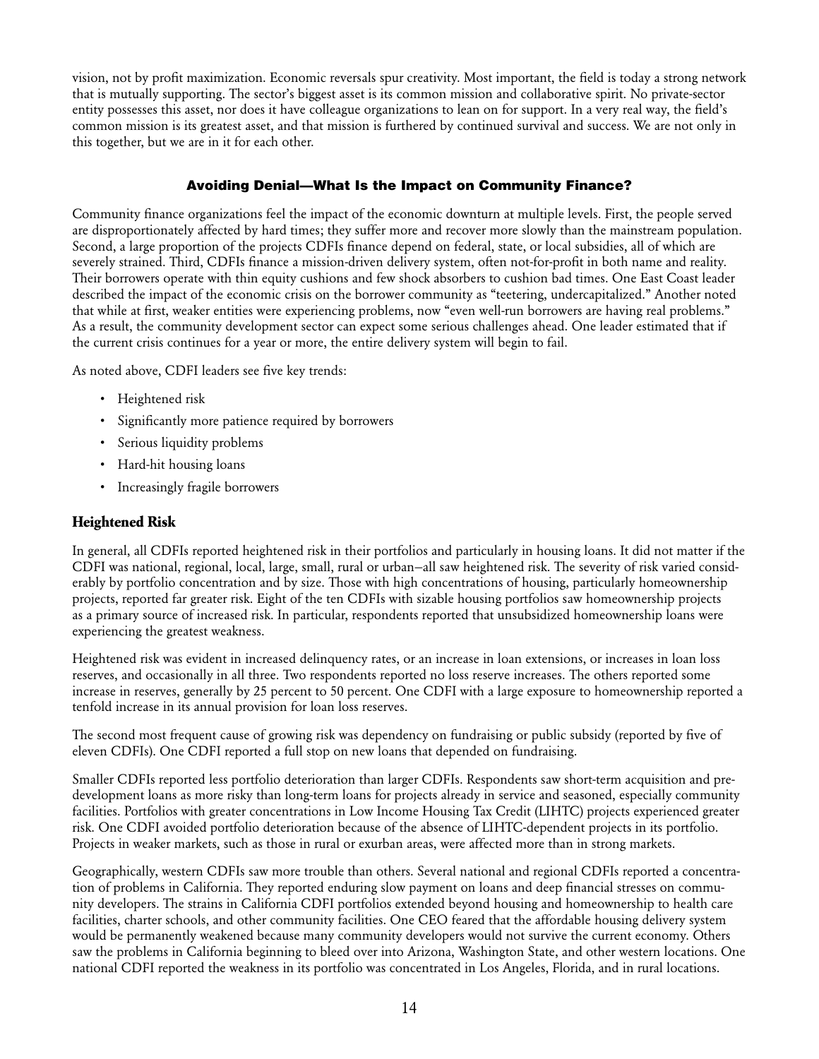vision, not by profit maximization. Economic reversals spur creativity. Most important, the field is today a strong network that is mutually supporting. The sector's biggest asset is its common mission and collaborative spirit. No private-sector entity possesses this asset, nor does it have colleague organizations to lean on for support. In a very real way, the field's common mission is its greatest asset, and that mission is furthered by continued survival and success. We are not only in this together, but we are in it for each other.

## Avoiding Denial—What Is the Impact on Community Finance?

Community finance organizations feel the impact of the economic downturn at multiple levels. First, the people served are disproportionately affected by hard times; they suffer more and recover more slowly than the mainstream population. Second, a large proportion of the projects CDFIs finance depend on federal, state, or local subsidies, all of which are severely strained. Third, CDFIs finance a mission-driven delivery system, often not-for-profit in both name and reality. Their borrowers operate with thin equity cushions and few shock absorbers to cushion bad times. One East Coast leader described the impact of the economic crisis on the borrower community as "teetering, undercapitalized." Another noted that while at first, weaker entities were experiencing problems, now "even well-run borrowers are having real problems." As a result, the community development sector can expect some serious challenges ahead. One leader estimated that if the current crisis continues for a year or more, the entire delivery system will begin to fail.

As noted above, CDFI leaders see five key trends:

- Heightened risk
- Significantly more patience required by borrowers
- Serious liquidity problems
- Hard-hit housing loans
- Increasingly fragile borrowers

### Heightened Risk

In general, all CDFIs reported heightened risk in their portfolios and particularly in housing loans. It did not matter if the CDFI was national, regional, local, large, small, rural or urban–all saw heightened risk. The severity of risk varied considerably by portfolio concentration and by size. Those with high concentrations of housing, particularly homeownership projects, reported far greater risk. Eight of the ten CDFIs with sizable housing portfolios saw homeownership projects as a primary source of increased risk. In particular, respondents reported that unsubsidized homeownership loans were experiencing the greatest weakness.

Heightened risk was evident in increased delinquency rates, or an increase in loan extensions, or increases in loan loss reserves, and occasionally in all three. Two respondents reported no loss reserve increases. The others reported some increase in reserves, generally by 25 percent to 50 percent. One CDFI with a large exposure to homeownership reported a tenfold increase in its annual provision for loan loss reserves.

The second most frequent cause of growing risk was dependency on fundraising or public subsidy (reported by five of eleven CDFIs). One CDFI reported a full stop on new loans that depended on fundraising.

Smaller CDFIs reported less portfolio deterioration than larger CDFIs. Respondents saw short-term acquisition and predevelopment loans as more risky than long-term loans for projects already in service and seasoned, especially community facilities. Portfolios with greater concentrations in Low Income Housing Tax Credit (LIHTC) projects experienced greater risk. One CDFI avoided portfolio deterioration because of the absence of LIHTC-dependent projects in its portfolio. Projects in weaker markets, such as those in rural or exurban areas, were affected more than in strong markets.

Geographically, western CDFIs saw more trouble than others. Several national and regional CDFIs reported a concentration of problems in California. They reported enduring slow payment on loans and deep financial stresses on community developers. The strains in California CDFI portfolios extended beyond housing and homeownership to health care facilities, charter schools, and other community facilities. One CEO feared that the affordable housing delivery system would be permanently weakened because many community developers would not survive the current economy. Others saw the problems in California beginning to bleed over into Arizona, Washington State, and other western locations. One national CDFI reported the weakness in its portfolio was concentrated in Los Angeles, Florida, and in rural locations.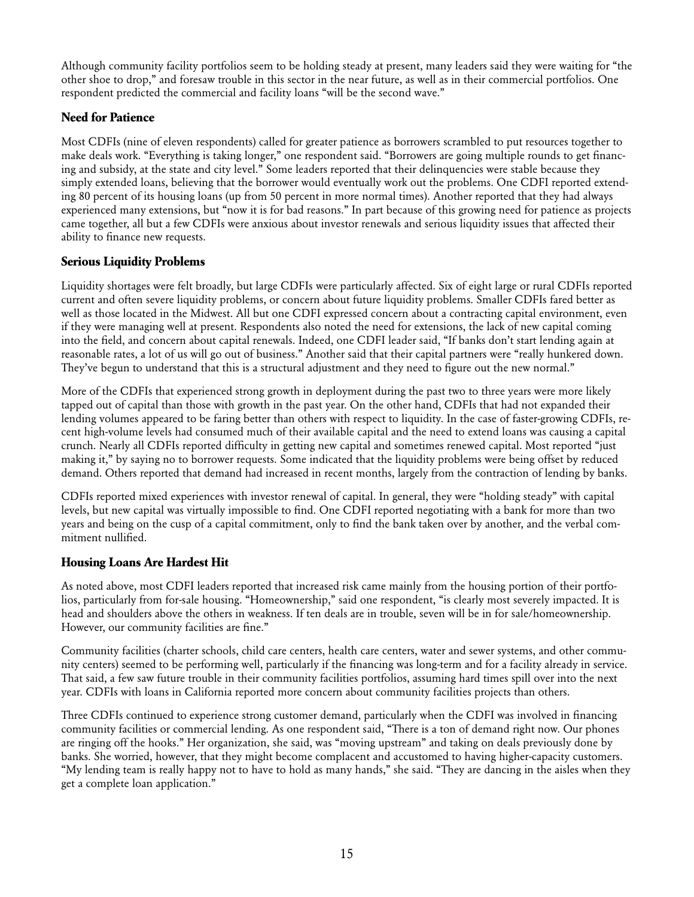Although community facility portfolios seem to be holding steady at present, many leaders said they were waiting for "the other shoe to drop," and foresaw trouble in this sector in the near future, as well as in their commercial portfolios. One respondent predicted the commercial and facility loans "will be the second wave."

### Need for Patience

Most CDFIs (nine of eleven respondents) called for greater patience as borrowers scrambled to put resources together to make deals work. "Everything is taking longer," one respondent said. "Borrowers are going multiple rounds to get financing and subsidy, at the state and city level." Some leaders reported that their delinquencies were stable because they simply extended loans, believing that the borrower would eventually work out the problems. One CDFI reported extending 80 percent of its housing loans (up from 50 percent in more normal times). Another reported that they had always experienced many extensions, but "now it is for bad reasons." In part because of this growing need for patience as projects came together, all but a few CDFIs were anxious about investor renewals and serious liquidity issues that affected their ability to finance new requests.

### Serious Liquidity Problems

Liquidity shortages were felt broadly, but large CDFIs were particularly affected. Six of eight large or rural CDFIs reported current and often severe liquidity problems, or concern about future liquidity problems. Smaller CDFIs fared better as well as those located in the Midwest. All but one CDFI expressed concern about a contracting capital environment, even if they were managing well at present. Respondents also noted the need for extensions, the lack of new capital coming into the field, and concern about capital renewals. Indeed, one CDFI leader said, "If banks don't start lending again at reasonable rates, a lot of us will go out of business." Another said that their capital partners were "really hunkered down. They've begun to understand that this is a structural adjustment and they need to figure out the new normal."

More of the CDFIs that experienced strong growth in deployment during the past two to three years were more likely tapped out of capital than those with growth in the past year. On the other hand, CDFIs that had not expanded their lending volumes appeared to be faring better than others with respect to liquidity. In the case of faster-growing CDFIs, recent high-volume levels had consumed much of their available capital and the need to extend loans was causing a capital crunch. Nearly all CDFIs reported difficulty in getting new capital and sometimes renewed capital. Most reported "just making it," by saying no to borrower requests. Some indicated that the liquidity problems were being offset by reduced demand. Others reported that demand had increased in recent months, largely from the contraction of lending by banks.

CDFIs reported mixed experiences with investor renewal of capital. In general, they were "holding steady" with capital levels, but new capital was virtually impossible to find. One CDFI reported negotiating with a bank for more than two years and being on the cusp of a capital commitment, only to find the bank taken over by another, and the verbal commitment nullified.

### Housing Loans Are Hardest Hit

As noted above, most CDFI leaders reported that increased risk came mainly from the housing portion of their portfolios, particularly from for-sale housing. "Homeownership," said one respondent, "is clearly most severely impacted. It is head and shoulders above the others in weakness. If ten deals are in trouble, seven will be in for sale/homeownership. However, our community facilities are fine."

Community facilities (charter schools, child care centers, health care centers, water and sewer systems, and other community centers) seemed to be performing well, particularly if the financing was long-term and for a facility already in service. That said, a few saw future trouble in their community facilities portfolios, assuming hard times spill over into the next year. CDFIs with loans in California reported more concern about community facilities projects than others.

Three CDFIs continued to experience strong customer demand, particularly when the CDFI was involved in financing community facilities or commercial lending. As one respondent said, "There is a ton of demand right now. Our phones are ringing off the hooks." Her organization, she said, was "moving upstream" and taking on deals previously done by banks. She worried, however, that they might become complacent and accustomed to having higher-capacity customers. "My lending team is really happy not to have to hold as many hands," she said. "They are dancing in the aisles when they get a complete loan application."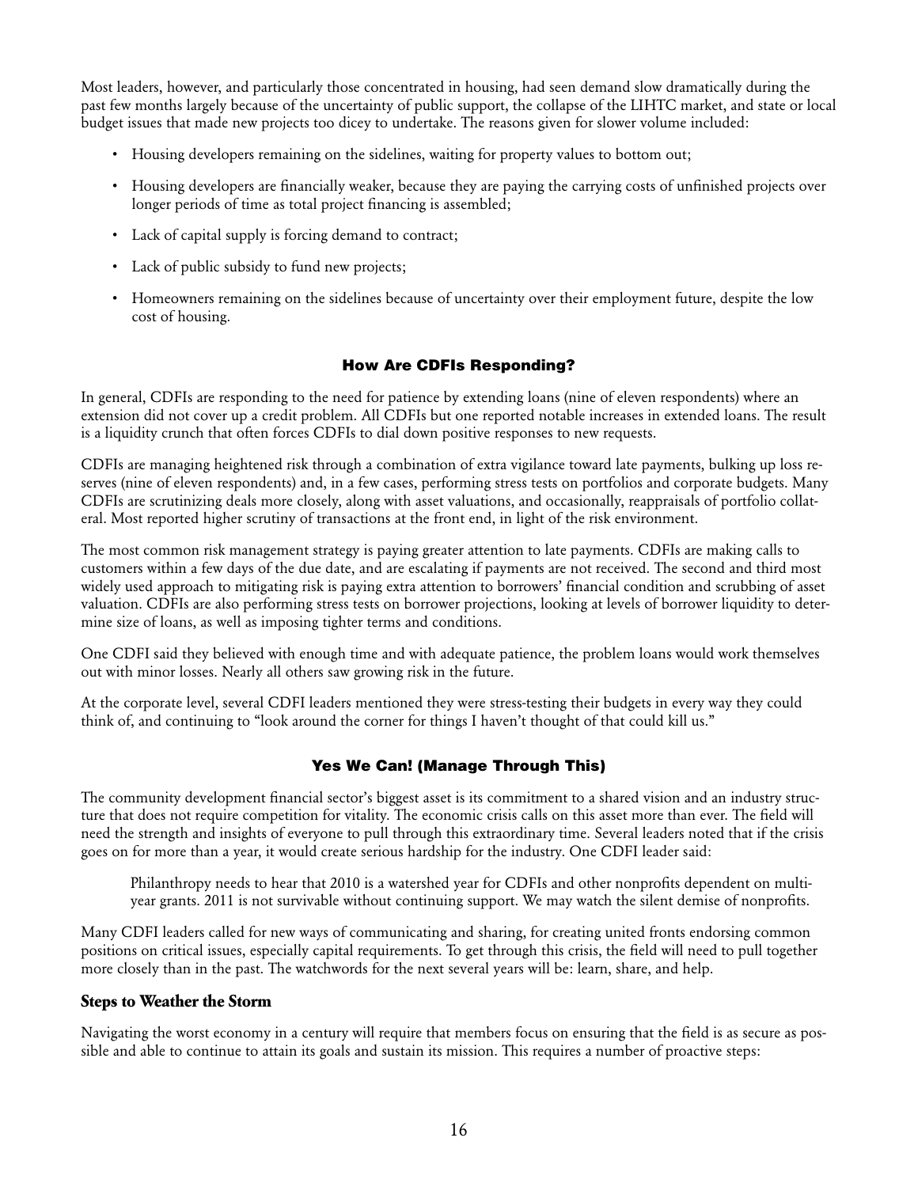Most leaders, however, and particularly those concentrated in housing, had seen demand slow dramatically during the past few months largely because of the uncertainty of public support, the collapse of the LIHTC market, and state or local budget issues that made new projects too dicey to undertake. The reasons given for slower volume included:

- Housing developers remaining on the sidelines, waiting for property values to bottom out;
- Housing developers are financially weaker, because they are paying the carrying costs of unfinished projects over longer periods of time as total project financing is assembled;
- Lack of capital supply is forcing demand to contract;
- Lack of public subsidy to fund new projects;
- Homeowners remaining on the sidelines because of uncertainty over their employment future, despite the low cost of housing.

## How Are CDFIs Responding?

In general, CDFIs are responding to the need for patience by extending loans (nine of eleven respondents) where an extension did not cover up a credit problem. All CDFIs but one reported notable increases in extended loans. The result is a liquidity crunch that often forces CDFIs to dial down positive responses to new requests.

CDFIs are managing heightened risk through a combination of extra vigilance toward late payments, bulking up loss reserves (nine of eleven respondents) and, in a few cases, performing stress tests on portfolios and corporate budgets. Many CDFIs are scrutinizing deals more closely, along with asset valuations, and occasionally, reappraisals of portfolio collateral. Most reported higher scrutiny of transactions at the front end, in light of the risk environment.

The most common risk management strategy is paying greater attention to late payments. CDFIs are making calls to customers within a few days of the due date, and are escalating if payments are not received. The second and third most widely used approach to mitigating risk is paying extra attention to borrowers' financial condition and scrubbing of asset valuation. CDFIs are also performing stress tests on borrower projections, looking at levels of borrower liquidity to determine size of loans, as well as imposing tighter terms and conditions.

One CDFI said they believed with enough time and with adequate patience, the problem loans would work themselves out with minor losses. Nearly all others saw growing risk in the future.

At the corporate level, several CDFI leaders mentioned they were stress-testing their budgets in every way they could think of, and continuing to "look around the corner for things I haven't thought of that could kill us."

## Yes We Can! (Manage Through This)

The community development financial sector's biggest asset is its commitment to a shared vision and an industry structure that does not require competition for vitality. The economic crisis calls on this asset more than ever. The field will need the strength and insights of everyone to pull through this extraordinary time. Several leaders noted that if the crisis goes on for more than a year, it would create serious hardship for the industry. One CDFI leader said:

> Philanthropy needs to hear that 2010 is a watershed year for CDFIs and other nonprofits dependent on multi-year grants. 2011 is not survivable without continuing support. We may watch the silent demise of nonprofits.

Many CDFI leaders called for new ways of communicating and sharing, for creating united fronts endorsing common positions on critical issues, especially capital requirements. To get through this crisis, the field will need to pull together more closely than in the past. The watchwords for the next several years will be: learn, share, and help.

### Steps to Weather the Storm

Navigating the worst economy in a century will require that members focus on ensuring that the field is as secure as possible and able to continue to attain its goals and sustain its mission. This requires a number of proactive steps: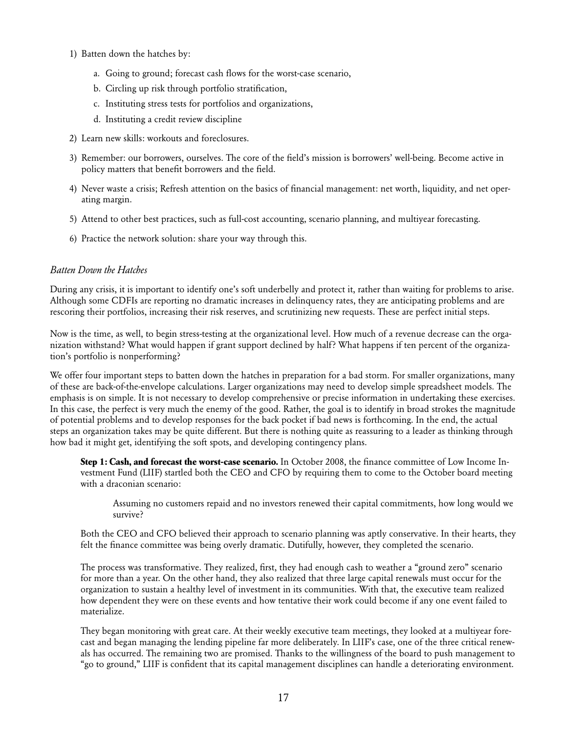1) Batten down the hatches by:

    a. Going to ground; forecast cash flows for the worst-case scenario,

    b. Circling up risk through portfolio stratification,

    c. Instituting stress tests for portfolios and organizations,

    d. Instituting a credit review discipline

2) Learn new skills: workouts and foreclosures.

3) Remember: our borrowers, ourselves. The core of the field's mission is borrowers' well-being. Become active in policy matters that benefit borrowers and the field.

4) Never waste a crisis; Refresh attention on the basics of financial management: net worth, liquidity, and net operating margin.

5) Attend to other best practices, such as full-cost accounting, scenario planning, and multiyear forecasting.

6) Practice the network solution: share your way through this.

*Batten Down the Hatches*

During any crisis, it is important to identify one's soft underbelly and protect it, rather than waiting for problems to arise. Although some CDFIs are reporting no dramatic increases in delinquency rates, they are anticipating problems and are rescoring their portfolios, increasing their risk reserves, and scrutinizing new requests. These are perfect initial steps.

Now is the time, as well, to begin stress-testing at the organizational level. How much of a revenue decrease can the organization withstand? What would happen if grant support declined by half? What happens if ten percent of the organization's portfolio is nonperforming?

We offer four important steps to batten down the hatches in preparation for a bad storm. For smaller organizations, many of these are back-of-the-envelope calculations. Larger organizations may need to develop simple spreadsheet models. The emphasis is on simple. It is not necessary to develop comprehensive or precise information in undertaking these exercises. In this case, the perfect is very much the enemy of the good. Rather, the goal is to identify in broad strokes the magnitude of potential problems and to develop responses for the back pocket if bad news is forthcoming. In the end, the actual steps an organization takes may be quite different. But there is nothing quite as reassuring to a leader as thinking through how bad it might get, identifying the soft spots, and developing contingency plans.

> **Step 1: Cash, and forecast the worst-case scenario.** In October 2008, the finance committee of Low Income Investment Fund (LIIF) startled both the CEO and CFO by requiring them to come to the October board meeting with a draconian scenario:
>
> > Assuming no customers repaid and no investors renewed their capital commitments, how long would we survive?
>
> Both the CEO and CFO believed their approach to scenario planning was aptly conservative. In their hearts, they felt the finance committee was being overly dramatic. Dutifully, however, they completed the scenario.
>
> The process was transformative. They realized, first, they had enough cash to weather a "ground zero" scenario for more than a year. On the other hand, they also realized that three large capital renewals must occur for the organization to sustain a healthy level of investment in its communities. With that, the executive team realized how dependent they were on these events and how tentative their work could become if any one event failed to materialize.
>
> They began monitoring with great care. At their weekly executive team meetings, they looked at a multiyear forecast and began managing the lending pipeline far more deliberately. In LIIF's case, one of the three critical renewals has occurred. The remaining two are promised. Thanks to the willingness of the board to push management to "go to ground," LIIF is confident that its capital management disciplines can handle a deteriorating environment.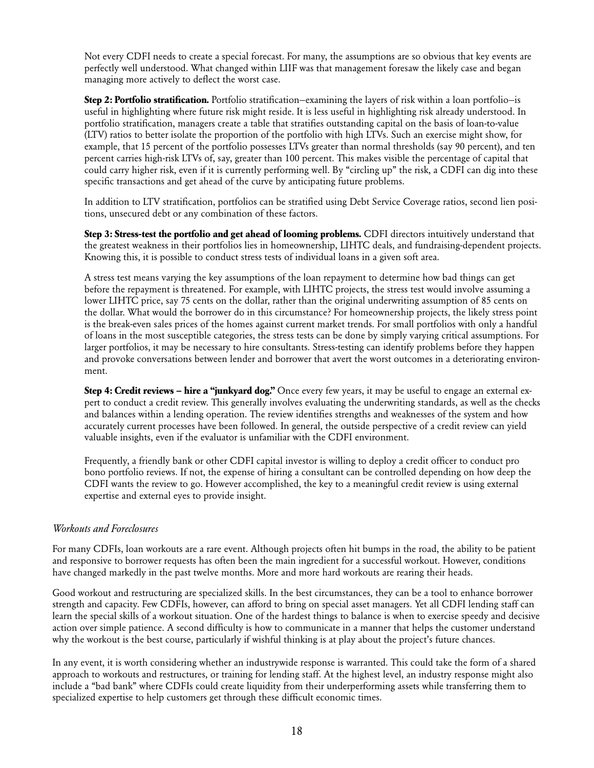Not every CDFI needs to create a special forecast. For many, the assumptions are so obvious that key events are perfectly well understood. What changed within LIIF was that management foresaw the likely case and began managing more actively to deflect the worst case.

**Step 2: Portfolio stratification.** Portfolio stratification–examining the layers of risk within a loan portfolio–is useful in highlighting where future risk might reside. It is less useful in highlighting risk already understood. In portfolio stratification, managers create a table that stratifies outstanding capital on the basis of loan-to-value (LTV) ratios to better isolate the proportion of the portfolio with high LTVs. Such an exercise might show, for example, that 15 percent of the portfolio possesses LTVs greater than normal thresholds (say 90 percent), and ten percent carries high-risk LTVs of, say, greater than 100 percent. This makes visible the percentage of capital that could carry higher risk, even if it is currently performing well. By "circling up" the risk, a CDFI can dig into these specific transactions and get ahead of the curve by anticipating future problems.

In addition to LTV stratification, portfolios can be stratified using Debt Service Coverage ratios, second lien positions, unsecured debt or any combination of these factors.

**Step 3: Stress-test the portfolio and get ahead of looming problems.** CDFI directors intuitively understand that the greatest weakness in their portfolios lies in homeownership, LIHTC deals, and fundraising-dependent projects. Knowing this, it is possible to conduct stress tests of individual loans in a given soft area.

A stress test means varying the key assumptions of the loan repayment to determine how bad things can get before the repayment is threatened. For example, with LIHTC projects, the stress test would involve assuming a lower LIHTC price, say 75 cents on the dollar, rather than the original underwriting assumption of 85 cents on the dollar. What would the borrower do in this circumstance? For homeownership projects, the likely stress point is the break-even sales prices of the homes against current market trends. For small portfolios with only a handful of loans in the most susceptible categories, the stress tests can be done by simply varying critical assumptions. For larger portfolios, it may be necessary to hire consultants. Stress-testing can identify problems before they happen and provoke conversations between lender and borrower that avert the worst outcomes in a deteriorating environment.

**Step 4: Credit reviews – hire a "junkyard dog."** Once every few years, it may be useful to engage an external expert to conduct a credit review. This generally involves evaluating the underwriting standards, as well as the checks and balances within a lending operation. The review identifies strengths and weaknesses of the system and how accurately current processes have been followed. In general, the outside perspective of a credit review can yield valuable insights, even if the evaluator is unfamiliar with the CDFI environment.

Frequently, a friendly bank or other CDFI capital investor is willing to deploy a credit officer to conduct pro bono portfolio reviews. If not, the expense of hiring a consultant can be controlled depending on how deep the CDFI wants the review to go. However accomplished, the key to a meaningful credit review is using external expertise and external eyes to provide insight.

### *Workouts and Foreclosures*

For many CDFIs, loan workouts are a rare event. Although projects often hit bumps in the road, the ability to be patient and responsive to borrower requests has often been the main ingredient for a successful workout. However, conditions have changed markedly in the past twelve months. More and more hard workouts are rearing their heads.

Good workout and restructuring are specialized skills. In the best circumstances, they can be a tool to enhance borrower strength and capacity. Few CDFIs, however, can afford to bring on special asset managers. Yet all CDFI lending staff can learn the special skills of a workout situation. One of the hardest things to balance is when to exercise speedy and decisive action over simple patience. A second difficulty is how to communicate in a manner that helps the customer understand why the workout is the best course, particularly if wishful thinking is at play about the project's future chances.

In any event, it is worth considering whether an industrywide response is warranted. This could take the form of a shared approach to workouts and restructures, or training for lending staff. At the highest level, an industry response might also include a "bad bank" where CDFIs could create liquidity from their underperforming assets while transferring them to specialized expertise to help customers get through these difficult economic times.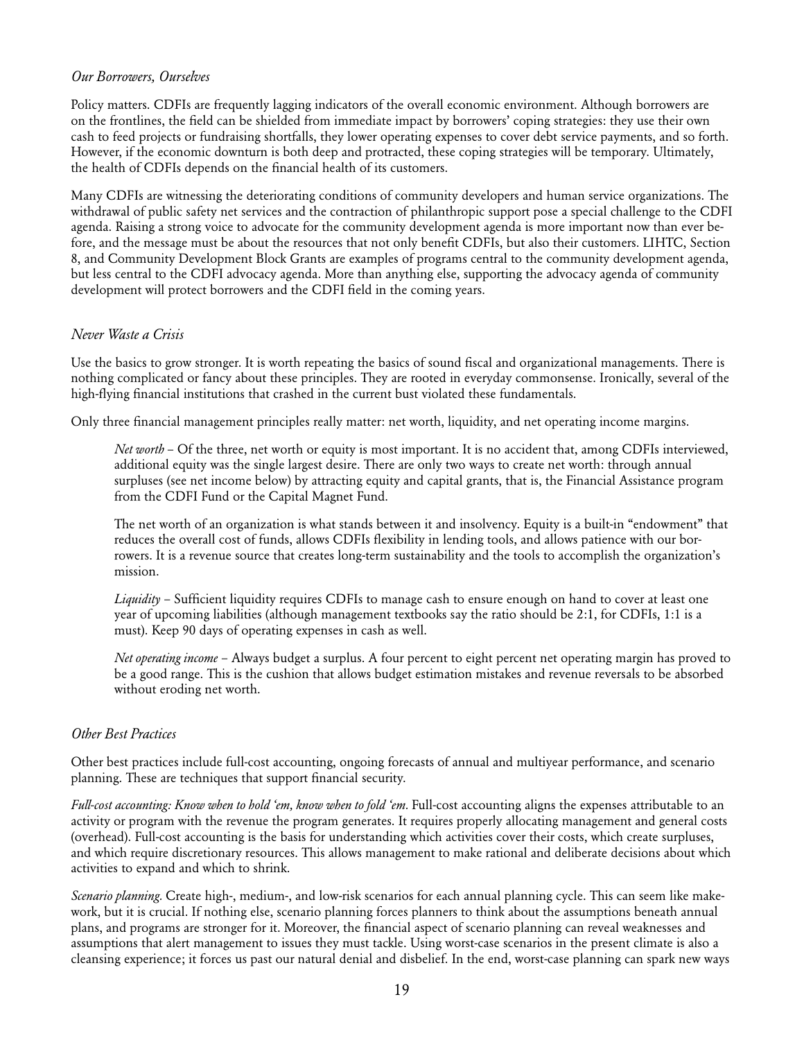*Our Borrowers, Ourselves*

Policy matters. CDFIs are frequently lagging indicators of the overall economic environment. Although borrowers are on the frontlines, the field can be shielded from immediate impact by borrowers' coping strategies: they use their own cash to feed projects or fundraising shortfalls, they lower operating expenses to cover debt service payments, and so forth. However, if the economic downturn is both deep and protracted, these coping strategies will be temporary. Ultimately, the health of CDFIs depends on the financial health of its customers.

Many CDFIs are witnessing the deteriorating conditions of community developers and human service organizations. The withdrawal of public safety net services and the contraction of philanthropic support pose a special challenge to the CDFI agenda. Raising a strong voice to advocate for the community development agenda is more important now than ever before, and the message must be about the resources that not only benefit CDFIs, but also their customers. LIHTC, Section 8, and Community Development Block Grants are examples of programs central to the community development agenda, but less central to the CDFI advocacy agenda. More than anything else, supporting the advocacy agenda of community development will protect borrowers and the CDFI field in the coming years.

*Never Waste a Crisis*

Use the basics to grow stronger. It is worth repeating the basics of sound fiscal and organizational managements. There is nothing complicated or fancy about these principles. They are rooted in everyday commonsense. Ironically, several of the high-flying financial institutions that crashed in the current bust violated these fundamentals.

Only three financial management principles really matter: net worth, liquidity, and net operating income margins.

> *Net worth* – Of the three, net worth or equity is most important. It is no accident that, among CDFIs interviewed, additional equity was the single largest desire. There are only two ways to create net worth: through annual surpluses (see net income below) by attracting equity and capital grants, that is, the Financial Assistance program from the CDFI Fund or the Capital Magnet Fund.
>
> The net worth of an organization is what stands between it and insolvency. Equity is a built-in "endowment" that reduces the overall cost of funds, allows CDFIs flexibility in lending tools, and allows patience with our borrowers. It is a revenue source that creates long-term sustainability and the tools to accomplish the organization's mission.
>
> *Liquidity* – Sufficient liquidity requires CDFIs to manage cash to ensure enough on hand to cover at least one year of upcoming liabilities (although management textbooks say the ratio should be 2:1, for CDFIs, 1:1 is a must). Keep 90 days of operating expenses in cash as well.
>
> *Net operating income* – Always budget a surplus. A four percent to eight percent net operating margin has proved to be a good range. This is the cushion that allows budget estimation mistakes and revenue reversals to be absorbed without eroding net worth.

*Other Best Practices*

Other best practices include full-cost accounting, ongoing forecasts of annual and multiyear performance, and scenario planning. These are techniques that support financial security.

*Full-cost accounting: Know when to hold 'em, know when to fold 'em.* Full-cost accounting aligns the expenses attributable to an activity or program with the revenue the program generates. It requires properly allocating management and general costs (overhead). Full-cost accounting is the basis for understanding which activities cover their costs, which create surpluses, and which require discretionary resources. This allows management to make rational and deliberate decisions about which activities to expand and which to shrink.

*Scenario planning.* Create high-, medium-, and low-risk scenarios for each annual planning cycle. This can seem like make-work, but it is crucial. If nothing else, scenario planning forces planners to think about the assumptions beneath annual plans, and programs are stronger for it. Moreover, the financial aspect of scenario planning can reveal weaknesses and assumptions that alert management to issues they must tackle. Using worst-case scenarios in the present climate is also a cleansing experience; it forces us past our natural denial and disbelief. In the end, worst-case planning can spark new ways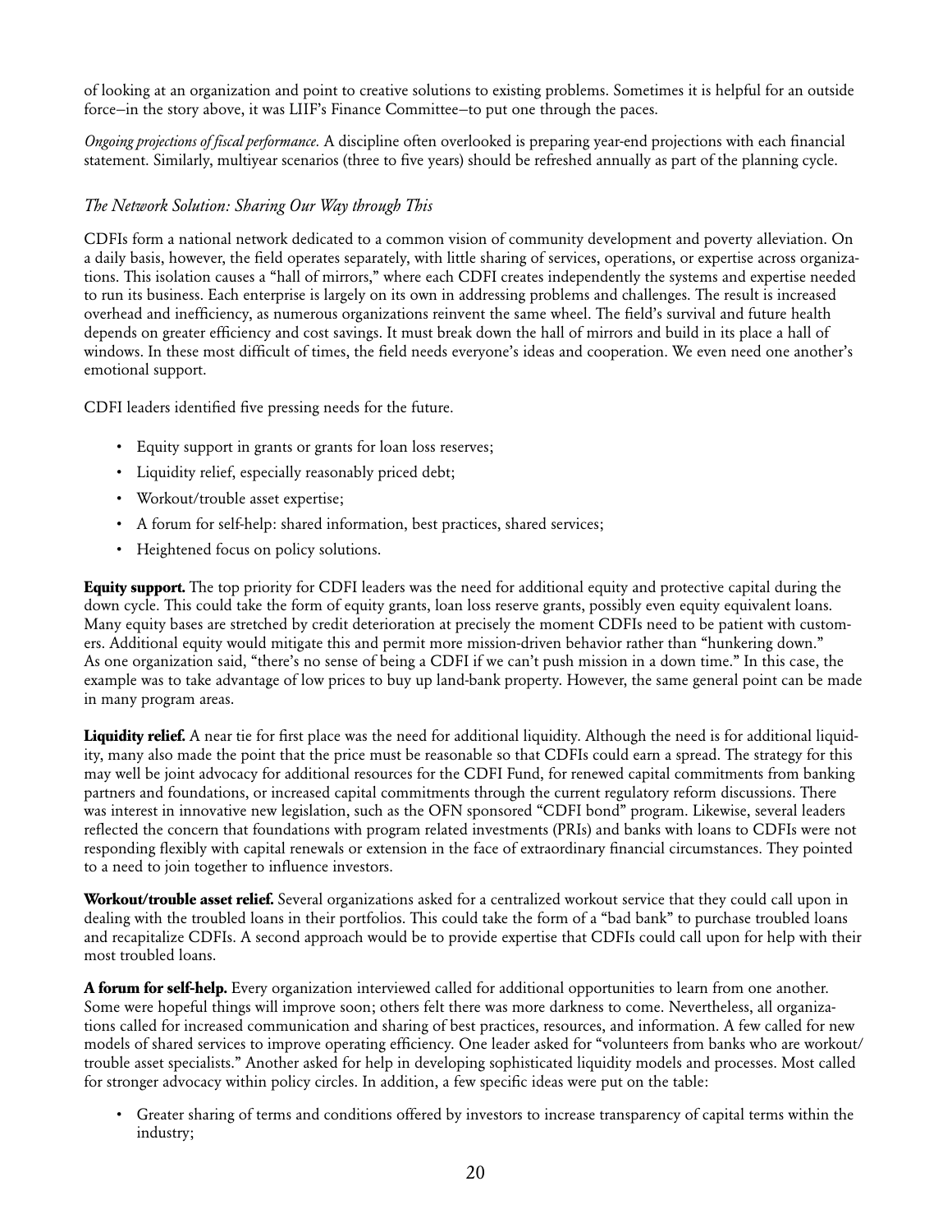of looking at an organization and point to creative solutions to existing problems. Sometimes it is helpful for an outside force—in the story above, it was LIIF's Finance Committee—to put one through the paces.

*Ongoing projections of fiscal performance.* A discipline often overlooked is preparing year-end projections with each financial statement. Similarly, multiyear scenarios (three to five years) should be refreshed annually as part of the planning cycle.

### *The Network Solution: Sharing Our Way through This*

CDFIs form a national network dedicated to a common vision of community development and poverty alleviation. On a daily basis, however, the field operates separately, with little sharing of services, operations, or expertise across organizations. This isolation causes a "hall of mirrors," where each CDFI creates independently the systems and expertise needed to run its business. Each enterprise is largely on its own in addressing problems and challenges. The result is increased overhead and inefficiency, as numerous organizations reinvent the same wheel. The field's survival and future health depends on greater efficiency and cost savings. It must break down the hall of mirrors and build in its place a hall of windows. In these most difficult of times, the field needs everyone's ideas and cooperation. We even need one another's emotional support.

CDFI leaders identified five pressing needs for the future.

- Equity support in grants or grants for loan loss reserves;
- Liquidity relief, especially reasonably priced debt;
- Workout/trouble asset expertise;
- A forum for self-help: shared information, best practices, shared services;
- Heightened focus on policy solutions.

**Equity support.** The top priority for CDFI leaders was the need for additional equity and protective capital during the down cycle. This could take the form of equity grants, loan loss reserve grants, possibly even equity equivalent loans. Many equity bases are stretched by credit deterioration at precisely the moment CDFIs need to be patient with customers. Additional equity would mitigate this and permit more mission-driven behavior rather than "hunkering down." As one organization said, "there's no sense of being a CDFI if we can't push mission in a down time." In this case, the example was to take advantage of low prices to buy up land-bank property. However, the same general point can be made in many program areas.

**Liquidity relief.** A near tie for first place was the need for additional liquidity. Although the need is for additional liquidity, many also made the point that the price must be reasonable so that CDFIs could earn a spread. The strategy for this may well be joint advocacy for additional resources for the CDFI Fund, for renewed capital commitments from banking partners and foundations, or increased capital commitments through the current regulatory reform discussions. There was interest in innovative new legislation, such as the OFN sponsored "CDFI bond" program. Likewise, several leaders reflected the concern that foundations with program related investments (PRIs) and banks with loans to CDFIs were not responding flexibly with capital renewals or extension in the face of extraordinary financial circumstances. They pointed to a need to join together to influence investors.

**Workout/trouble asset relief.** Several organizations asked for a centralized workout service that they could call upon in dealing with the troubled loans in their portfolios. This could take the form of a "bad bank" to purchase troubled loans and recapitalize CDFIs. A second approach would be to provide expertise that CDFIs could call upon for help with their most troubled loans.

**A forum for self-help.** Every organization interviewed called for additional opportunities to learn from one another. Some were hopeful things will improve soon; others felt there was more darkness to come. Nevertheless, all organizations called for increased communication and sharing of best practices, resources, and information. A few called for new models of shared services to improve operating efficiency. One leader asked for "volunteers from banks who are workout/trouble asset specialists." Another asked for help in developing sophisticated liquidity models and processes. Most called for stronger advocacy within policy circles. In addition, a few specific ideas were put on the table:

- Greater sharing of terms and conditions offered by investors to increase transparency of capital terms within the industry;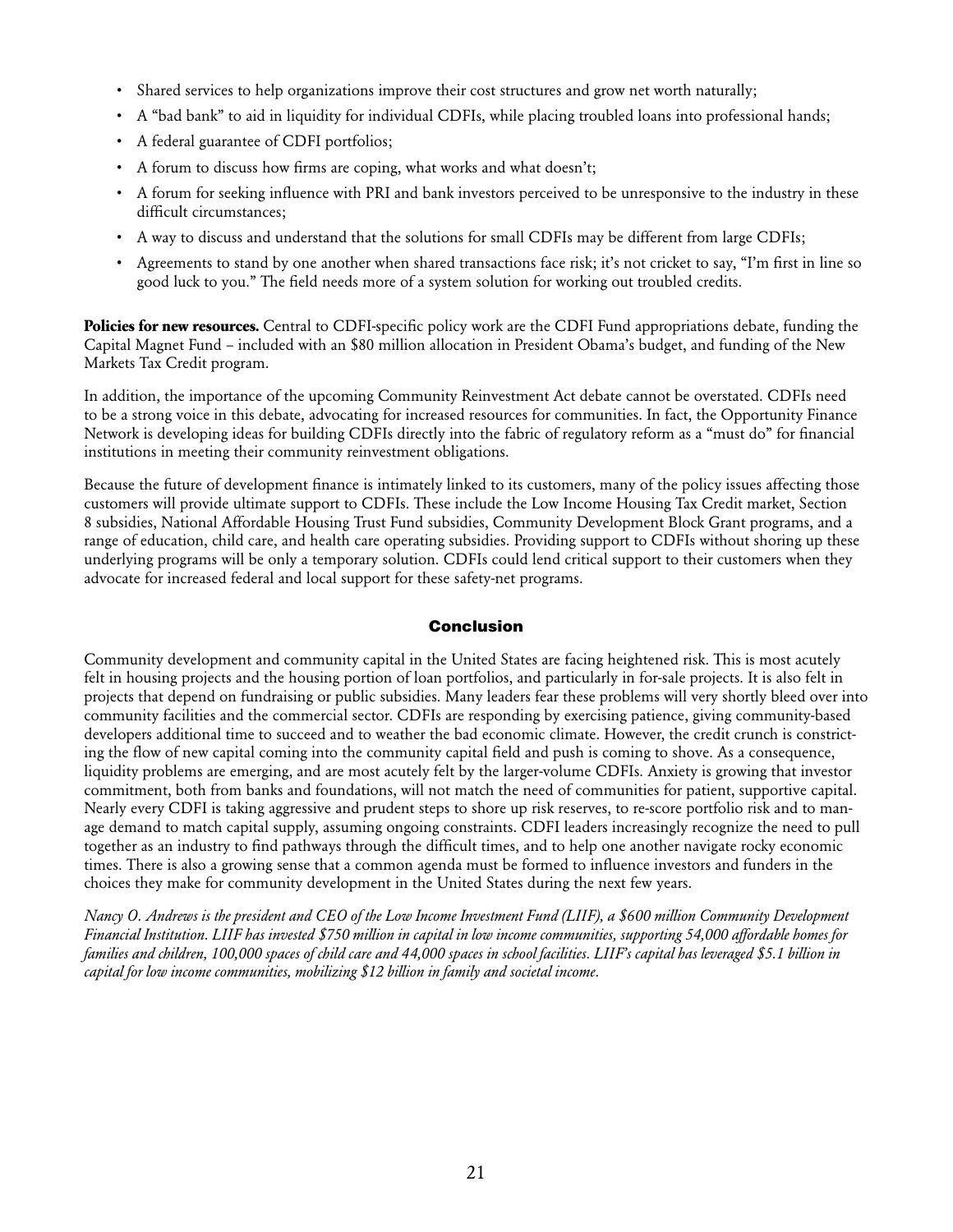- Shared services to help organizations improve their cost structures and grow net worth naturally;
- A "bad bank" to aid in liquidity for individual CDFIs, while placing troubled loans into professional hands;
- A federal guarantee of CDFI portfolios;
- A forum to discuss how firms are coping, what works and what doesn't;
- A forum for seeking influence with PRI and bank investors perceived to be unresponsive to the industry in these difficult circumstances;
- A way to discuss and understand that the solutions for small CDFIs may be different from large CDFIs;
- Agreements to stand by one another when shared transactions face risk; it's not cricket to say, "I'm first in line so good luck to you." The field needs more of a system solution for working out troubled credits.

**Policies for new resources.** Central to CDFI-specific policy work are the CDFI Fund appropriations debate, funding the Capital Magnet Fund – included with an $80 million allocation in President Obama's budget, and funding of the New Markets Tax Credit program.

In addition, the importance of the upcoming Community Reinvestment Act debate cannot be overstated. CDFIs need to be a strong voice in this debate, advocating for increased resources for communities. In fact, the Opportunity Finance Network is developing ideas for building CDFIs directly into the fabric of regulatory reform as a "must do" for financial institutions in meeting their community reinvestment obligations.

Because the future of development finance is intimately linked to its customers, many of the policy issues affecting those customers will provide ultimate support to CDFIs. These include the Low Income Housing Tax Credit market, Section 8 subsidies, National Affordable Housing Trust Fund subsidies, Community Development Block Grant programs, and a range of education, child care, and health care operating subsidies. Providing support to CDFIs without shoring up these underlying programs will be only a temporary solution. CDFIs could lend critical support to their customers when they advocate for increased federal and local support for these safety-net programs.

## Conclusion

Community development and community capital in the United States are facing heightened risk. This is most acutely felt in housing projects and the housing portion of loan portfolios, and particularly in for-sale projects. It is also felt in projects that depend on fundraising or public subsidies. Many leaders fear these problems will very shortly bleed over into community facilities and the commercial sector. CDFIs are responding by exercising patience, giving community-based developers additional time to succeed and to weather the bad economic climate. However, the credit crunch is constricting the flow of new capital coming into the community capital field and push is coming to shove. As a consequence, liquidity problems are emerging, and are most acutely felt by the larger-volume CDFIs. Anxiety is growing that investor commitment, both from banks and foundations, will not match the need of communities for patient, supportive capital. Nearly every CDFI is taking aggressive and prudent steps to shore up risk reserves, to re-score portfolio risk and to manage demand to match capital supply, assuming ongoing constraints. CDFI leaders increasingly recognize the need to pull together as an industry to find pathways through the difficult times, and to help one another navigate rocky economic times. There is also a growing sense that a common agenda must be formed to influence investors and funders in the choices they make for community development in the United States during the next few years.

*Nancy O. Andrews is the president and CEO of the Low Income Investment Fund (LIIF), a $600 million Community Development Financial Institution. LIIF has invested $750 million in capital in low income communities, supporting 54,000 affordable homes for families and children, 100,000 spaces of child care and 44,000 spaces in school facilities. LIIF's capital has leveraged $5.1 billion in capital for low income communities, mobilizing $12 billion in family and societal income.*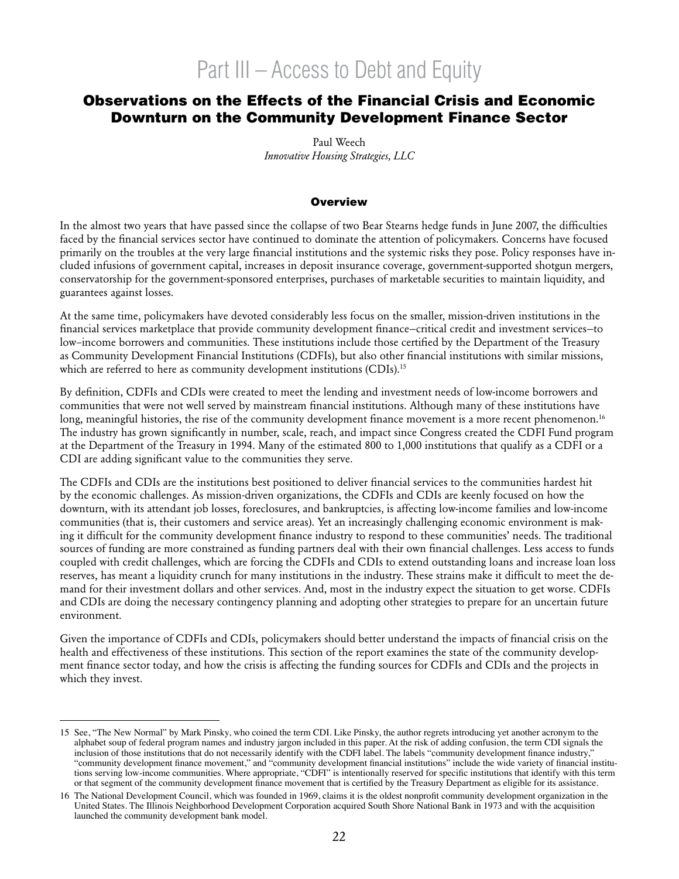# Part III – Access to Debt and Equity

## Observations on the Effects of the Financial Crisis and Economic Downturn on the Community Development Finance Sector

Paul Weech
*Innovative Housing Strategies, LLC*

### Overview

In the almost two years that have passed since the collapse of two Bear Stearns hedge funds in June 2007, the difficulties faced by the financial services sector have continued to dominate the attention of policymakers. Concerns have focused primarily on the troubles at the very large financial institutions and the systemic risks they pose. Policy responses have included infusions of government capital, increases in deposit insurance coverage, government-supported shotgun mergers, conservatorship for the government-sponsored enterprises, purchases of marketable securities to maintain liquidity, and guarantees against losses.

At the same time, policymakers have devoted considerably less focus on the smaller, mission-driven institutions in the financial services marketplace that provide community development finance–critical credit and investment services–to low-income borrowers and communities. These institutions include those certified by the Department of the Treasury as Community Development Financial Institutions (CDFIs), but also other financial institutions with similar missions, which are referred to here as community development institutions (CDIs).[15]

By definition, CDFIs and CDIs were created to meet the lending and investment needs of low-income borrowers and communities that were not well served by mainstream financial institutions. Although many of these institutions have long, meaningful histories, the rise of the community development finance movement is a more recent phenomenon.[16] The industry has grown significantly in number, scale, reach, and impact since Congress created the CDFI Fund program at the Department of the Treasury in 1994. Many of the estimated 800 to 1,000 institutions that qualify as a CDFI or a CDI are adding significant value to the communities they serve.

The CDFIs and CDIs are the institutions best positioned to deliver financial services to the communities hardest hit by the economic challenges. As mission-driven organizations, the CDFIs and CDIs are keenly focused on how the downturn, with its attendant job losses, foreclosures, and bankruptcies, is affecting low-income families and low-income communities (that is, their customers and service areas). Yet an increasingly challenging economic environment is making it difficult for the community development finance industry to respond to these communities' needs. The traditional sources of funding are more constrained as funding partners deal with their own financial challenges. Less access to funds coupled with credit challenges, which are forcing the CDFIs and CDIs to extend outstanding loans and increase loan loss reserves, has meant a liquidity crunch for many institutions in the industry. These strains make it difficult to meet the demand for their investment dollars and other services. And, most in the industry expect the situation to get worse. CDFIs and CDIs are doing the necessary contingency planning and adopting other strategies to prepare for an uncertain future environment.

Given the importance of CDFIs and CDIs, policymakers should better understand the impacts of financial crisis on the health and effectiveness of these institutions. This section of the report examines the state of the community development finance sector today, and how the crisis is affecting the funding sources for CDFIs and CDIs and the projects in which they invest.

---

15 See, "The New Normal" by Mark Pinsky, who coined the term CDI. Like Pinsky, the author regrets introducing yet another acronym to the alphabet soup of federal program names and industry jargon included in this paper. At the risk of adding confusion, the term CDI signals the inclusion of those institutions that do not necessarily identify with the CDFI label. The labels "community development finance industry," "community development finance movement," and "community development financial institutions" include the wide variety of financial institutions serving low-income communities. Where appropriate, "CDFI" is intentionally reserved for specific institutions that identify with this term or that segment of the community development finance movement that is certified by the Treasury Department as eligible for its assistance.

16 The National Development Council, which was founded in 1969, claims it is the oldest nonprofit community development organization in the United States. The Illinois Neighborhood Development Corporation acquired South Shore National Bank in 1973 and with the acquisition launched the community development bank model.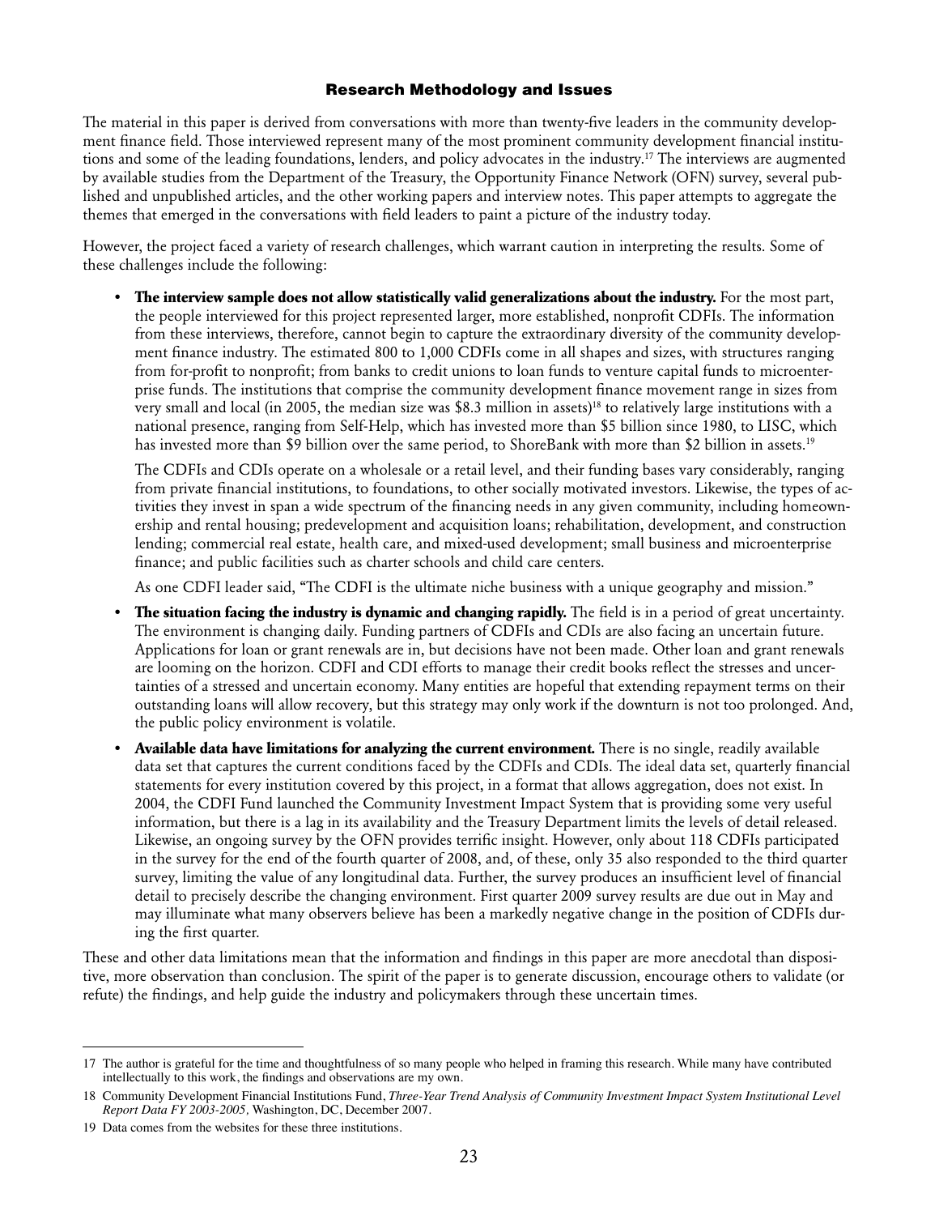### Research Methodology and Issues

The material in this paper is derived from conversations with more than twenty-five leaders in the community development finance field. Those interviewed represent many of the most prominent community development financial institutions and some of the leading foundations, lenders, and policy advocates in the industry.[17] The interviews are augmented by available studies from the Department of the Treasury, the Opportunity Finance Network (OFN) survey, several published and unpublished articles, and the other working papers and interview notes. This paper attempts to aggregate the themes that emerged in the conversations with field leaders to paint a picture of the industry today.

However, the project faced a variety of research challenges, which warrant caution in interpreting the results. Some of these challenges include the following:

- **The interview sample does not allow statistically valid generalizations about the industry.** For the most part, the people interviewed for this project represented larger, more established, nonprofit CDFIs. The information from these interviews, therefore, cannot begin to capture the extraordinary diversity of the community development finance industry. The estimated 800 to 1,000 CDFIs come in all shapes and sizes, with structures ranging from for-profit to nonprofit; from banks to credit unions to loan funds to venture capital funds to microenterprise funds. The institutions that comprise the community development finance movement range in sizes from very small and local (in 2005, the median size was $8.3 million in assets)[18] to relatively large institutions with a national presence, ranging from Self-Help, which has invested more than $5 billion since 1980, to LISC, which has invested more than $9 billion over the same period, to ShoreBank with more than $2 billion in assets.[19]

  The CDFIs and CDIs operate on a wholesale or a retail level, and their funding bases vary considerably, ranging from private financial institutions, to foundations, to other socially motivated investors. Likewise, the types of activities they invest in span a wide spectrum of the financing needs in any given community, including homeownership and rental housing; predevelopment and acquisition loans; rehabilitation, development, and construction lending; commercial real estate, health care, and mixed-used development; small business and microenterprise finance; and public facilities such as charter schools and child care centers.

  As one CDFI leader said, "The CDFI is the ultimate niche business with a unique geography and mission."

- **The situation facing the industry is dynamic and changing rapidly.** The field is in a period of great uncertainty. The environment is changing daily. Funding partners of CDFIs and CDIs are also facing an uncertain future. Applications for loan or grant renewals are in, but decisions have not been made. Other loan and grant renewals are looming on the horizon. CDFI and CDI efforts to manage their credit books reflect the stresses and uncertainties of a stressed and uncertain economy. Many entities are hopeful that extending repayment terms on their outstanding loans will allow recovery, but this strategy may only work if the downturn is not too prolonged. And, the public policy environment is volatile.

- **Available data have limitations for analyzing the current environment.** There is no single, readily available data set that captures the current conditions faced by the CDFIs and CDIs. The ideal data set, quarterly financial statements for every institution covered by this project, in a format that allows aggregation, does not exist. In 2004, the CDFI Fund launched the Community Investment Impact System that is providing some very useful information, but there is a lag in its availability and the Treasury Department limits the levels of detail released. Likewise, an ongoing survey by the OFN provides terrific insight. However, only about 118 CDFIs participated in the survey for the end of the fourth quarter of 2008, and, of these, only 35 also responded to the third quarter survey, limiting the value of any longitudinal data. Further, the survey produces an insufficient level of financial detail to precisely describe the changing environment. First quarter 2009 survey results are due out in May and may illuminate what many observers believe has been a markedly negative change in the position of CDFIs during the first quarter.

These and other data limitations mean that the information and findings in this paper are more anecdotal than dispositive, more observation than conclusion. The spirit of the paper is to generate discussion, encourage others to validate (or refute) the findings, and help guide the industry and policymakers through these uncertain times.

---

17 The author is grateful for the time and thoughtfulness of so many people who helped in framing this research. While many have contributed intellectually to this work, the findings and observations are my own.

18 Community Development Financial Institutions Fund, *Three-Year Trend Analysis of Community Investment Impact System Institutional Level Report Data FY 2003-2005,* Washington, DC, December 2007.

19 Data comes from the websites for these three institutions.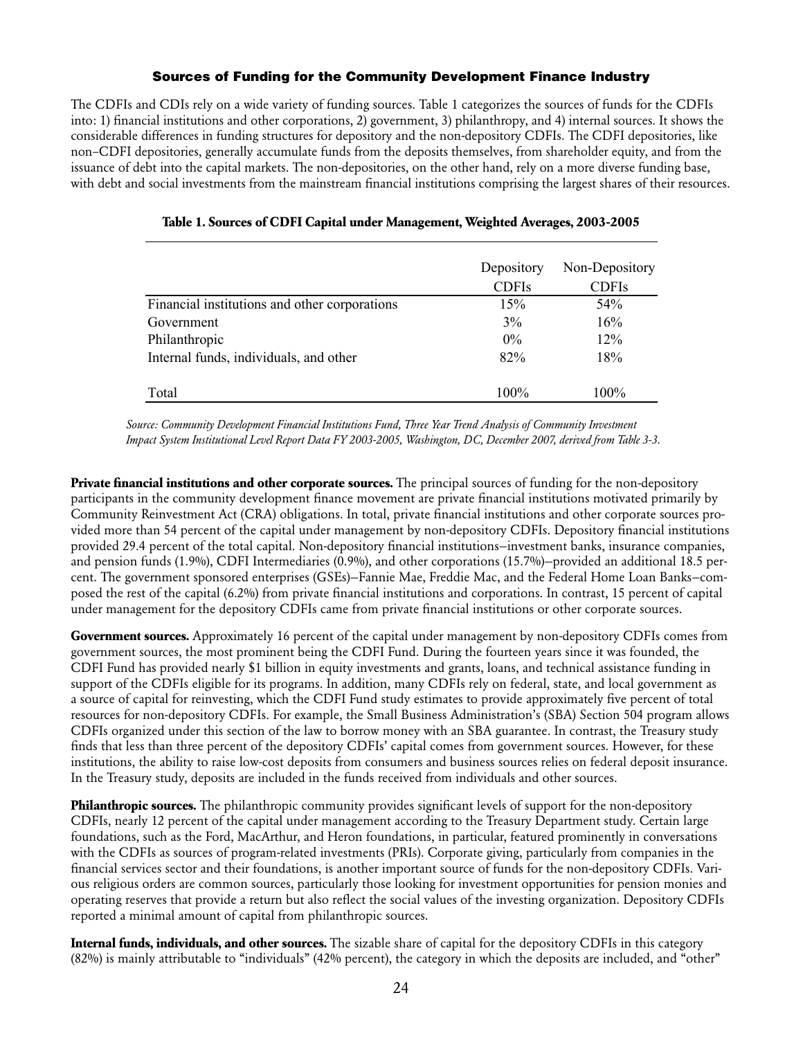## Sources of Funding for the Community Development Finance Industry

The CDFIs and CDIs rely on a wide variety of funding sources. Table 1 categorizes the sources of funds for the CDFIs into: 1) financial institutions and other corporations, 2) government, 3) philanthropy, and 4) internal sources. It shows the considerable differences in funding structures for depository and the non-depository CDFIs. The CDFI depositories, like non–CDFI depositories, generally accumulate funds from the deposits themselves, from shareholder equity, and from the issuance of debt into the capital markets. The non-depositories, on the other hand, rely on a more diverse funding base, with debt and social investments from the mainstream financial institutions comprising the largest shares of their resources.

**Table 1. Sources of CDFI Capital under Management, Weighted Averages, 2003-2005**

| | Depository CDFIs | Non-Depository CDFIs |
|---|---|---|
| Financial institutions and other corporations | 15% | 54% |
| Government | 3% | 16% |
| Philanthropic | 0% | 12% |
| Internal funds, individuals, and other | 82% | 18% |
| Total | 100% | 100% |

*Source: Community Development Financial Institutions Fund, Three Year Trend Analysis of Community Investment Impact System Institutional Level Report Data FY 2003-2005, Washington, DC, December 2007, derived from Table 3-3.*

**Private financial institutions and other corporate sources.** The principal sources of funding for the non-depository participants in the community development finance movement are private financial institutions motivated primarily by Community Reinvestment Act (CRA) obligations. In total, private financial institutions and other corporate sources provided more than 54 percent of the capital under management by non-depository CDFIs. Depository financial institutions provided 29.4 percent of the total capital. Non-depository financial institutions–investment banks, insurance companies, and pension funds (1.9%), CDFI Intermediaries (0.9%), and other corporations (15.7%)–provided an additional 18.5 percent. The government sponsored enterprises (GSEs)–Fannie Mae, Freddie Mac, and the Federal Home Loan Banks–composed the rest of the capital (6.2%) from private financial institutions and corporations. In contrast, 15 percent of capital under management for the depository CDFIs came from private financial institutions or other corporate sources.

**Government sources.** Approximately 16 percent of the capital under management by non-depository CDFIs comes from government sources, the most prominent being the CDFI Fund. During the fourteen years since it was founded, the CDFI Fund has provided nearly $1 billion in equity investments and grants, loans, and technical assistance funding in support of the CDFIs eligible for its programs. In addition, many CDFIs rely on federal, state, and local government as a source of capital for reinvesting, which the CDFI Fund study estimates to provide approximately five percent of total resources for non-depository CDFIs. For example, the Small Business Administration's (SBA) Section 504 program allows CDFIs organized under this section of the law to borrow money with an SBA guarantee. In contrast, the Treasury study finds that less than three percent of the depository CDFIs' capital comes from government sources. However, for these institutions, the ability to raise low-cost deposits from consumers and business sources relies on federal deposit insurance. In the Treasury study, deposits are included in the funds received from individuals and other sources.

**Philanthropic sources.** The philanthropic community provides significant levels of support for the non-depository CDFIs, nearly 12 percent of the capital under management according to the Treasury Department study. Certain large foundations, such as the Ford, MacArthur, and Heron foundations, in particular, featured prominently in conversations with the CDFIs as sources of program-related investments (PRIs). Corporate giving, particularly from companies in the financial services sector and their foundations, is another important source of funds for the non-depository CDFIs. Various religious orders are common sources, particularly those looking for investment opportunities for pension monies and operating reserves that provide a return but also reflect the social values of the investing organization. Depository CDFIs reported a minimal amount of capital from philanthropic sources.

**Internal funds, individuals, and other sources.** The sizable share of capital for the depository CDFIs in this category (82%) is mainly attributable to "individuals" (42% percent), the category in which the deposits are included, and "other"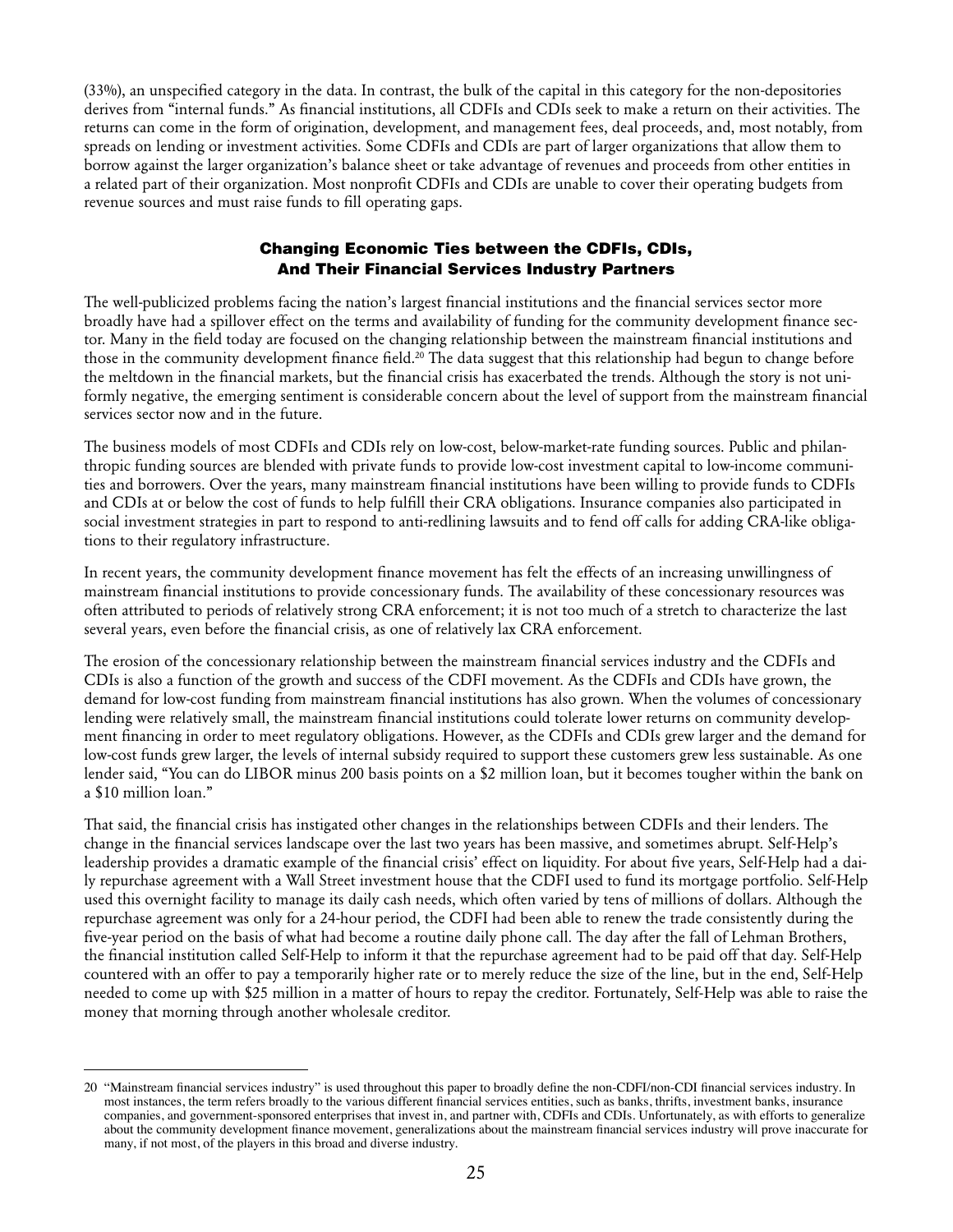(33%), an unspecified category in the data. In contrast, the bulk of the capital in this category for the non-depositories derives from "internal funds." As financial institutions, all CDFIs and CDIs seek to make a return on their activities. The returns can come in the form of origination, development, and management fees, deal proceeds, and, most notably, from spreads on lending or investment activities. Some CDFIs and CDIs are part of larger organizations that allow them to borrow against the larger organization's balance sheet or take advantage of revenues and proceeds from other entities in a related part of their organization. Most nonprofit CDFIs and CDIs are unable to cover their operating budgets from revenue sources and must raise funds to fill operating gaps.

## Changing Economic Ties between the CDFIs, CDIs, And Their Financial Services Industry Partners

The well-publicized problems facing the nation's largest financial institutions and the financial services sector more broadly have had a spillover effect on the terms and availability of funding for the community development finance sector. Many in the field today are focused on the changing relationship between the mainstream financial institutions and those in the community development finance field.[20] The data suggest that this relationship had begun to change before the meltdown in the financial markets, but the financial crisis has exacerbated the trends. Although the story is not uniformly negative, the emerging sentiment is considerable concern about the level of support from the mainstream financial services sector now and in the future.

The business models of most CDFIs and CDIs rely on low-cost, below-market-rate funding sources. Public and philanthropic funding sources are blended with private funds to provide low-cost investment capital to low-income communities and borrowers. Over the years, many mainstream financial institutions have been willing to provide funds to CDFIs and CDIs at or below the cost of funds to help fulfill their CRA obligations. Insurance companies also participated in social investment strategies in part to respond to anti-redlining lawsuits and to fend off calls for adding CRA-like obligations to their regulatory infrastructure.

In recent years, the community development finance movement has felt the effects of an increasing unwillingness of mainstream financial institutions to provide concessionary funds. The availability of these concessionary resources was often attributed to periods of relatively strong CRA enforcement; it is not too much of a stretch to characterize the last several years, even before the financial crisis, as one of relatively lax CRA enforcement.

The erosion of the concessionary relationship between the mainstream financial services industry and the CDFIs and CDIs is also a function of the growth and success of the CDFI movement. As the CDFIs and CDIs have grown, the demand for low-cost funding from mainstream financial institutions has also grown. When the volumes of concessionary lending were relatively small, the mainstream financial institutions could tolerate lower returns on community development financing in order to meet regulatory obligations. However, as the CDFIs and CDIs grew larger and the demand for low-cost funds grew larger, the levels of internal subsidy required to support these customers grew less sustainable. As one lender said, "You can do LIBOR minus 200 basis points on a $2 million loan, but it becomes tougher within the bank on a $10 million loan."

That said, the financial crisis has instigated other changes in the relationships between CDFIs and their lenders. The change in the financial services landscape over the last two years has been massive, and sometimes abrupt. Self-Help's leadership provides a dramatic example of the financial crisis' effect on liquidity. For about five years, Self-Help had a daily repurchase agreement with a Wall Street investment house that the CDFI used to fund its mortgage portfolio. Self-Help used this overnight facility to manage its daily cash needs, which often varied by tens of millions of dollars. Although the repurchase agreement was only for a 24-hour period, the CDFI had been able to renew the trade consistently during the five-year period on the basis of what had become a routine daily phone call. The day after the fall of Lehman Brothers, the financial institution called Self-Help to inform it that the repurchase agreement had to be paid off that day. Self-Help countered with an offer to pay a temporarily higher rate or to merely reduce the size of the line, but in the end, Self-Help needed to come up with $25 million in a matter of hours to repay the creditor. Fortunately, Self-Help was able to raise the money that morning through another wholesale creditor.

---

20 "Mainstream financial services industry" is used throughout this paper to broadly define the non-CDFI/non-CDI financial services industry. In most instances, the term refers broadly to the various different financial services entities, such as banks, thrifts, investment banks, insurance companies, and government-sponsored enterprises that invest in, and partner with, CDFIs and CDIs. Unfortunately, as with efforts to generalize about the community development finance movement, generalizations about the mainstream financial services industry will prove inaccurate for many, if not most, of the players in this broad and diverse industry.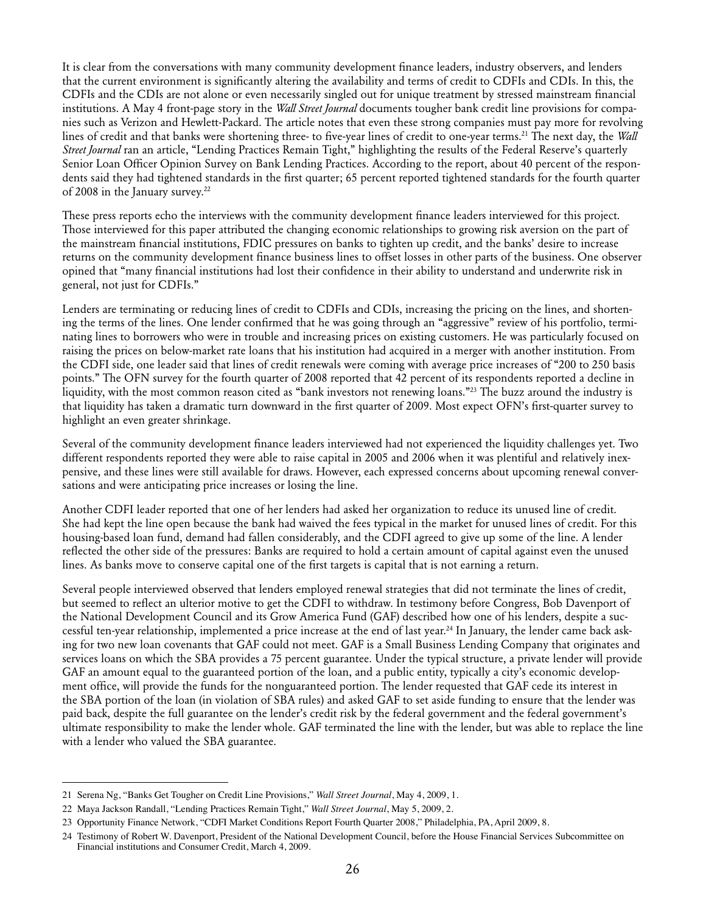It is clear from the conversations with many community development finance leaders, industry observers, and lenders that the current environment is significantly altering the availability and terms of credit to CDFIs and CDIs. In this, the CDFIs and the CDIs are not alone or even necessarily singled out for unique treatment by stressed mainstream financial institutions. A May 4 front-page story in the *Wall Street Journal* documents tougher bank credit line provisions for companies such as Verizon and Hewlett-Packard. The article notes that even these strong companies must pay more for revolving lines of credit and that banks were shortening three- to five-year lines of credit to one-year terms.[21] The next day, the *Wall Street Journal* ran an article, "Lending Practices Remain Tight," highlighting the results of the Federal Reserve's quarterly Senior Loan Officer Opinion Survey on Bank Lending Practices. According to the report, about 40 percent of the respondents said they had tightened standards in the first quarter; 65 percent reported tightened standards for the fourth quarter of 2008 in the January survey.[22]

These press reports echo the interviews with the community development finance leaders interviewed for this project. Those interviewed for this paper attributed the changing economic relationships to growing risk aversion on the part of the mainstream financial institutions, FDIC pressures on banks to tighten up credit, and the banks' desire to increase returns on the community development finance business lines to offset losses in other parts of the business. One observer opined that "many financial institutions had lost their confidence in their ability to understand and underwrite risk in general, not just for CDFIs."

Lenders are terminating or reducing lines of credit to CDFIs and CDIs, increasing the pricing on the lines, and shortening the terms of the lines. One lender confirmed that he was going through an "aggressive" review of his portfolio, terminating lines to borrowers who were in trouble and increasing prices on existing customers. He was particularly focused on raising the prices on below-market rate loans that his institution had acquired in a merger with another institution. From the CDFI side, one leader said that lines of credit renewals were coming with average price increases of "200 to 250 basis points." The OFN survey for the fourth quarter of 2008 reported that 42 percent of its respondents reported a decline in liquidity, with the most common reason cited as "bank investors not renewing loans."[23] The buzz around the industry is that liquidity has taken a dramatic turn downward in the first quarter of 2009. Most expect OFN's first-quarter survey to highlight an even greater shrinkage.

Several of the community development finance leaders interviewed had not experienced the liquidity challenges yet. Two different respondents reported they were able to raise capital in 2005 and 2006 when it was plentiful and relatively inexpensive, and these lines were still available for draws. However, each expressed concerns about upcoming renewal conversations and were anticipating price increases or losing the line.

Another CDFI leader reported that one of her lenders had asked her organization to reduce its unused line of credit. She had kept the line open because the bank had waived the fees typical in the market for unused lines of credit. For this housing-based loan fund, demand had fallen considerably, and the CDFI agreed to give up some of the line. A lender reflected the other side of the pressures: Banks are required to hold a certain amount of capital against even the unused lines. As banks move to conserve capital one of the first targets is capital that is not earning a return.

Several people interviewed observed that lenders employed renewal strategies that did not terminate the lines of credit, but seemed to reflect an ulterior motive to get the CDFI to withdraw. In testimony before Congress, Bob Davenport of the National Development Council and its Grow America Fund (GAF) described how one of his lenders, despite a successful ten-year relationship, implemented a price increase at the end of last year.[24] In January, the lender came back asking for two new loan covenants that GAF could not meet. GAF is a Small Business Lending Company that originates and services loans on which the SBA provides a 75 percent guarantee. Under the typical structure, a private lender will provide GAF an amount equal to the guaranteed portion of the loan, and a public entity, typically a city's economic development office, will provide the funds for the nonguaranteed portion. The lender requested that GAF cede its interest in the SBA portion of the loan (in violation of SBA rules) and asked GAF to set aside funding to ensure that the lender was paid back, despite the full guarantee on the lender's credit risk by the federal government and the federal government's ultimate responsibility to make the lender whole. GAF terminated the line with the lender, but was able to replace the line with a lender who valued the SBA guarantee.

---

21 Serena Ng, "Banks Get Tougher on Credit Line Provisions," *Wall Street Journal*, May 4, 2009, 1.

22 Maya Jackson Randall, "Lending Practices Remain Tight," *Wall Street Journal*, May 5, 2009, 2.

23 Opportunity Finance Network, "CDFI Market Conditions Report Fourth Quarter 2008," Philadelphia, PA, April 2009, 8.

24 Testimony of Robert W. Davenport, President of the National Development Council, before the House Financial Services Subcommittee on Financial institutions and Consumer Credit, March 4, 2009.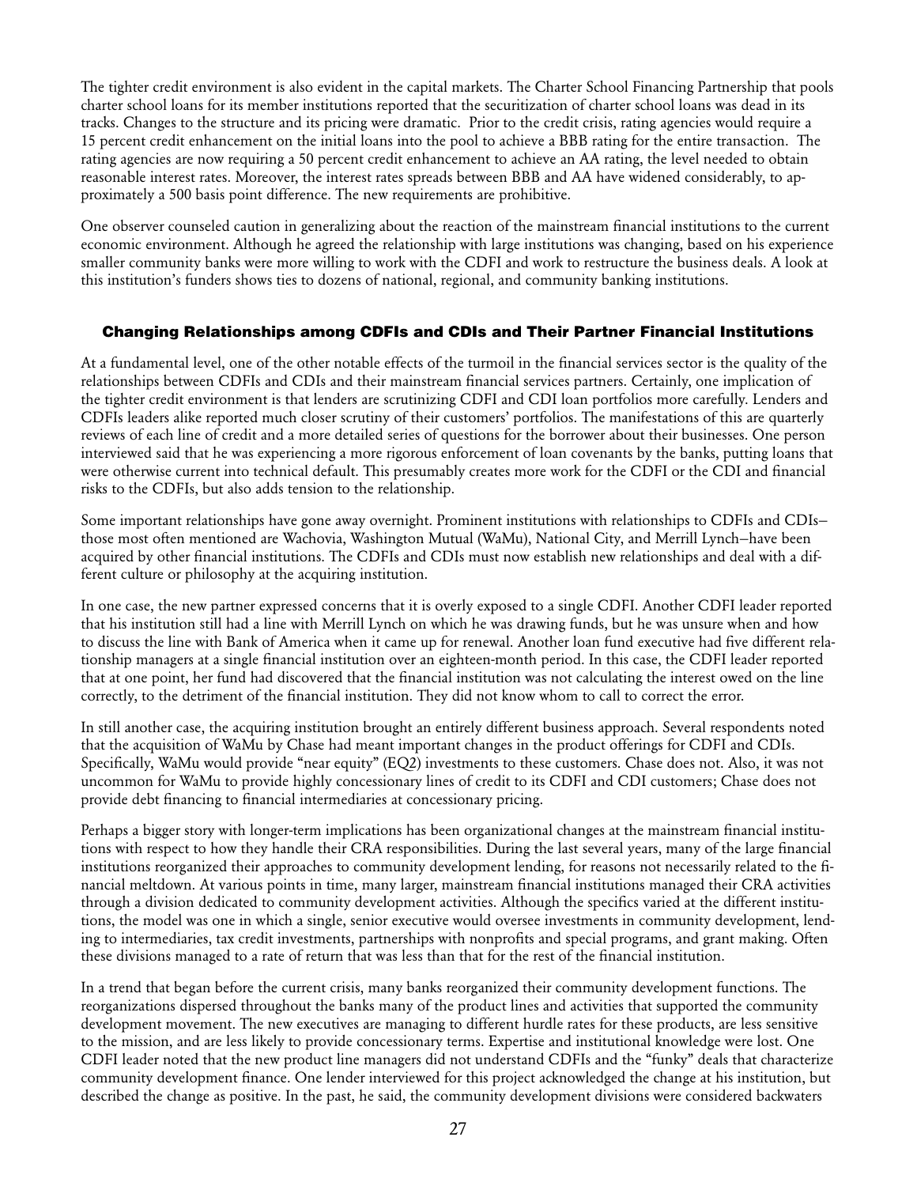The tighter credit environment is also evident in the capital markets. The Charter School Financing Partnership that pools charter school loans for its member institutions reported that the securitization of charter school loans was dead in its tracks. Changes to the structure and its pricing were dramatic. Prior to the credit crisis, rating agencies would require a 15 percent credit enhancement on the initial loans into the pool to achieve a BBB rating for the entire transaction. The rating agencies are now requiring a 50 percent credit enhancement to achieve an AA rating, the level needed to obtain reasonable interest rates. Moreover, the interest rates spreads between BBB and AA have widened considerably, to approximately a 500 basis point difference. The new requirements are prohibitive.

One observer counseled caution in generalizing about the reaction of the mainstream financial institutions to the current economic environment. Although he agreed the relationship with large institutions was changing, based on his experience smaller community banks were more willing to work with the CDFI and work to restructure the business deals. A look at this institution's funders shows ties to dozens of national, regional, and community banking institutions.

### Changing Relationships among CDFIs and CDIs and Their Partner Financial Institutions

At a fundamental level, one of the other notable effects of the turmoil in the financial services sector is the quality of the relationships between CDFIs and CDIs and their mainstream financial services partners. Certainly, one implication of the tighter credit environment is that lenders are scrutinizing CDFI and CDI loan portfolios more carefully. Lenders and CDFIs leaders alike reported much closer scrutiny of their customers' portfolios. The manifestations of this are quarterly reviews of each line of credit and a more detailed series of questions for the borrower about their businesses. One person interviewed said that he was experiencing a more rigorous enforcement of loan covenants by the banks, putting loans that were otherwise current into technical default. This presumably creates more work for the CDFI or the CDI and financial risks to the CDFIs, but also adds tension to the relationship.

Some important relationships have gone away overnight. Prominent institutions with relationships to CDFIs and CDIs–those most often mentioned are Wachovia, Washington Mutual (WaMu), National City, and Merrill Lynch–have been acquired by other financial institutions. The CDFIs and CDIs must now establish new relationships and deal with a different culture or philosophy at the acquiring institution.

In one case, the new partner expressed concerns that it is overly exposed to a single CDFI. Another CDFI leader reported that his institution still had a line with Merrill Lynch on which he was drawing funds, but he was unsure when and how to discuss the line with Bank of America when it came up for renewal. Another loan fund executive had five different relationship managers at a single financial institution over an eighteen-month period. In this case, the CDFI leader reported that at one point, her fund had discovered that the financial institution was not calculating the interest owed on the line correctly, to the detriment of the financial institution. They did not know whom to call to correct the error.

In still another case, the acquiring institution brought an entirely different business approach. Several respondents noted that the acquisition of WaMu by Chase had meant important changes in the product offerings for CDFI and CDIs. Specifically, WaMu would provide "near equity" (EQ2) investments to these customers. Chase does not. Also, it was not uncommon for WaMu to provide highly concessionary lines of credit to its CDFI and CDI customers; Chase does not provide debt financing to financial intermediaries at concessionary pricing.

Perhaps a bigger story with longer-term implications has been organizational changes at the mainstream financial institutions with respect to how they handle their CRA responsibilities. During the last several years, many of the large financial institutions reorganized their approaches to community development lending, for reasons not necessarily related to the financial meltdown. At various points in time, many larger, mainstream financial institutions managed their CRA activities through a division dedicated to community development activities. Although the specifics varied at the different institutions, the model was one in which a single, senior executive would oversee investments in community development, lending to intermediaries, tax credit investments, partnerships with nonprofits and special programs, and grant making. Often these divisions managed to a rate of return that was less than that for the rest of the financial institution.

In a trend that began before the current crisis, many banks reorganized their community development functions. The reorganizations dispersed throughout the banks many of the product lines and activities that supported the community development movement. The new executives are managing to different hurdle rates for these products, are less sensitive to the mission, and are less likely to provide concessionary terms. Expertise and institutional knowledge were lost. One CDFI leader noted that the new product line managers did not understand CDFIs and the "funky" deals that characterize community development finance. One lender interviewed for this project acknowledged the change at his institution, but described the change as positive. In the past, he said, the community development divisions were considered backwaters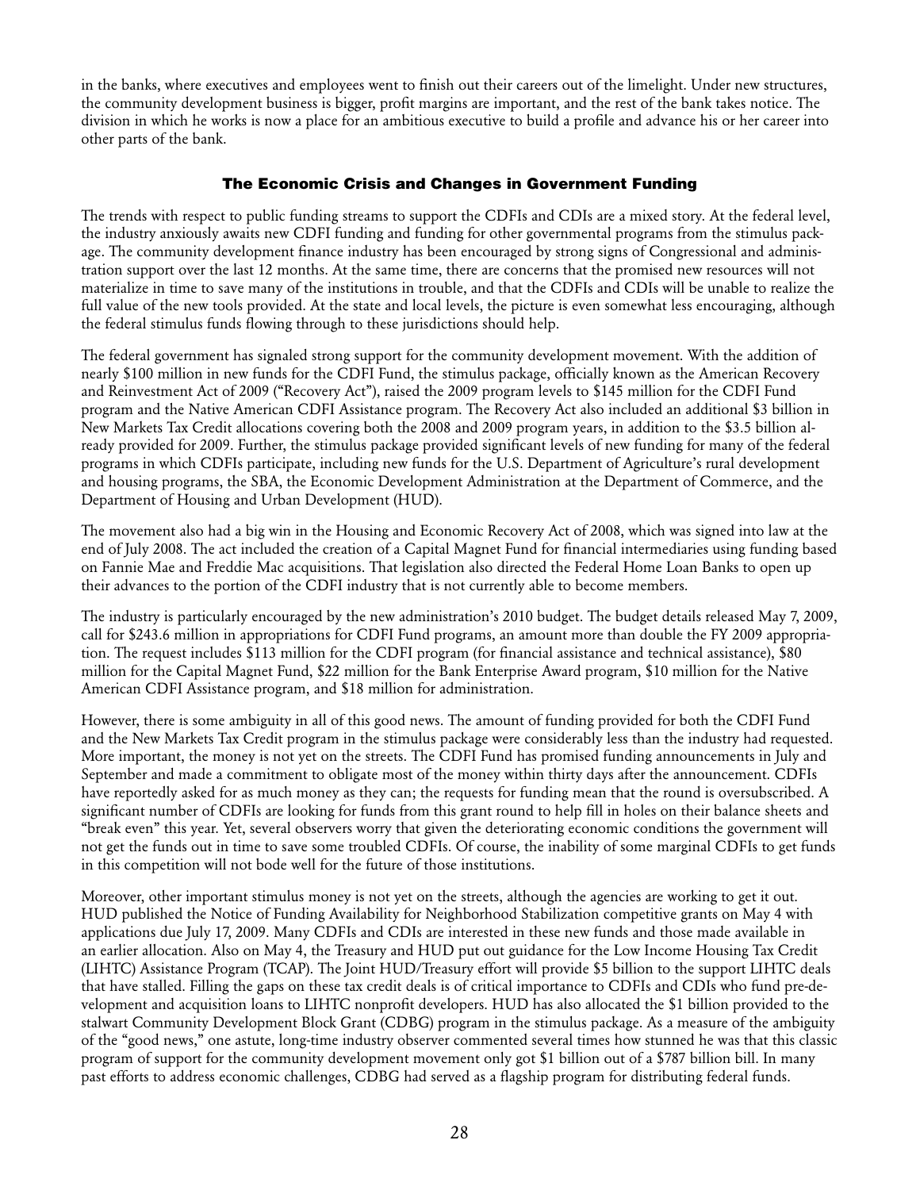in the banks, where executives and employees went to finish out their careers out of the limelight. Under new structures, the community development business is bigger, profit margins are important, and the rest of the bank takes notice. The division in which he works is now a place for an ambitious executive to build a profile and advance his or her career into other parts of the bank.

## The Economic Crisis and Changes in Government Funding

The trends with respect to public funding streams to support the CDFIs and CDIs are a mixed story. At the federal level, the industry anxiously awaits new CDFI funding and funding for other governmental programs from the stimulus package. The community development finance industry has been encouraged by strong signs of Congressional and administration support over the last 12 months. At the same time, there are concerns that the promised new resources will not materialize in time to save many of the institutions in trouble, and that the CDFIs and CDIs will be unable to realize the full value of the new tools provided. At the state and local levels, the picture is even somewhat less encouraging, although the federal stimulus funds flowing through to these jurisdictions should help.

The federal government has signaled strong support for the community development movement. With the addition of nearly $100 million in new funds for the CDFI Fund, the stimulus package, officially known as the American Recovery and Reinvestment Act of 2009 ("Recovery Act"), raised the 2009 program levels to $145 million for the CDFI Fund program and the Native American CDFI Assistance program. The Recovery Act also included an additional $3 billion in New Markets Tax Credit allocations covering both the 2008 and 2009 program years, in addition to the $3.5 billion already provided for 2009. Further, the stimulus package provided significant levels of new funding for many of the federal programs in which CDFIs participate, including new funds for the U.S. Department of Agriculture's rural development and housing programs, the SBA, the Economic Development Administration at the Department of Commerce, and the Department of Housing and Urban Development (HUD).

The movement also had a big win in the Housing and Economic Recovery Act of 2008, which was signed into law at the end of July 2008. The act included the creation of a Capital Magnet Fund for financial intermediaries using funding based on Fannie Mae and Freddie Mac acquisitions. That legislation also directed the Federal Home Loan Banks to open up their advances to the portion of the CDFI industry that is not currently able to become members.

The industry is particularly encouraged by the new administration's 2010 budget. The budget details released May 7, 2009, call for $243.6 million in appropriations for CDFI Fund programs, an amount more than double the FY 2009 appropriation. The request includes $113 million for the CDFI program (for financial assistance and technical assistance), $80 million for the Capital Magnet Fund, $22 million for the Bank Enterprise Award program, $10 million for the Native American CDFI Assistance program, and $18 million for administration.

However, there is some ambiguity in all of this good news. The amount of funding provided for both the CDFI Fund and the New Markets Tax Credit program in the stimulus package were considerably less than the industry had requested. More important, the money is not yet on the streets. The CDFI Fund has promised funding announcements in July and September and made a commitment to obligate most of the money within thirty days after the announcement. CDFIs have reportedly asked for as much money as they can; the requests for funding mean that the round is oversubscribed. A significant number of CDFIs are looking for funds from this grant round to help fill in holes on their balance sheets and "break even" this year. Yet, several observers worry that given the deteriorating economic conditions the government will not get the funds out in time to save some troubled CDFIs. Of course, the inability of some marginal CDFIs to get funds in this competition will not bode well for the future of those institutions.

Moreover, other important stimulus money is not yet on the streets, although the agencies are working to get it out. HUD published the Notice of Funding Availability for Neighborhood Stabilization competitive grants on May 4 with applications due July 17, 2009. Many CDFIs and CDIs are interested in these new funds and those made available in an earlier allocation. Also on May 4, the Treasury and HUD put out guidance for the Low Income Housing Tax Credit (LIHTC) Assistance Program (TCAP). The Joint HUD/Treasury effort will provide $5 billion to the support LIHTC deals that have stalled. Filling the gaps on these tax credit deals is of critical importance to CDFIs and CDIs who fund pre-development and acquisition loans to LIHTC nonprofit developers. HUD has also allocated the $1 billion provided to the stalwart Community Development Block Grant (CDBG) program in the stimulus package. As a measure of the ambiguity of the "good news," one astute, long-time industry observer commented several times how stunned he was that this classic program of support for the community development movement only got $1 billion out of a $787 billion bill. In many past efforts to address economic challenges, CDBG had served as a flagship program for distributing federal funds.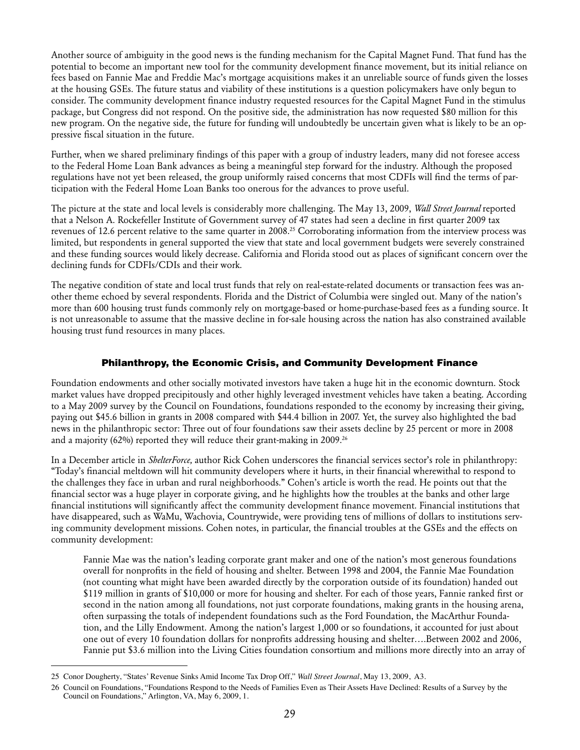Another source of ambiguity in the good news is the funding mechanism for the Capital Magnet Fund. That fund has the potential to become an important new tool for the community development finance movement, but its initial reliance on fees based on Fannie Mae and Freddie Mac's mortgage acquisitions makes it an unreliable source of funds given the losses at the housing GSEs. The future status and viability of these institutions is a question policymakers have only begun to consider. The community development finance industry requested resources for the Capital Magnet Fund in the stimulus package, but Congress did not respond. On the positive side, the administration has now requested $80 million for this new program. On the negative side, the future for funding will undoubtedly be uncertain given what is likely to be an oppressive fiscal situation in the future.

Further, when we shared preliminary findings of this paper with a group of industry leaders, many did not foresee access to the Federal Home Loan Bank advances as being a meaningful step forward for the industry. Although the proposed regulations have not yet been released, the group uniformly raised concerns that most CDFIs will find the terms of participation with the Federal Home Loan Banks too onerous for the advances to prove useful.

The picture at the state and local levels is considerably more challenging. The May 13, 2009, *Wall Street Journal* reported that a Nelson A. Rockefeller Institute of Government survey of 47 states had seen a decline in first quarter 2009 tax revenues of 12.6 percent relative to the same quarter in 2008.[25] Corroborating information from the interview process was limited, but respondents in general supported the view that state and local government budgets were severely constrained and these funding sources would likely decrease. California and Florida stood out as places of significant concern over the declining funds for CDFIs/CDIs and their work.

The negative condition of state and local trust funds that rely on real-estate-related documents or transaction fees was another theme echoed by several respondents. Florida and the District of Columbia were singled out. Many of the nation's more than 600 housing trust funds commonly rely on mortgage-based or home-purchase-based fees as a funding source. It is not unreasonable to assume that the massive decline in for-sale housing across the nation has also constrained available housing trust fund resources in many places.

## Philanthropy, the Economic Crisis, and Community Development Finance

Foundation endowments and other socially motivated investors have taken a huge hit in the economic downturn. Stock market values have dropped precipitously and other highly leveraged investment vehicles have taken a beating. According to a May 2009 survey by the Council on Foundations, foundations responded to the economy by increasing their giving, paying out $45.6 billion in grants in 2008 compared with $44.4 billion in 2007. Yet, the survey also highlighted the bad news in the philanthropic sector: Three out of four foundations saw their assets decline by 25 percent or more in 2008 and a majority (62%) reported they will reduce their grant-making in 2009.[26]

In a December article in *ShelterForce,* author Rick Cohen underscores the financial services sector's role in philanthropy: "Today's financial meltdown will hit community developers where it hurts, in their financial wherewithal to respond to the challenges they face in urban and rural neighborhoods." Cohen's article is worth the read. He points out that the financial sector was a huge player in corporate giving, and he highlights how the troubles at the banks and other large financial institutions will significantly affect the community development finance movement. Financial institutions that have disappeared, such as WaMu, Wachovia, Countrywide, were providing tens of millions of dollars to institutions serving community development missions. Cohen notes, in particular, the financial troubles at the GSEs and the effects on community development:

> Fannie Mae was the nation's leading corporate grant maker and one of the nation's most generous foundations overall for nonprofits in the field of housing and shelter. Between 1998 and 2004, the Fannie Mae Foundation (not counting what might have been awarded directly by the corporation outside of its foundation) handed out $119 million in grants of $10,000 or more for housing and shelter. For each of those years, Fannie ranked first or second in the nation among all foundations, not just corporate foundations, making grants in the housing arena, often surpassing the totals of independent foundations such as the Ford Foundation, the MacArthur Foundation, and the Lilly Endowment. Among the nation's largest 1,000 or so foundations, it accounted for just about one out of every 10 foundation dollars for nonprofits addressing housing and shelter….Between 2002 and 2006, Fannie put $3.6 million into the Living Cities foundation consortium and millions more directly into an array of

---

25 Conor Dougherty, "States' Revenue Sinks Amid Income Tax Drop Off," *Wall Street Journal*, May 13, 2009, A3.

26 Council on Foundations, "Foundations Respond to the Needs of Families Even as Their Assets Have Declined: Results of a Survey by the Council on Foundations," Arlington, VA, May 6, 2009, 1.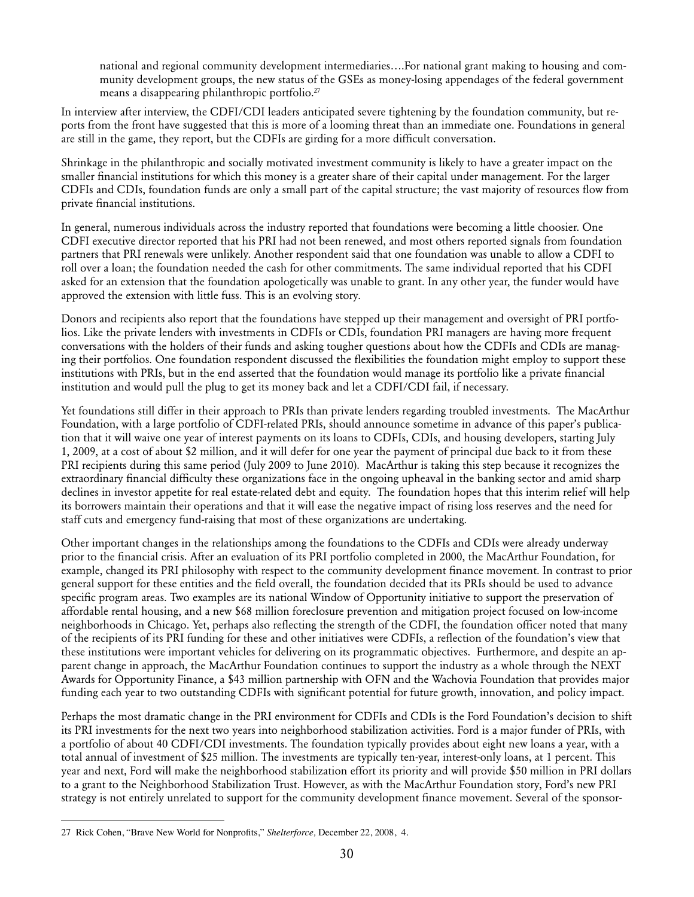national and regional community development intermediaries….For national grant making to housing and community development groups, the new status of the GSEs as money-losing appendages of the federal government means a disappearing philanthropic portfolio.[27]

In interview after interview, the CDFI/CDI leaders anticipated severe tightening by the foundation community, but reports from the front have suggested that this is more of a looming threat than an immediate one. Foundations in general are still in the game, they report, but the CDFIs are girding for a more difficult conversation.

Shrinkage in the philanthropic and socially motivated investment community is likely to have a greater impact on the smaller financial institutions for which this money is a greater share of their capital under management. For the larger CDFIs and CDIs, foundation funds are only a small part of the capital structure; the vast majority of resources flow from private financial institutions.

In general, numerous individuals across the industry reported that foundations were becoming a little choosier. One CDFI executive director reported that his PRI had not been renewed, and most others reported signals from foundation partners that PRI renewals were unlikely. Another respondent said that one foundation was unable to allow a CDFI to roll over a loan; the foundation needed the cash for other commitments. The same individual reported that his CDFI asked for an extension that the foundation apologetically was unable to grant. In any other year, the funder would have approved the extension with little fuss. This is an evolving story.

Donors and recipients also report that the foundations have stepped up their management and oversight of PRI portfolios. Like the private lenders with investments in CDFIs or CDIs, foundation PRI managers are having more frequent conversations with the holders of their funds and asking tougher questions about how the CDFIs and CDIs are managing their portfolios. One foundation respondent discussed the flexibilities the foundation might employ to support these institutions with PRIs, but in the end asserted that the foundation would manage its portfolio like a private financial institution and would pull the plug to get its money back and let a CDFI/CDI fail, if necessary.

Yet foundations still differ in their approach to PRIs than private lenders regarding troubled investments. The MacArthur Foundation, with a large portfolio of CDFI-related PRIs, should announce sometime in advance of this paper's publication that it will waive one year of interest payments on its loans to CDFIs, CDIs, and housing developers, starting July 1, 2009, at a cost of about $2 million, and it will defer for one year the payment of principal due back to it from these PRI recipients during this same period (July 2009 to June 2010). MacArthur is taking this step because it recognizes the extraordinary financial difficulty these organizations face in the ongoing upheaval in the banking sector and amid sharp declines in investor appetite for real estate-related debt and equity. The foundation hopes that this interim relief will help its borrowers maintain their operations and that it will ease the negative impact of rising loss reserves and the need for staff cuts and emergency fund-raising that most of these organizations are undertaking.

Other important changes in the relationships among the foundations to the CDFIs and CDIs were already underway prior to the financial crisis. After an evaluation of its PRI portfolio completed in 2000, the MacArthur Foundation, for example, changed its PRI philosophy with respect to the community development finance movement. In contrast to prior general support for these entities and the field overall, the foundation decided that its PRIs should be used to advance specific program areas. Two examples are its national Window of Opportunity initiative to support the preservation of affordable rental housing, and a new $68 million foreclosure prevention and mitigation project focused on low-income neighborhoods in Chicago. Yet, perhaps also reflecting the strength of the CDFI, the foundation officer noted that many of the recipients of its PRI funding for these and other initiatives were CDFIs, a reflection of the foundation's view that these institutions were important vehicles for delivering on its programmatic objectives. Furthermore, and despite an apparent change in approach, the MacArthur Foundation continues to support the industry as a whole through the NEXT Awards for Opportunity Finance, a $43 million partnership with OFN and the Wachovia Foundation that provides major funding each year to two outstanding CDFIs with significant potential for future growth, innovation, and policy impact.

Perhaps the most dramatic change in the PRI environment for CDFIs and CDIs is the Ford Foundation's decision to shift its PRI investments for the next two years into neighborhood stabilization activities. Ford is a major funder of PRIs, with a portfolio of about 40 CDFI/CDI investments. The foundation typically provides about eight new loans a year, with a total annual of investment of $25 million. The investments are typically ten-year, interest-only loans, at 1 percent. This year and next, Ford will make the neighborhood stabilization effort its priority and will provide $50 million in PRI dollars to a grant to the Neighborhood Stabilization Trust. However, as with the MacArthur Foundation story, Ford's new PRI strategy is not entirely unrelated to support for the community development finance movement. Several of the sponsor-

---

27 Rick Cohen, "Brave New World for Nonprofits," *Shelterforce,* December 22, 2008, 4.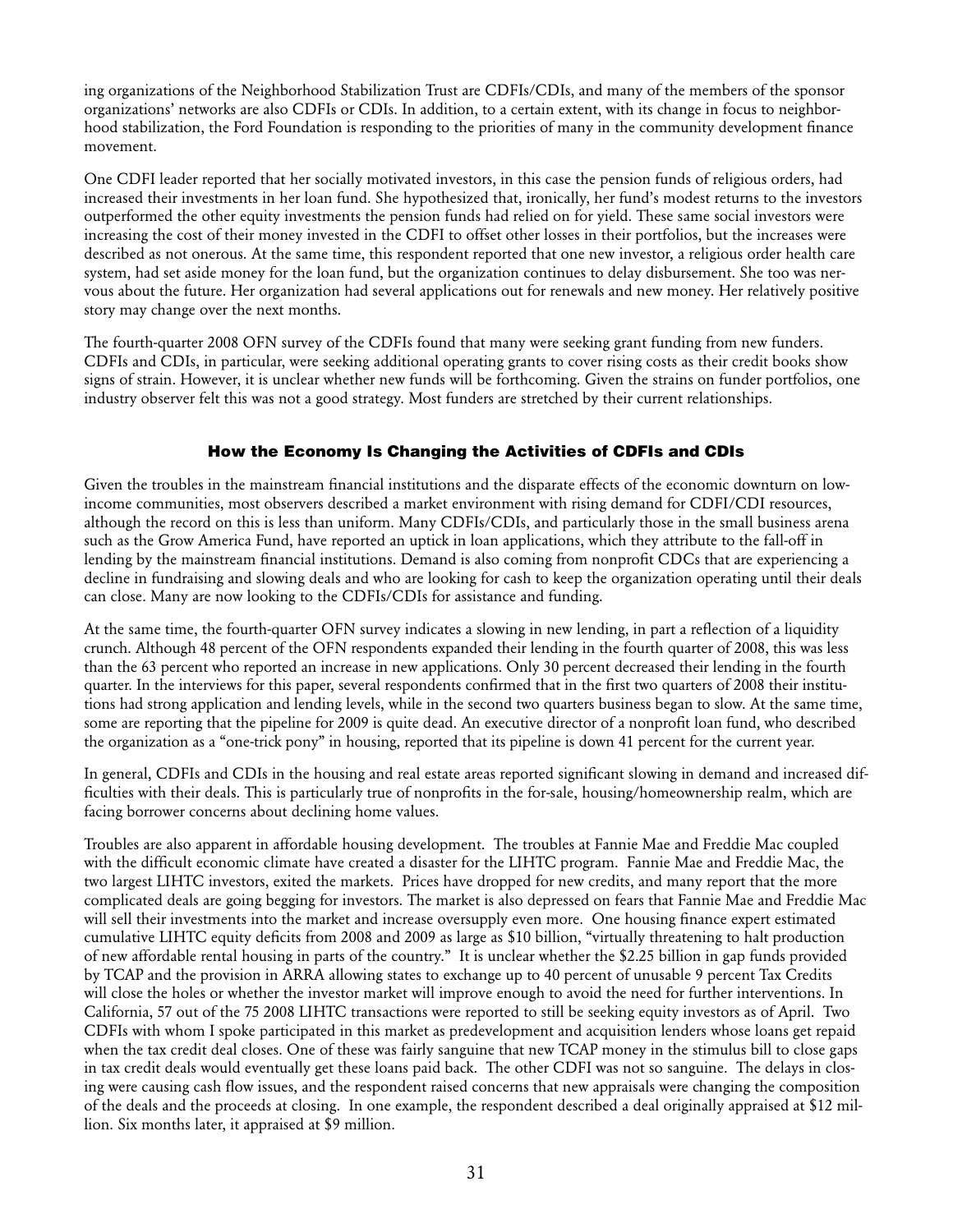ing organizations of the Neighborhood Stabilization Trust are CDFIs/CDIs, and many of the members of the sponsor organizations' networks are also CDFIs or CDIs. In addition, to a certain extent, with its change in focus to neighborhood stabilization, the Ford Foundation is responding to the priorities of many in the community development finance movement.

One CDFI leader reported that her socially motivated investors, in this case the pension funds of religious orders, had increased their investments in her loan fund. She hypothesized that, ironically, her fund's modest returns to the investors outperformed the other equity investments the pension funds had relied on for yield. These same social investors were increasing the cost of their money invested in the CDFI to offset other losses in their portfolios, but the increases were described as not onerous. At the same time, this respondent reported that one new investor, a religious order health care system, had set aside money for the loan fund, but the organization continues to delay disbursement. She too was nervous about the future. Her organization had several applications out for renewals and new money. Her relatively positive story may change over the next months.

The fourth-quarter 2008 OFN survey of the CDFIs found that many were seeking grant funding from new funders. CDFIs and CDIs, in particular, were seeking additional operating grants to cover rising costs as their credit books show signs of strain. However, it is unclear whether new funds will be forthcoming. Given the strains on funder portfolios, one industry observer felt this was not a good strategy. Most funders are stretched by their current relationships.

## How the Economy Is Changing the Activities of CDFIs and CDIs

Given the troubles in the mainstream financial institutions and the disparate effects of the economic downturn on low-income communities, most observers described a market environment with rising demand for CDFI/CDI resources, although the record on this is less than uniform. Many CDFIs/CDIs, and particularly those in the small business arena such as the Grow America Fund, have reported an uptick in loan applications, which they attribute to the fall-off in lending by the mainstream financial institutions. Demand is also coming from nonprofit CDCs that are experiencing a decline in fundraising and slowing deals and who are looking for cash to keep the organization operating until their deals can close. Many are now looking to the CDFIs/CDIs for assistance and funding.

At the same time, the fourth-quarter OFN survey indicates a slowing in new lending, in part a reflection of a liquidity crunch. Although 48 percent of the OFN respondents expanded their lending in the fourth quarter of 2008, this was less than the 63 percent who reported an increase in new applications. Only 30 percent decreased their lending in the fourth quarter. In the interviews for this paper, several respondents confirmed that in the first two quarters of 2008 their institutions had strong application and lending levels, while in the second two quarters business began to slow. At the same time, some are reporting that the pipeline for 2009 is quite dead. An executive director of a nonprofit loan fund, who described the organization as a "one-trick pony" in housing, reported that its pipeline is down 41 percent for the current year.

In general, CDFIs and CDIs in the housing and real estate areas reported significant slowing in demand and increased difficulties with their deals. This is particularly true of nonprofits in the for-sale, housing/homeownership realm, which are facing borrower concerns about declining home values.

Troubles are also apparent in affordable housing development. The troubles at Fannie Mae and Freddie Mac coupled with the difficult economic climate have created a disaster for the LIHTC program. Fannie Mae and Freddie Mac, the two largest LIHTC investors, exited the markets. Prices have dropped for new credits, and many report that the more complicated deals are going begging for investors. The market is also depressed on fears that Fannie Mae and Freddie Mac will sell their investments into the market and increase oversupply even more. One housing finance expert estimated cumulative LIHTC equity deficits from 2008 and 2009 as large as \$10 billion, "virtually threatening to halt production of new affordable rental housing in parts of the country." It is unclear whether the \$2.25 billion in gap funds provided by TCAP and the provision in ARRA allowing states to exchange up to 40 percent of unusable 9 percent Tax Credits will close the holes or whether the investor market will improve enough to avoid the need for further interventions. In California, 57 out of the 75 2008 LIHTC transactions were reported to still be seeking equity investors as of April. Two CDFIs with whom I spoke participated in this market as predevelopment and acquisition lenders whose loans get repaid when the tax credit deal closes. One of these was fairly sanguine that new TCAP money in the stimulus bill to close gaps in tax credit deals would eventually get these loans paid back. The other CDFI was not so sanguine. The delays in closing were causing cash flow issues, and the respondent raised concerns that new appraisals were changing the composition of the deals and the proceeds at closing. In one example, the respondent described a deal originally appraised at \$12 million. Six months later, it appraised at \$9 million.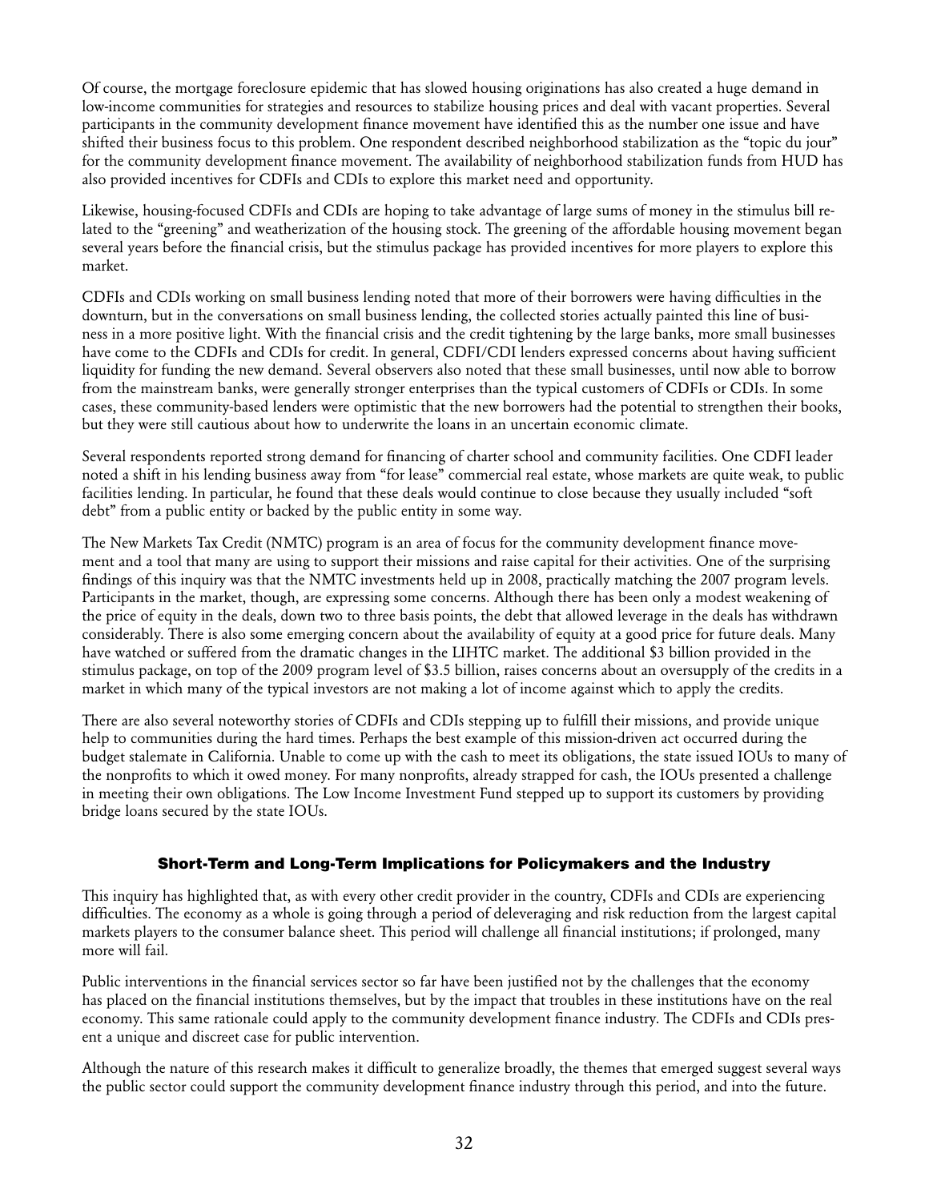Of course, the mortgage foreclosure epidemic that has slowed housing originations has also created a huge demand in low-income communities for strategies and resources to stabilize housing prices and deal with vacant properties. Several participants in the community development finance movement have identified this as the number one issue and have shifted their business focus to this problem. One respondent described neighborhood stabilization as the "topic du jour" for the community development finance movement. The availability of neighborhood stabilization funds from HUD has also provided incentives for CDFIs and CDIs to explore this market need and opportunity.

Likewise, housing-focused CDFIs and CDIs are hoping to take advantage of large sums of money in the stimulus bill related to the "greening" and weatherization of the housing stock. The greening of the affordable housing movement began several years before the financial crisis, but the stimulus package has provided incentives for more players to explore this market.

CDFIs and CDIs working on small business lending noted that more of their borrowers were having difficulties in the downturn, but in the conversations on small business lending, the collected stories actually painted this line of business in a more positive light. With the financial crisis and the credit tightening by the large banks, more small businesses have come to the CDFIs and CDIs for credit. In general, CDFI/CDI lenders expressed concerns about having sufficient liquidity for funding the new demand. Several observers also noted that these small businesses, until now able to borrow from the mainstream banks, were generally stronger enterprises than the typical customers of CDFIs or CDIs. In some cases, these community-based lenders were optimistic that the new borrowers had the potential to strengthen their books, but they were still cautious about how to underwrite the loans in an uncertain economic climate.

Several respondents reported strong demand for financing of charter school and community facilities. One CDFI leader noted a shift in his lending business away from "for lease" commercial real estate, whose markets are quite weak, to public facilities lending. In particular, he found that these deals would continue to close because they usually included "soft debt" from a public entity or backed by the public entity in some way.

The New Markets Tax Credit (NMTC) program is an area of focus for the community development finance movement and a tool that many are using to support their missions and raise capital for their activities. One of the surprising findings of this inquiry was that the NMTC investments held up in 2008, practically matching the 2007 program levels. Participants in the market, though, are expressing some concerns. Although there has been only a modest weakening of the price of equity in the deals, down two to three basis points, the debt that allowed leverage in the deals has withdrawn considerably. There is also some emerging concern about the availability of equity at a good price for future deals. Many have watched or suffered from the dramatic changes in the LIHTC market. The additional $3 billion provided in the stimulus package, on top of the 2009 program level of $3.5 billion, raises concerns about an oversupply of the credits in a market in which many of the typical investors are not making a lot of income against which to apply the credits.

There are also several noteworthy stories of CDFIs and CDIs stepping up to fulfill their missions, and provide unique help to communities during the hard times. Perhaps the best example of this mission-driven act occurred during the budget stalemate in California. Unable to come up with the cash to meet its obligations, the state issued IOUs to many of the nonprofits to which it owed money. For many nonprofits, already strapped for cash, the IOUs presented a challenge in meeting their own obligations. The Low Income Investment Fund stepped up to support its customers by providing bridge loans secured by the state IOUs.

## Short-Term and Long-Term Implications for Policymakers and the Industry

This inquiry has highlighted that, as with every other credit provider in the country, CDFIs and CDIs are experiencing difficulties. The economy as a whole is going through a period of deleveraging and risk reduction from the largest capital markets players to the consumer balance sheet. This period will challenge all financial institutions; if prolonged, many more will fail.

Public interventions in the financial services sector so far have been justified not by the challenges that the economy has placed on the financial institutions themselves, but by the impact that troubles in these institutions have on the real economy. This same rationale could apply to the community development finance industry. The CDFIs and CDIs present a unique and discreet case for public intervention.

Although the nature of this research makes it difficult to generalize broadly, the themes that emerged suggest several ways the public sector could support the community development finance industry through this period, and into the future.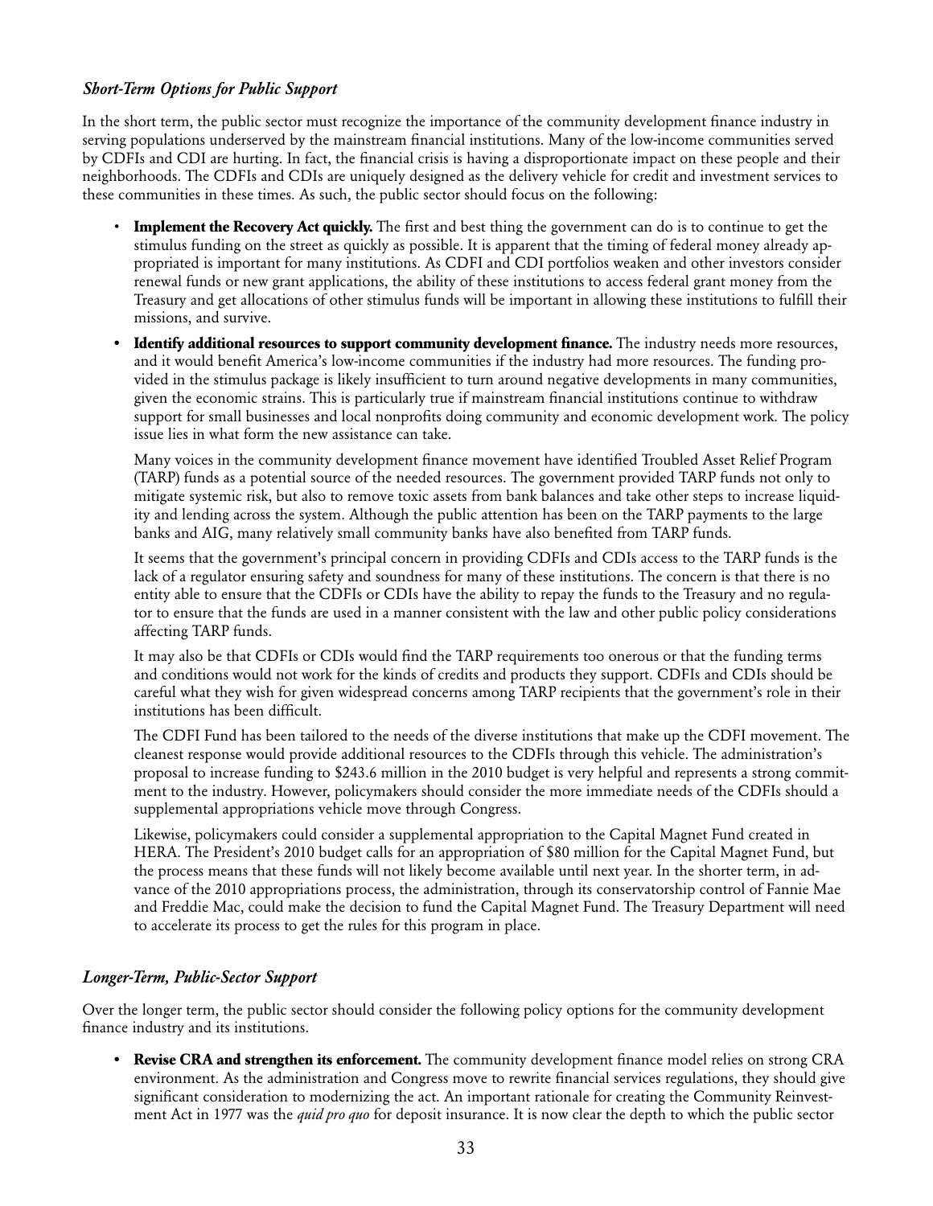### *Short-Term Options for Public Support*

In the short term, the public sector must recognize the importance of the community development finance industry in serving populations underserved by the mainstream financial institutions. Many of the low-income communities served by CDFIs and CDI are hurting. In fact, the financial crisis is having a disproportionate impact on these people and their neighborhoods. The CDFIs and CDIs are uniquely designed as the delivery vehicle for credit and investment services to these communities in these times. As such, the public sector should focus on the following:

- **Implement the Recovery Act quickly.** The first and best thing the government can do is to continue to get the stimulus funding on the street as quickly as possible. It is apparent that the timing of federal money already appropriated is important for many institutions. As CDFI and CDI portfolios weaken and other investors consider renewal funds or new grant applications, the ability of these institutions to access federal grant money from the Treasury and get allocations of other stimulus funds will be important in allowing these institutions to fulfill their missions, and survive.
- **Identify additional resources to support community development finance.** The industry needs more resources, and it would benefit America's low-income communities if the industry had more resources. The funding provided in the stimulus package is likely insufficient to turn around negative developments in many communities, given the economic strains. This is particularly true if mainstream financial institutions continue to withdraw support for small businesses and local nonprofits doing community and economic development work. The policy issue lies in what form the new assistance can take.

  Many voices in the community development finance movement have identified Troubled Asset Relief Program (TARP) funds as a potential source of the needed resources. The government provided TARP funds not only to mitigate systemic risk, but also to remove toxic assets from bank balances and take other steps to increase liquidity and lending across the system. Although the public attention has been on the TARP payments to the large banks and AIG, many relatively small community banks have also benefited from TARP funds.

  It seems that the government's principal concern in providing CDFIs and CDIs access to the TARP funds is the lack of a regulator ensuring safety and soundness for many of these institutions. The concern is that there is no entity able to ensure that the CDFIs or CDIs have the ability to repay the funds to the Treasury and no regulator to ensure that the funds are used in a manner consistent with the law and other public policy considerations affecting TARP funds.

  It may also be that CDFIs or CDIs would find the TARP requirements too onerous or that the funding terms and conditions would not work for the kinds of credits and products they support. CDFIs and CDIs should be careful what they wish for given widespread concerns among TARP recipients that the government's role in their institutions has been difficult.

  The CDFI Fund has been tailored to the needs of the diverse institutions that make up the CDFI movement. The cleanest response would provide additional resources to the CDFIs through this vehicle. The administration's proposal to increase funding to $243.6 million in the 2010 budget is very helpful and represents a strong commitment to the industry. However, policymakers should consider the more immediate needs of the CDFIs should a supplemental appropriations vehicle move through Congress.

  Likewise, policymakers could consider a supplemental appropriation to the Capital Magnet Fund created in HERA. The President's 2010 budget calls for an appropriation of $80 million for the Capital Magnet Fund, but the process means that these funds will not likely become available until next year. In the shorter term, in advance of the 2010 appropriations process, the administration, through its conservatorship control of Fannie Mae and Freddie Mac, could make the decision to fund the Capital Magnet Fund. The Treasury Department will need to accelerate its process to get the rules for this program in place.

### *Longer-Term, Public-Sector Support*

Over the longer term, the public sector should consider the following policy options for the community development finance industry and its institutions.

- **Revise CRA and strengthen its enforcement.** The community development finance model relies on strong CRA environment. As the administration and Congress move to rewrite financial services regulations, they should give significant consideration to modernizing the act. An important rationale for creating the Community Reinvestment Act in 1977 was the *quid pro quo* for deposit insurance. It is now clear the depth to which the public sector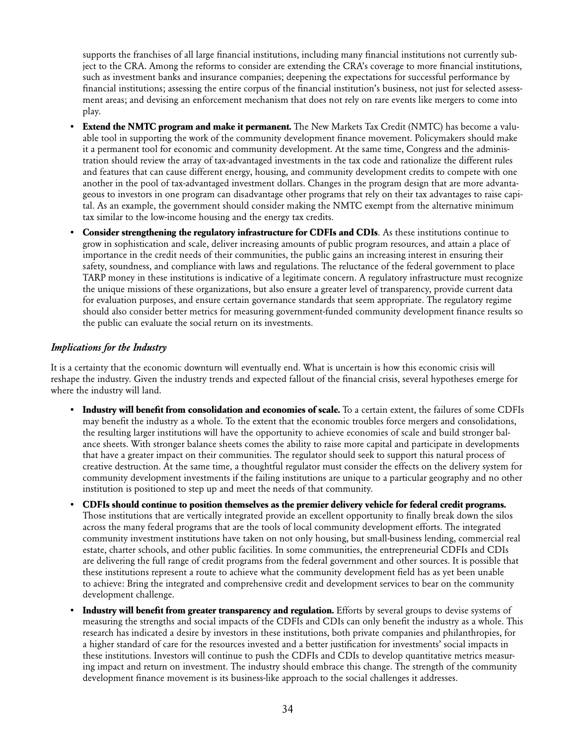supports the franchises of all large financial institutions, including many financial institutions not currently subject to the CRA. Among the reforms to consider are extending the CRA's coverage to more financial institutions, such as investment banks and insurance companies; deepening the expectations for successful performance by financial institutions; assessing the entire corpus of the financial institution's business, not just for selected assessment areas; and devising an enforcement mechanism that does not rely on rare events like mergers to come into play.

- **Extend the NMTC program and make it permanent.** The New Markets Tax Credit (NMTC) has become a valuable tool in supporting the work of the community development finance movement. Policymakers should make it a permanent tool for economic and community development. At the same time, Congress and the administration should review the array of tax-advantaged investments in the tax code and rationalize the different rules and features that can cause different energy, housing, and community development credits to compete with one another in the pool of tax-advantaged investment dollars. Changes in the program design that are more advantageous to investors in one program can disadvantage other programs that rely on their tax advantages to raise capital. As an example, the government should consider making the NMTC exempt from the alternative minimum tax similar to the low-income housing and the energy tax credits.
- **Consider strengthening the regulatory infrastructure for CDFIs and CDIs**. As these institutions continue to grow in sophistication and scale, deliver increasing amounts of public program resources, and attain a place of importance in the credit needs of their communities, the public gains an increasing interest in ensuring their safety, soundness, and compliance with laws and regulations. The reluctance of the federal government to place TARP money in these institutions is indicative of a legitimate concern. A regulatory infrastructure must recognize the unique missions of these organizations, but also ensure a greater level of transparency, provide current data for evaluation purposes, and ensure certain governance standards that seem appropriate. The regulatory regime should also consider better metrics for measuring government-funded community development finance results so the public can evaluate the social return on its investments.

### *Implications for the Industry*

It is a certainty that the economic downturn will eventually end. What is uncertain is how this economic crisis will reshape the industry. Given the industry trends and expected fallout of the financial crisis, several hypotheses emerge for where the industry will land.

- **Industry will benefit from consolidation and economies of scale.** To a certain extent, the failures of some CDFIs may benefit the industry as a whole. To the extent that the economic troubles force mergers and consolidations, the resulting larger institutions will have the opportunity to achieve economies of scale and build stronger balance sheets. With stronger balance sheets comes the ability to raise more capital and participate in developments that have a greater impact on their communities. The regulator should seek to support this natural process of creative destruction. At the same time, a thoughtful regulator must consider the effects on the delivery system for community development investments if the failing institutions are unique to a particular geography and no other institution is positioned to step up and meet the needs of that community.
- **CDFIs should continue to position themselves as the premier delivery vehicle for federal credit programs.** Those institutions that are vertically integrated provide an excellent opportunity to finally break down the silos across the many federal programs that are the tools of local community development efforts. The integrated community investment institutions have taken on not only housing, but small-business lending, commercial real estate, charter schools, and other public facilities. In some communities, the entrepreneurial CDFIs and CDIs are delivering the full range of credit programs from the federal government and other sources. It is possible that these institutions represent a route to achieve what the community development field has as yet been unable to achieve: Bring the integrated and comprehensive credit and development services to bear on the community development challenge.
- **Industry will benefit from greater transparency and regulation.** Efforts by several groups to devise systems of measuring the strengths and social impacts of the CDFIs and CDIs can only benefit the industry as a whole. This research has indicated a desire by investors in these institutions, both private companies and philanthropies, for a higher standard of care for the resources invested and a better justification for investments' social impacts in these institutions. Investors will continue to push the CDFIs and CDIs to develop quantitative metrics measuring impact and return on investment. The industry should embrace this change. The strength of the community development finance movement is its business-like approach to the social challenges it addresses.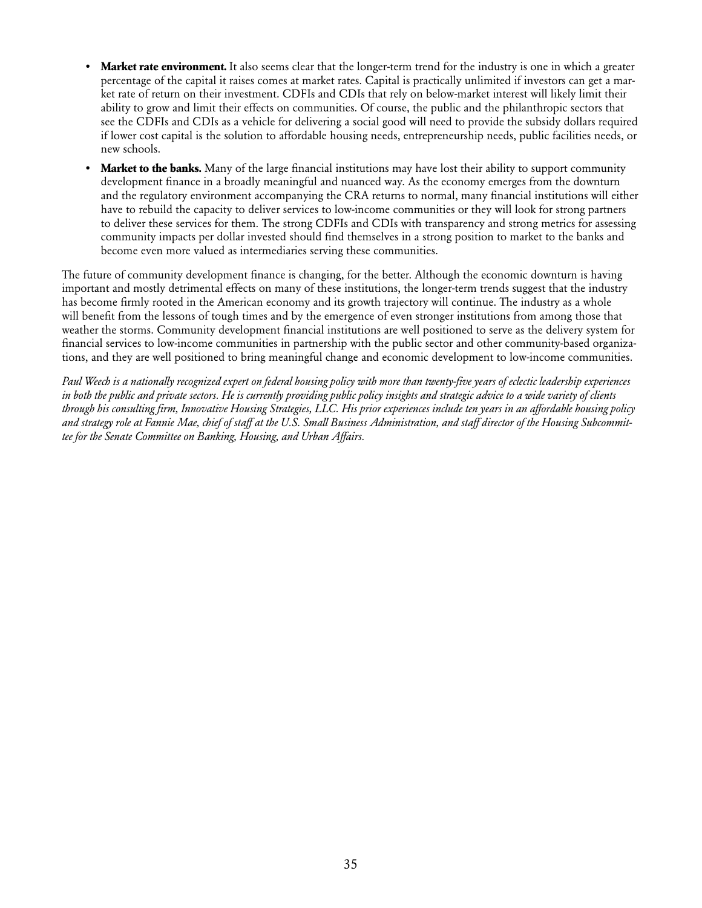- **Market rate environment.** It also seems clear that the longer-term trend for the industry is one in which a greater percentage of the capital it raises comes at market rates. Capital is practically unlimited if investors can get a market rate of return on their investment. CDFIs and CDIs that rely on below-market interest will likely limit their ability to grow and limit their effects on communities. Of course, the public and the philanthropic sectors that see the CDFIs and CDIs as a vehicle for delivering a social good will need to provide the subsidy dollars required if lower cost capital is the solution to affordable housing needs, entrepreneurship needs, public facilities needs, or new schools.
- **Market to the banks.** Many of the large financial institutions may have lost their ability to support community development finance in a broadly meaningful and nuanced way. As the economy emerges from the downturn and the regulatory environment accompanying the CRA returns to normal, many financial institutions will either have to rebuild the capacity to deliver services to low-income communities or they will look for strong partners to deliver these services for them. The strong CDFIs and CDIs with transparency and strong metrics for assessing community impacts per dollar invested should find themselves in a strong position to market to the banks and become even more valued as intermediaries serving these communities.

The future of community development finance is changing, for the better. Although the economic downturn is having important and mostly detrimental effects on many of these institutions, the longer-term trends suggest that the industry has become firmly rooted in the American economy and its growth trajectory will continue. The industry as a whole will benefit from the lessons of tough times and by the emergence of even stronger institutions from among those that weather the storms. Community development financial institutions are well positioned to serve as the delivery system for financial services to low-income communities in partnership with the public sector and other community-based organizations, and they are well positioned to bring meaningful change and economic development to low-income communities.

*Paul Weech is a nationally recognized expert on federal housing policy with more than twenty-five years of eclectic leadership experiences in both the public and private sectors. He is currently providing public policy insights and strategic advice to a wide variety of clients through his consulting firm, Innovative Housing Strategies, LLC. His prior experiences include ten years in an affordable housing policy and strategy role at Fannie Mae, chief of staff at the U.S. Small Business Administration, and staff director of the Housing Subcommittee for the Senate Committee on Banking, Housing, and Urban Affairs.*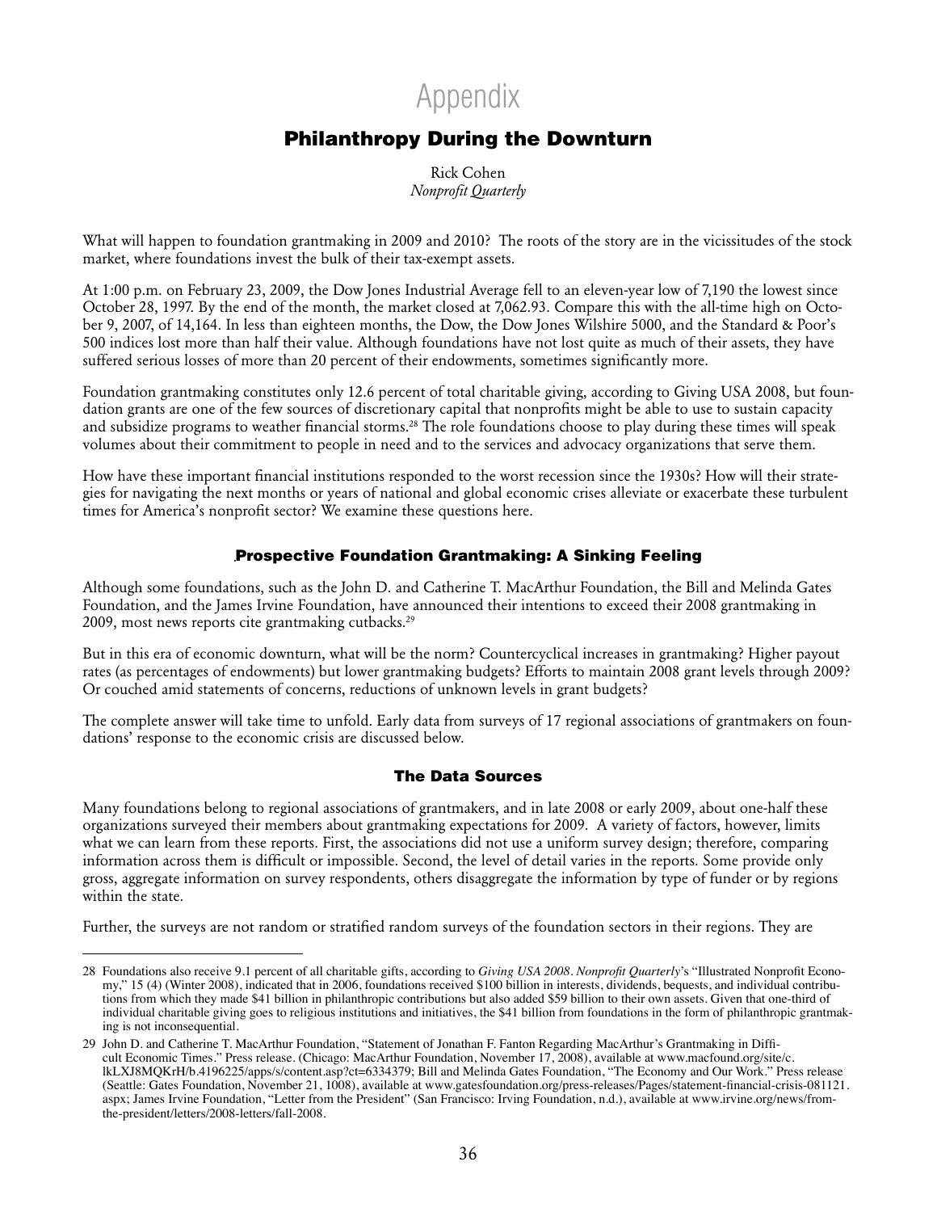# Appendix

## Philanthropy During the Downturn

Rick Cohen
*Nonprofit Quarterly*

What will happen to foundation grantmaking in 2009 and 2010? The roots of the story are in the vicissitudes of the stock market, where foundations invest the bulk of their tax-exempt assets.

At 1:00 p.m. on February 23, 2009, the Dow Jones Industrial Average fell to an eleven-year low of 7,190 the lowest since October 28, 1997. By the end of the month, the market closed at 7,062.93. Compare this with the all-time high on October 9, 2007, of 14,164. In less than eighteen months, the Dow, the Dow Jones Wilshire 5000, and the Standard & Poor's 500 indices lost more than half their value. Although foundations have not lost quite as much of their assets, they have suffered serious losses of more than 20 percent of their endowments, sometimes significantly more.

Foundation grantmaking constitutes only 12.6 percent of total charitable giving, according to Giving USA 2008, but foundation grants are one of the few sources of discretionary capital that nonprofits might be able to use to sustain capacity and subsidize programs to weather financial storms.[28] The role foundations choose to play during these times will speak volumes about their commitment to people in need and to the services and advocacy organizations that serve them.

How have these important financial institutions responded to the worst recession since the 1930s? How will their strategies for navigating the next months or years of national and global economic crises alleviate or exacerbate these turbulent times for America's nonprofit sector? We examine these questions here.

### Prospective Foundation Grantmaking: A Sinking Feeling

Although some foundations, such as the John D. and Catherine T. MacArthur Foundation, the Bill and Melinda Gates Foundation, and the James Irvine Foundation, have announced their intentions to exceed their 2008 grantmaking in 2009, most news reports cite grantmaking cutbacks.[29]

But in this era of economic downturn, what will be the norm? Countercyclical increases in grantmaking? Higher payout rates (as percentages of endowments) but lower grantmaking budgets? Efforts to maintain 2008 grant levels through 2009? Or couched amid statements of concerns, reductions of unknown levels in grant budgets?

The complete answer will take time to unfold. Early data from surveys of 17 regional associations of grantmakers on foundations' response to the economic crisis are discussed below.

### The Data Sources

Many foundations belong to regional associations of grantmakers, and in late 2008 or early 2009, about one-half these organizations surveyed their members about grantmaking expectations for 2009. A variety of factors, however, limits what we can learn from these reports. First, the associations did not use a uniform survey design; therefore, comparing information across them is difficult or impossible. Second, the level of detail varies in the reports. Some provide only gross, aggregate information on survey respondents, others disaggregate the information by type of funder or by regions within the state.

Further, the surveys are not random or stratified random surveys of the foundation sectors in their regions. They are

---

28 Foundations also receive 9.1 percent of all charitable gifts, according to *Giving USA 2008*. *Nonprofit Quarterly*'s "Illustrated Nonprofit Economy," 15 (4) (Winter 2008), indicated that in 2006, foundations received $100 billion in interests, dividends, bequests, and individual contributions from which they made $41 billion in philanthropic contributions but also added $59 billion to their own assets. Given that one-third of individual charitable giving goes to religious institutions and initiatives, the $41 billion from foundations in the form of philanthropic grantmaking is not inconsequential.

29 John D. and Catherine T. MacArthur Foundation, "Statement of Jonathan F. Fanton Regarding MacArthur's Grantmaking in Difficult Economic Times." Press release. (Chicago: MacArthur Foundation, November 17, 2008), available at www.macfound.org/site/c.lkLXJ8MQKrH/b.4196225/apps/s/content.asp?ct=6334379; Bill and Melinda Gates Foundation, "The Economy and Our Work." Press release (Seattle: Gates Foundation, November 21, 1008), available at www.gatesfoundation.org/press-releases/Pages/statement-financial-crisis-081121.aspx; James Irvine Foundation, "Letter from the President" (San Francisco: Irving Foundation, n.d.), available at www.irvine.org/news/from-the-president/letters/2008-letters/fall-2008.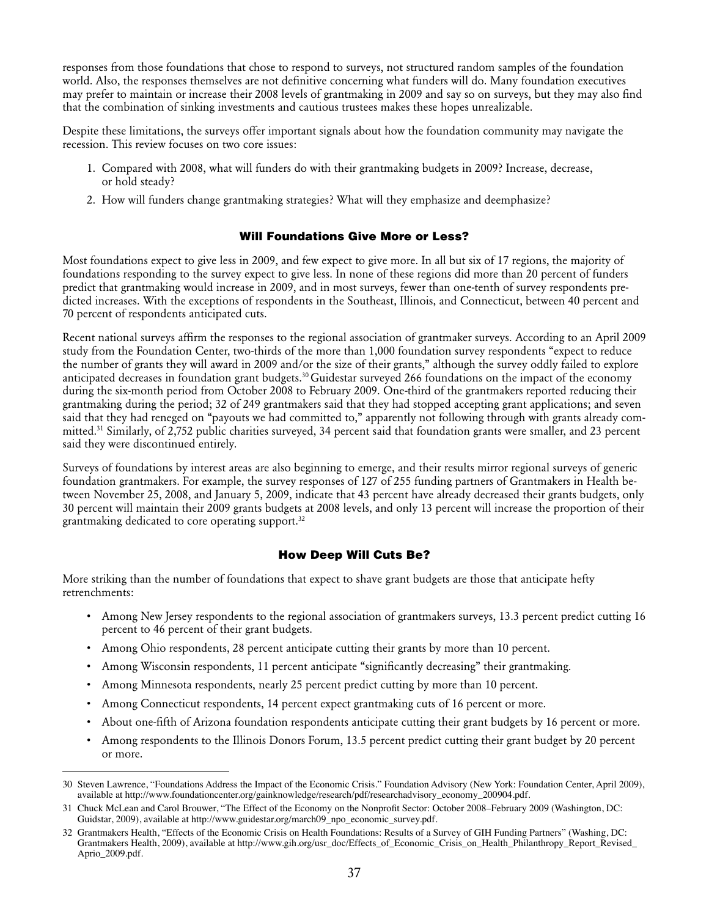responses from those foundations that chose to respond to surveys, not structured random samples of the foundation world. Also, the responses themselves are not definitive concerning what funders will do. Many foundation executives may prefer to maintain or increase their 2008 levels of grantmaking in 2009 and say so on surveys, but they may also find that the combination of sinking investments and cautious trustees makes these hopes unrealizable.

Despite these limitations, the surveys offer important signals about how the foundation community may navigate the recession. This review focuses on two core issues:

1. Compared with 2008, what will funders do with their grantmaking budgets in 2009? Increase, decrease, or hold steady?
2. How will funders change grantmaking strategies? What will they emphasize and deemphasize?

## Will Foundations Give More or Less?

Most foundations expect to give less in 2009, and few expect to give more. In all but six of 17 regions, the majority of foundations responding to the survey expect to give less. In none of these regions did more than 20 percent of funders predict that grantmaking would increase in 2009, and in most surveys, fewer than one-tenth of survey respondents predicted increases. With the exceptions of respondents in the Southeast, Illinois, and Connecticut, between 40 percent and 70 percent of respondents anticipated cuts.

Recent national surveys affirm the responses to the regional association of grantmaker surveys. According to an April 2009 study from the Foundation Center, two-thirds of the more than 1,000 foundation survey respondents "expect to reduce the number of grants they will award in 2009 and/or the size of their grants," although the survey oddly failed to explore anticipated decreases in foundation grant budgets.[30] Guidestar surveyed 266 foundations on the impact of the economy during the six-month period from October 2008 to February 2009. One-third of the grantmakers reported reducing their grantmaking during the period; 32 of 249 grantmakers said that they had stopped accepting grant applications; and seven said that they had reneged on "payouts we had committed to," apparently not following through with grants already committed.[31] Similarly, of 2,752 public charities surveyed, 34 percent said that foundation grants were smaller, and 23 percent said they were discontinued entirely.

Surveys of foundations by interest areas are also beginning to emerge, and their results mirror regional surveys of generic foundation grantmakers. For example, the survey responses of 127 of 255 funding partners of Grantmakers in Health between November 25, 2008, and January 5, 2009, indicate that 43 percent have already decreased their grants budgets, only 30 percent will maintain their 2009 grants budgets at 2008 levels, and only 13 percent will increase the proportion of their grantmaking dedicated to core operating support.[32]

## How Deep Will Cuts Be?

More striking than the number of foundations that expect to shave grant budgets are those that anticipate hefty retrenchments:

- Among New Jersey respondents to the regional association of grantmakers surveys, 13.3 percent predict cutting 16 percent to 46 percent of their grant budgets.
- Among Ohio respondents, 28 percent anticipate cutting their grants by more than 10 percent.
- Among Wisconsin respondents, 11 percent anticipate "significantly decreasing" their grantmaking.
- Among Minnesota respondents, nearly 25 percent predict cutting by more than 10 percent.
- Among Connecticut respondents, 14 percent expect grantmaking cuts of 16 percent or more.
- About one-fifth of Arizona foundation respondents anticipate cutting their grant budgets by 16 percent or more.
- Among respondents to the Illinois Donors Forum, 13.5 percent predict cutting their grant budget by 20 percent or more.

---

30 Steven Lawrence, "Foundations Address the Impact of the Economic Crisis." Foundation Advisory (New York: Foundation Center, April 2009), available at http://www.foundationcenter.org/gainknowledge/research/pdf/researchadvisory_economy_200904.pdf.

31 Chuck McLean and Carol Brouwer, "The Effect of the Economy on the Nonprofit Sector: October 2008–February 2009 (Washington, DC: Guidstar, 2009), available at http://www.guidestar.org/march09_npo_economic_survey.pdf.

32 Grantmakers Health, "Effects of the Economic Crisis on Health Foundations: Results of a Survey of GIH Funding Partners" (Washing, DC: Grantmakers Health, 2009), available at http://www.gih.org/usr_doc/Effects_of_Economic_Crisis_on_Health_Philanthropy_Report_Revised_Aprio_2009.pdf.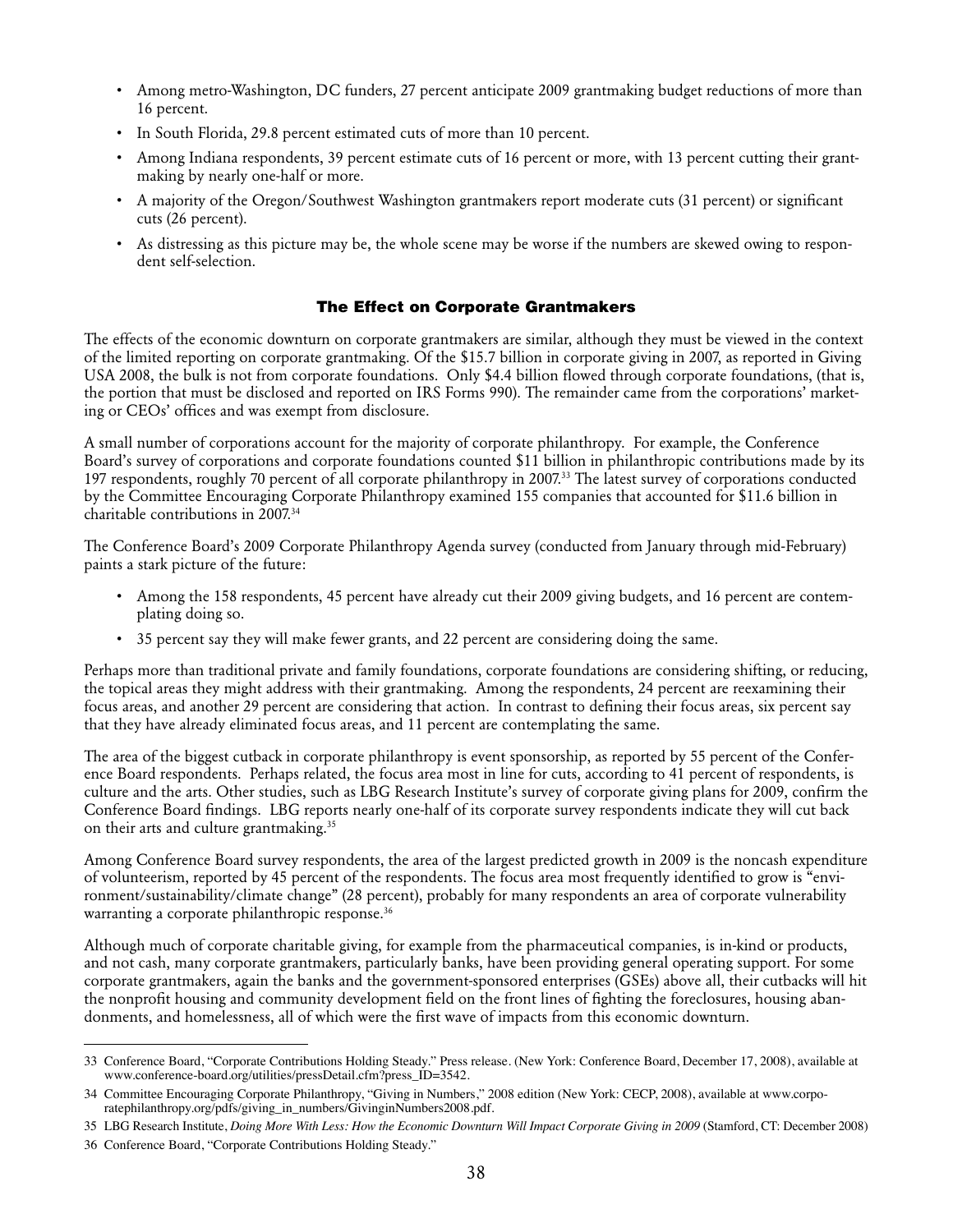- Among metro-Washington, DC funders, 27 percent anticipate 2009 grantmaking budget reductions of more than 16 percent.
- In South Florida, 29.8 percent estimated cuts of more than 10 percent.
- Among Indiana respondents, 39 percent estimate cuts of 16 percent or more, with 13 percent cutting their grantmaking by nearly one-half or more.
- A majority of the Oregon/Southwest Washington grantmakers report moderate cuts (31 percent) or significant cuts (26 percent).
- As distressing as this picture may be, the whole scene may be worse if the numbers are skewed owing to respondent self-selection.

### The Effect on Corporate Grantmakers

The effects of the economic downturn on corporate grantmakers are similar, although they must be viewed in the context of the limited reporting on corporate grantmaking. Of the $15.7 billion in corporate giving in 2007, as reported in Giving USA 2008, the bulk is not from corporate foundations. Only $4.4 billion flowed through corporate foundations, (that is, the portion that must be disclosed and reported on IRS Forms 990). The remainder came from the corporations' marketing or CEOs' offices and was exempt from disclosure.

A small number of corporations account for the majority of corporate philanthropy. For example, the Conference Board's survey of corporations and corporate foundations counted $11 billion in philanthropic contributions made by its 197 respondents, roughly 70 percent of all corporate philanthropy in 2007.[33] The latest survey of corporations conducted by the Committee Encouraging Corporate Philanthropy examined 155 companies that accounted for $11.6 billion in charitable contributions in 2007.[34]

The Conference Board's 2009 Corporate Philanthropy Agenda survey (conducted from January through mid-February) paints a stark picture of the future:

- Among the 158 respondents, 45 percent have already cut their 2009 giving budgets, and 16 percent are contemplating doing so.
- 35 percent say they will make fewer grants, and 22 percent are considering doing the same.

Perhaps more than traditional private and family foundations, corporate foundations are considering shifting, or reducing, the topical areas they might address with their grantmaking. Among the respondents, 24 percent are reexamining their focus areas, and another 29 percent are considering that action. In contrast to defining their focus areas, six percent say that they have already eliminated focus areas, and 11 percent are contemplating the same.

The area of the biggest cutback in corporate philanthropy is event sponsorship, as reported by 55 percent of the Conference Board respondents. Perhaps related, the focus area most in line for cuts, according to 41 percent of respondents, is culture and the arts. Other studies, such as LBG Research Institute's survey of corporate giving plans for 2009, confirm the Conference Board findings. LBG reports nearly one-half of its corporate survey respondents indicate they will cut back on their arts and culture grantmaking.[35]

Among Conference Board survey respondents, the area of the largest predicted growth in 2009 is the noncash expenditure of volunteerism, reported by 45 percent of the respondents. The focus area most frequently identified to grow is "environment/sustainability/climate change" (28 percent), probably for many respondents an area of corporate vulnerability warranting a corporate philanthropic response.[36]

Although much of corporate charitable giving, for example from the pharmaceutical companies, is in-kind or products, and not cash, many corporate grantmakers, particularly banks, have been providing general operating support. For some corporate grantmakers, again the banks and the government-sponsored enterprises (GSEs) above all, their cutbacks will hit the nonprofit housing and community development field on the front lines of fighting the foreclosures, housing abandonments, and homelessness, all of which were the first wave of impacts from this economic downturn.

---

33 Conference Board, "Corporate Contributions Holding Steady." Press release. (New York: Conference Board, December 17, 2008), available at www.conference-board.org/utilities/pressDetail.cfm?press_ID=3542.

34 Committee Encouraging Corporate Philanthropy, "Giving in Numbers," 2008 edition (New York: CECP, 2008), available at www.corporatephilanthropy.org/pdfs/giving_in_numbers/GivinginNumbers2008.pdf.

35 LBG Research Institute, *Doing More With Less: How the Economic Downturn Will Impact Corporate Giving in 2009* (Stamford, CT: December 2008)

36 Conference Board, "Corporate Contributions Holding Steady."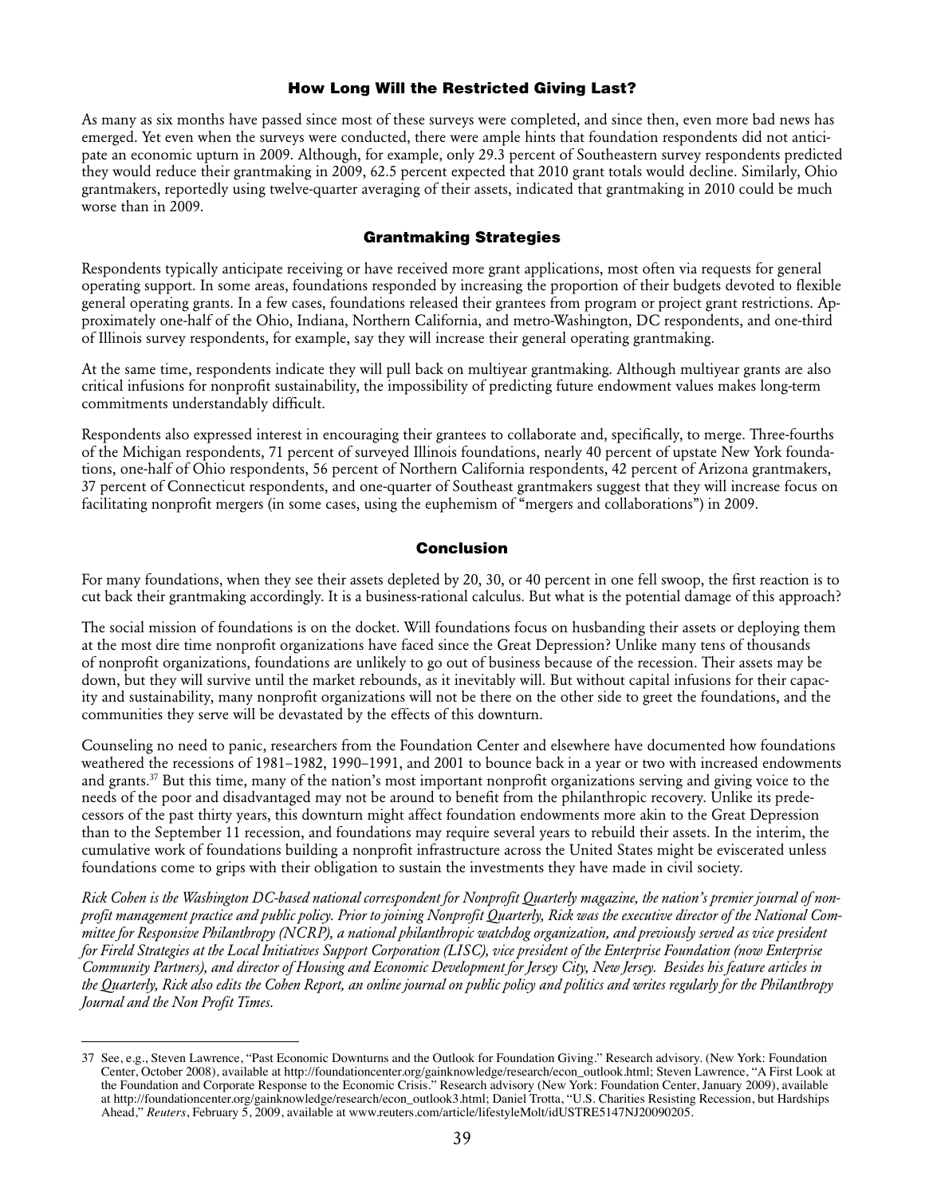## How Long Will the Restricted Giving Last?

As many as six months have passed since most of these surveys were completed, and since then, even more bad news has emerged. Yet even when the surveys were conducted, there were ample hints that foundation respondents did not anticipate an economic upturn in 2009. Although, for example, only 29.3 percent of Southeastern survey respondents predicted they would reduce their grantmaking in 2009, 62.5 percent expected that 2010 grant totals would decline. Similarly, Ohio grantmakers, reportedly using twelve-quarter averaging of their assets, indicated that grantmaking in 2010 could be much worse than in 2009.

## Grantmaking Strategies

Respondents typically anticipate receiving or have received more grant applications, most often via requests for general operating support. In some areas, foundations responded by increasing the proportion of their budgets devoted to flexible general operating grants. In a few cases, foundations released their grantees from program or project grant restrictions. Approximately one-half of the Ohio, Indiana, Northern California, and metro-Washington, DC respondents, and one-third of Illinois survey respondents, for example, say they will increase their general operating grantmaking.

At the same time, respondents indicate they will pull back on multiyear grantmaking. Although multiyear grants are also critical infusions for nonprofit sustainability, the impossibility of predicting future endowment values makes long-term commitments understandably difficult.

Respondents also expressed interest in encouraging their grantees to collaborate and, specifically, to merge. Three-fourths of the Michigan respondents, 71 percent of surveyed Illinois foundations, nearly 40 percent of upstate New York foundations, one-half of Ohio respondents, 56 percent of Northern California respondents, 42 percent of Arizona grantmakers, 37 percent of Connecticut respondents, and one-quarter of Southeast grantmakers suggest that they will increase focus on facilitating nonprofit mergers (in some cases, using the euphemism of "mergers and collaborations") in 2009.

## Conclusion

For many foundations, when they see their assets depleted by 20, 30, or 40 percent in one fell swoop, the first reaction is to cut back their grantmaking accordingly. It is a business-rational calculus. But what is the potential damage of this approach?

The social mission of foundations is on the docket. Will foundations focus on husbanding their assets or deploying them at the most dire time nonprofit organizations have faced since the Great Depression? Unlike many tens of thousands of nonprofit organizations, foundations are unlikely to go out of business because of the recession. Their assets may be down, but they will survive until the market rebounds, as it inevitably will. But without capital infusions for their capacity and sustainability, many nonprofit organizations will not be there on the other side to greet the foundations, and the communities they serve will be devastated by the effects of this downturn.

Counseling no need to panic, researchers from the Foundation Center and elsewhere have documented how foundations weathered the recessions of 1981–1982, 1990–1991, and 2001 to bounce back in a year or two with increased endowments and grants.[37] But this time, many of the nation's most important nonprofit organizations serving and giving voice to the needs of the poor and disadvantaged may not be around to benefit from the philanthropic recovery. Unlike its predecessors of the past thirty years, this downturn might affect foundation endowments more akin to the Great Depression than to the September 11 recession, and foundations may require several years to rebuild their assets. In the interim, the cumulative work of foundations building a nonprofit infrastructure across the United States might be eviscerated unless foundations come to grips with their obligation to sustain the investments they have made in civil society.

*Rick Cohen is the Washington DC-based national correspondent for Nonprofit Quarterly magazine, the nation's premier journal of nonprofit management practice and public policy. Prior to joining Nonprofit Quarterly, Rick was the executive director of the National Committee for Responsive Philanthropy (NCRP), a national philanthropic watchdog organization, and previously served as vice president for Fireld Strategies at the Local Initiatives Support Corporation (LISC), vice president of the Enterprise Foundation (now Enterprise Community Partners), and director of Housing and Economic Development for Jersey City, New Jersey. Besides his feature articles in the Quarterly, Rick also edits the Cohen Report, an online journal on public policy and politics and writes regularly for the Philanthropy Journal and the Non Profit Times.*

---

37 See, e.g., Steven Lawrence, "Past Economic Downturns and the Outlook for Foundation Giving." Research advisory. (New York: Foundation Center, October 2008), available at http://foundationcenter.org/gainknowledge/research/econ_outlook.html; Steven Lawrence, "A First Look at the Foundation and Corporate Response to the Economic Crisis." Research advisory (New York: Foundation Center, January 2009), available at http://foundationcenter.org/gainknowledge/research/econ_outlook3.html; Daniel Trotta, "U.S. Charities Resisting Recession, but Hardships Ahead," *Reuters*, February 5, 2009, available at www.reuters.com/article/lifestyleMolt/idUSTRE5147NJ20090205.